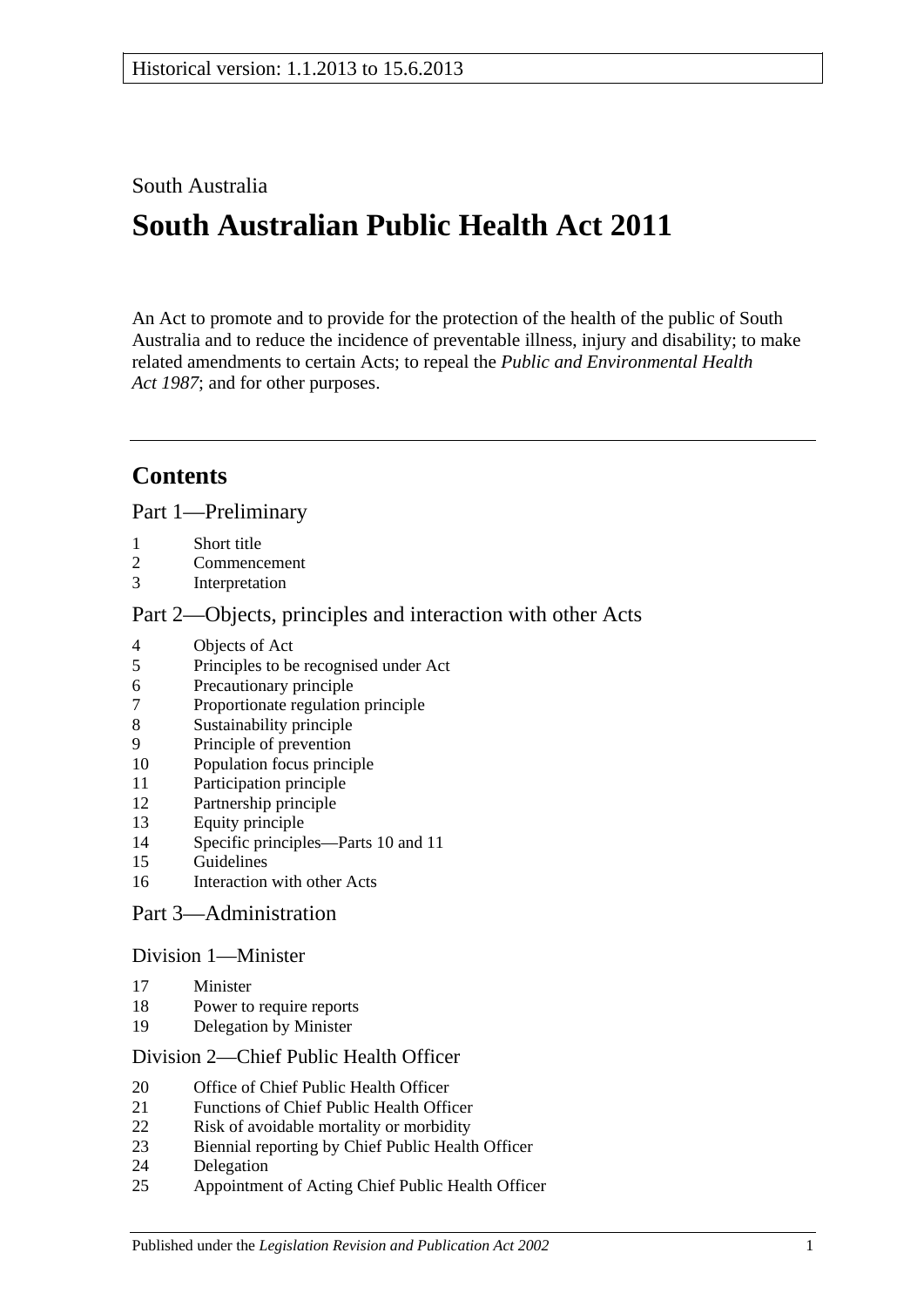Historical version: 1.1.2013 to 15.6.2013

South Australia

# South Australian Public Health Act 2011

An Act to promote and to provide for the protection of the health of the public of South Australia and to reduce the incidence of preventable illness, injury and disability; to make related amendments to certain Acts; to repeal the *Public and Environmental Health Act 1987*; and for other purposes.

## Contents

### Part 1—Preliminary

1 Short title
2 Commencement
3 Interpretation

### Part 2—Objects, principles and interaction with other Acts

4 Objects of Act
5 Principles to be recognised under Act
6 Precautionary principle
7 Proportionate regulation principle
8 Sustainability principle
9 Principle of prevention
10 Population focus principle
11 Participation principle
12 Partnership principle
13 Equity principle
14 Specific principles—Parts 10 and 11
15 Guidelines
16 Interaction with other Acts

### Part 3—Administration

#### Division 1—Minister

17 Minister
18 Power to require reports
19 Delegation by Minister

#### Division 2—Chief Public Health Officer

20 Office of Chief Public Health Officer
21 Functions of Chief Public Health Officer
22 Risk of avoidable mortality or morbidity
23 Biennial reporting by Chief Public Health Officer
24 Delegation
25 Appointment of Acting Chief Public Health Officer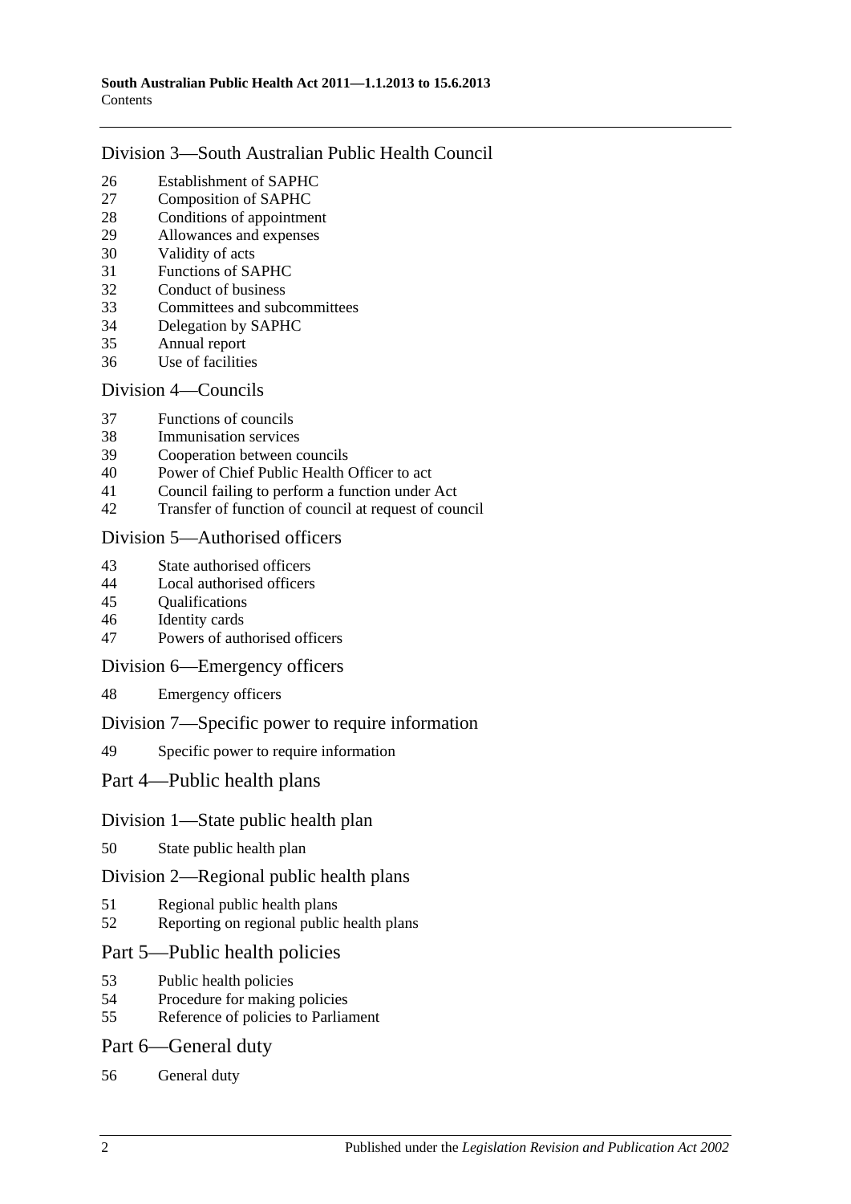## Division 3—South Australian Public Health Council

26 Establishment of SAPHC
27 Composition of SAPHC
28 Conditions of appointment
29 Allowances and expenses
30 Validity of acts
31 Functions of SAPHC
32 Conduct of business
33 Committees and subcommittees
34 Delegation by SAPHC
35 Annual report
36 Use of facilities

## Division 4—Councils

37 Functions of councils
38 Immunisation services
39 Cooperation between councils
40 Power of Chief Public Health Officer to act
41 Council failing to perform a function under Act
42 Transfer of function of council at request of council

## Division 5—Authorised officers

43 State authorised officers
44 Local authorised officers
45 Qualifications
46 Identity cards
47 Powers of authorised officers

## Division 6—Emergency officers

48 Emergency officers

## Division 7—Specific power to require information

49 Specific power to require information

# Part 4—Public health plans

## Division 1—State public health plan

50 State public health plan

## Division 2—Regional public health plans

51 Regional public health plans
52 Reporting on regional public health plans

# Part 5—Public health policies

53 Public health policies
54 Procedure for making policies
55 Reference of policies to Parliament

# Part 6—General duty

56 General duty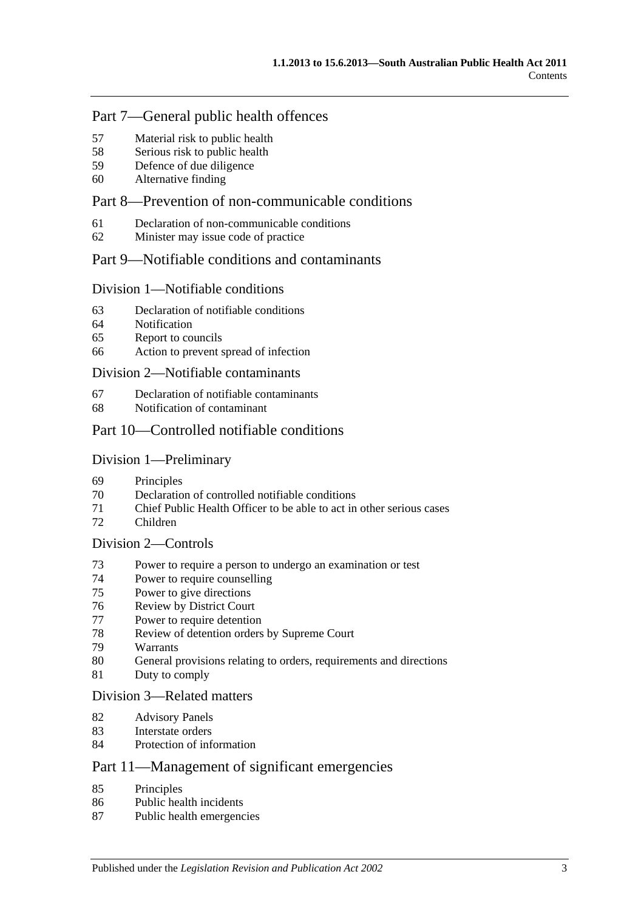## Part 7—General public health offences

57 Material risk to public health
58 Serious risk to public health
59 Defence of due diligence
60 Alternative finding

## Part 8—Prevention of non-communicable conditions

61 Declaration of non-communicable conditions
62 Minister may issue code of practice

## Part 9—Notifiable conditions and contaminants

### Division 1—Notifiable conditions

63 Declaration of notifiable conditions
64 Notification
65 Report to councils
66 Action to prevent spread of infection

### Division 2—Notifiable contaminants

67 Declaration of notifiable contaminants
68 Notification of contaminant

## Part 10—Controlled notifiable conditions

### Division 1—Preliminary

69 Principles
70 Declaration of controlled notifiable conditions
71 Chief Public Health Officer to be able to act in other serious cases
72 Children

### Division 2—Controls

73 Power to require a person to undergo an examination or test
74 Power to require counselling
75 Power to give directions
76 Review by District Court
77 Power to require detention
78 Review of detention orders by Supreme Court
79 Warrants
80 General provisions relating to orders, requirements and directions
81 Duty to comply

### Division 3—Related matters

82 Advisory Panels
83 Interstate orders
84 Protection of information

## Part 11—Management of significant emergencies

85 Principles
86 Public health incidents
87 Public health emergencies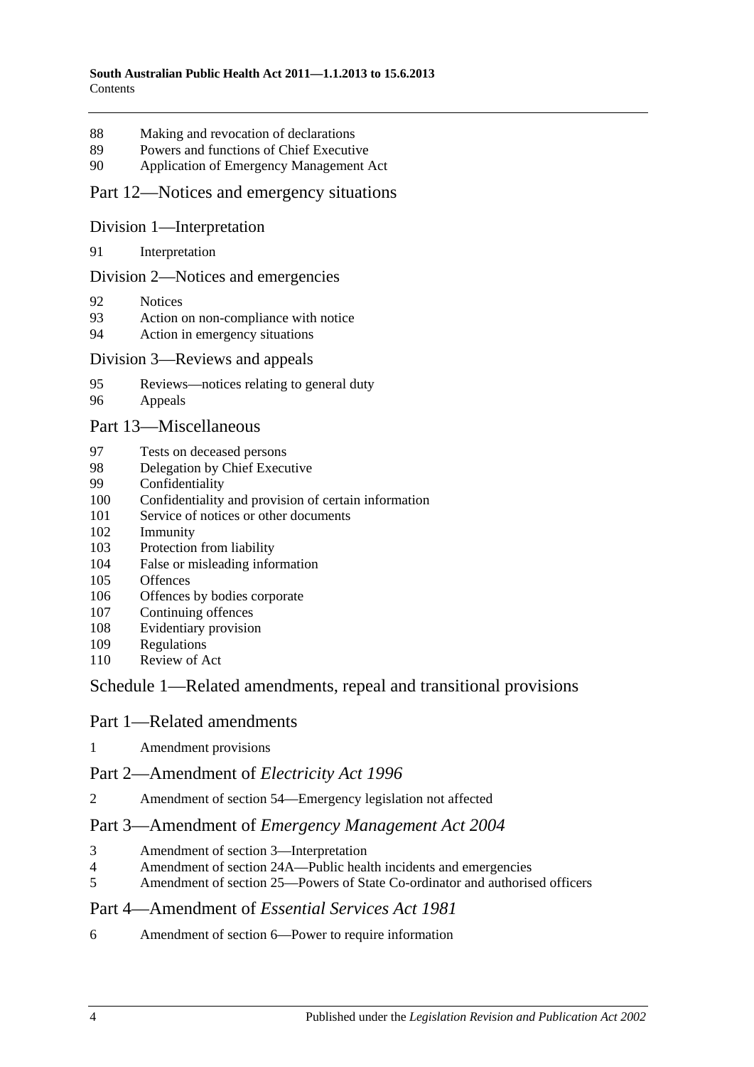88 Making and revocation of declarations
89 Powers and functions of Chief Executive
90 Application of Emergency Management Act

## Part 12—Notices and emergency situations

### Division 1—Interpretation

91 Interpretation

### Division 2—Notices and emergencies

92 Notices
93 Action on non-compliance with notice
94 Action in emergency situations

### Division 3—Reviews and appeals

95 Reviews—notices relating to general duty
96 Appeals

## Part 13—Miscellaneous

97 Tests on deceased persons
98 Delegation by Chief Executive
99 Confidentiality
100 Confidentiality and provision of certain information
101 Service of notices or other documents
102 Immunity
103 Protection from liability
104 False or misleading information
105 Offences
106 Offences by bodies corporate
107 Continuing offences
108 Evidentiary provision
109 Regulations
110 Review of Act

## Schedule 1—Related amendments, repeal and transitional provisions

## Part 1—Related amendments

1 Amendment provisions

## Part 2—Amendment of *Electricity Act 1996*

2 Amendment of section 54—Emergency legislation not affected

## Part 3—Amendment of *Emergency Management Act 2004*

3 Amendment of section 3—Interpretation
4 Amendment of section 24A—Public health incidents and emergencies
5 Amendment of section 25—Powers of State Co-ordinator and authorised officers

## Part 4—Amendment of *Essential Services Act 1981*

6 Amendment of section 6—Power to require information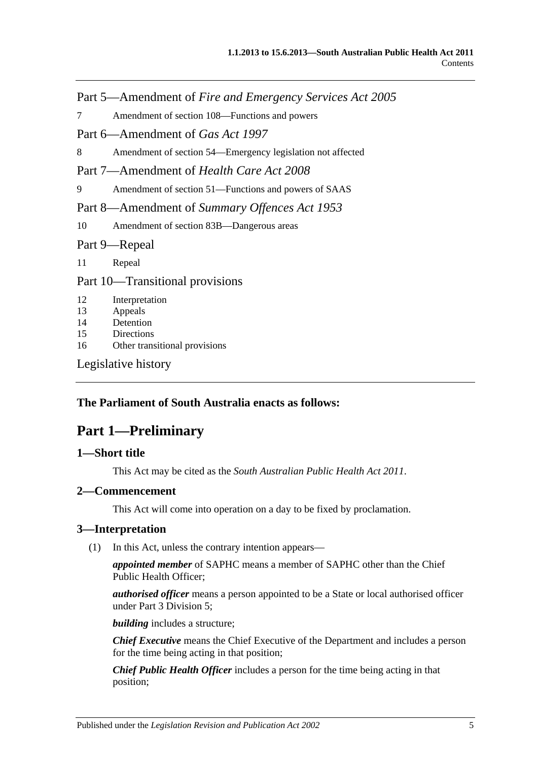Part 5—Amendment of *Fire and Emergency Services Act 2005*

7 Amendment of section 108—Functions and powers

Part 6—Amendment of *Gas Act 1997*

8 Amendment of section 54—Emergency legislation not affected

Part 7—Amendment of *Health Care Act 2008*

9 Amendment of section 51—Functions and powers of SAAS

Part 8—Amendment of *Summary Offences Act 1953*

10 Amendment of section 83B—Dangerous areas

Part 9—Repeal

11 Repeal

Part 10—Transitional provisions

12 Interpretation
13 Appeals
14 Detention
15 Directions
16 Other transitional provisions

Legislative history

**The Parliament of South Australia enacts as follows:**

# Part 1—Preliminary

## 1—Short title

This Act may be cited as the *South Australian Public Health Act 2011*.

## 2—Commencement

This Act will come into operation on a day to be fixed by proclamation.

## 3—Interpretation

(1) In this Act, unless the contrary intention appears—

***appointed member*** of SAPHC means a member of SAPHC other than the Chief Public Health Officer;

***authorised officer*** means a person appointed to be a State or local authorised officer under Part 3 Division 5;

***building*** includes a structure;

***Chief Executive*** means the Chief Executive of the Department and includes a person for the time being acting in that position;

***Chief Public Health Officer*** includes a person for the time being acting in that position;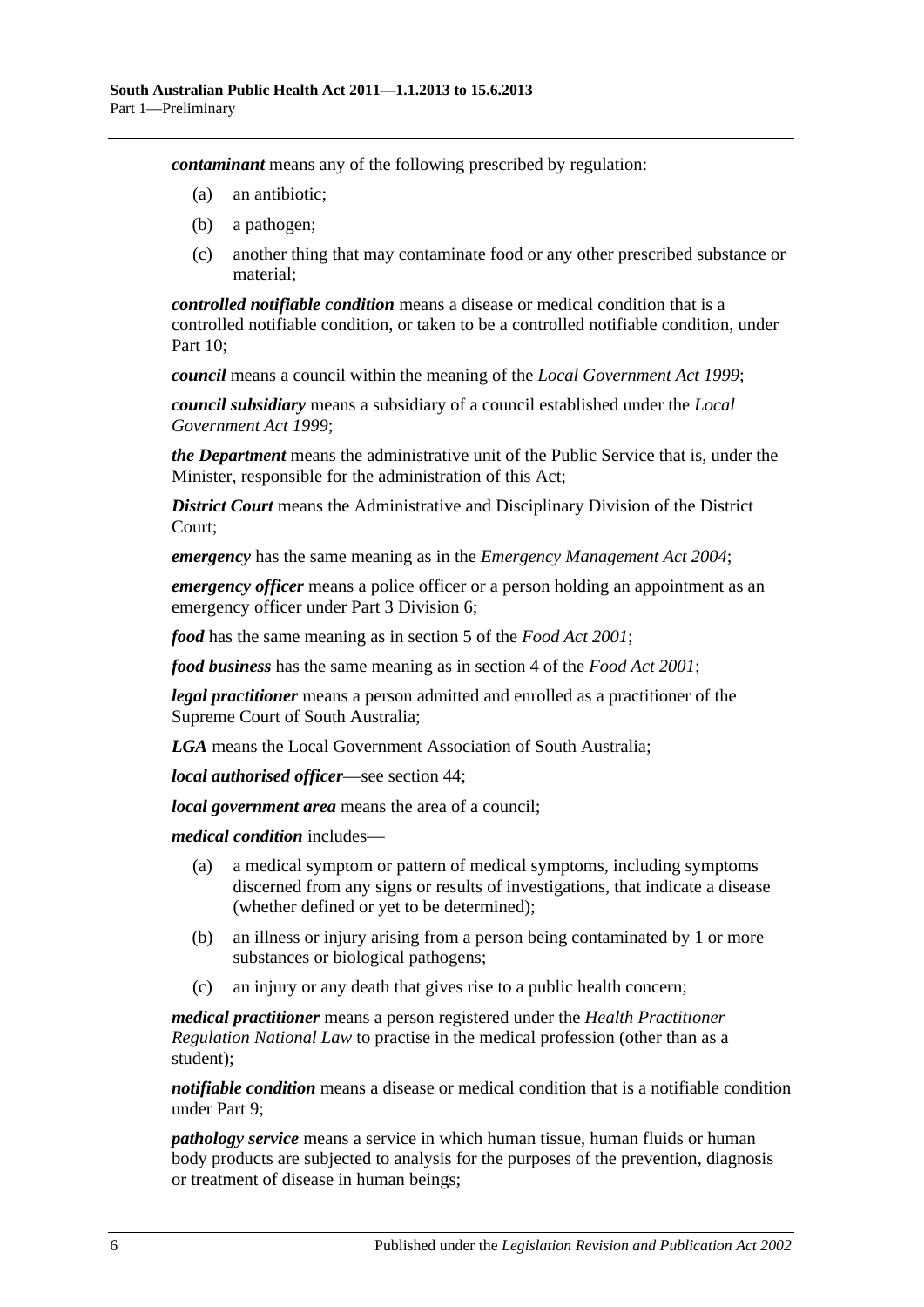***contaminant*** means any of the following prescribed by regulation:

- (a) an antibiotic;
- (b) a pathogen;
- (c) another thing that may contaminate food or any other prescribed substance or material;

***controlled notifiable condition*** means a disease or medical condition that is a controlled notifiable condition, or taken to be a controlled notifiable condition, under Part 10;

***council*** means a council within the meaning of the *Local Government Act 1999*;

***council subsidiary*** means a subsidiary of a council established under the *Local Government Act 1999*;

***the Department*** means the administrative unit of the Public Service that is, under the Minister, responsible for the administration of this Act;

***District Court*** means the Administrative and Disciplinary Division of the District Court;

***emergency*** has the same meaning as in the *Emergency Management Act 2004*;

***emergency officer*** means a police officer or a person holding an appointment as an emergency officer under Part 3 Division 6;

***food*** has the same meaning as in section 5 of the *Food Act 2001*;

***food business*** has the same meaning as in section 4 of the *Food Act 2001*;

***legal practitioner*** means a person admitted and enrolled as a practitioner of the Supreme Court of South Australia;

***LGA*** means the Local Government Association of South Australia;

***local authorised officer***—see section 44;

***local government area*** means the area of a council;

***medical condition*** includes—

- (a) a medical symptom or pattern of medical symptoms, including symptoms discerned from any signs or results of investigations, that indicate a disease (whether defined or yet to be determined);
- (b) an illness or injury arising from a person being contaminated by 1 or more substances or biological pathogens;
- (c) an injury or any death that gives rise to a public health concern;

***medical practitioner*** means a person registered under the *Health Practitioner Regulation National Law* to practise in the medical profession (other than as a student);

***notifiable condition*** means a disease or medical condition that is a notifiable condition under Part 9;

***pathology service*** means a service in which human tissue, human fluids or human body products are subjected to analysis for the purposes of the prevention, diagnosis or treatment of disease in human beings;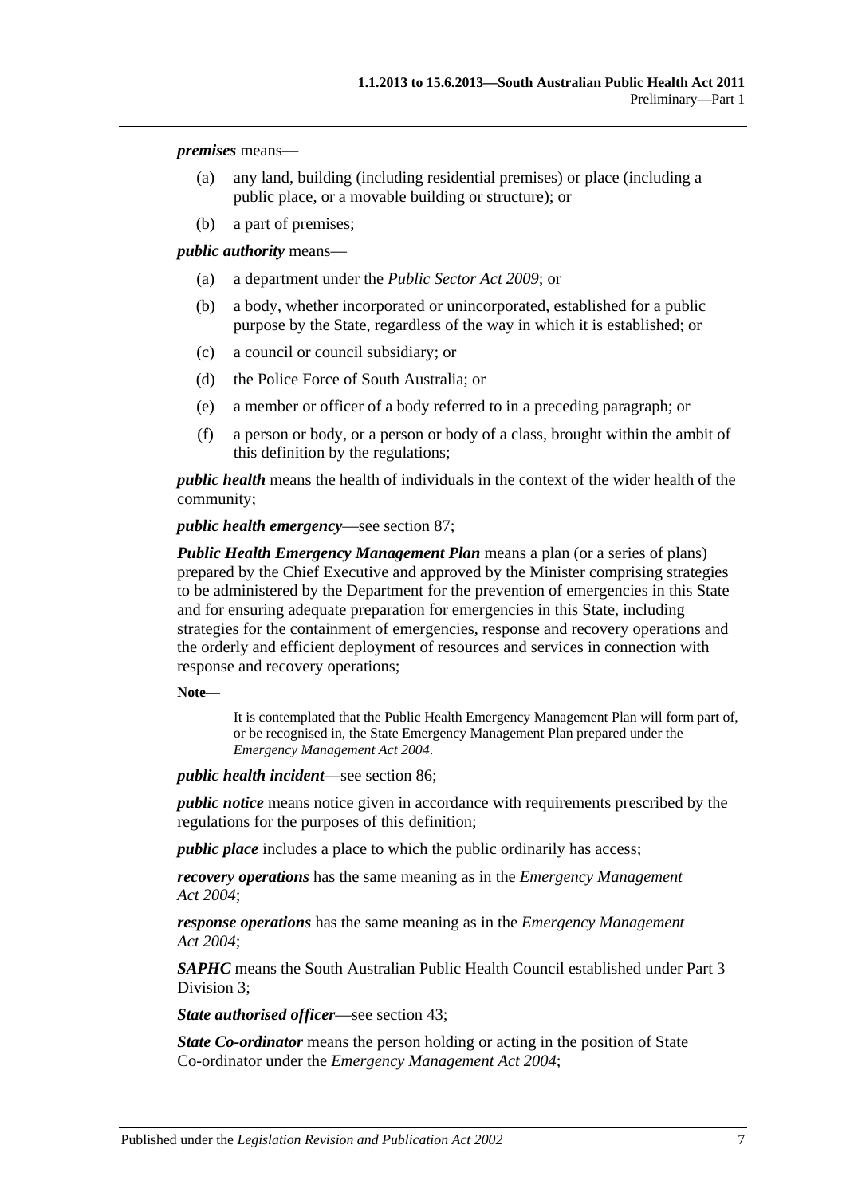***premises*** means—

(a) any land, building (including residential premises) or place (including a public place, or a movable building or structure); or

(b) a part of premises;

***public authority*** means—

(a) a department under the *Public Sector Act 2009*; or

(b) a body, whether incorporated or unincorporated, established for a public purpose by the State, regardless of the way in which it is established; or

(c) a council or council subsidiary; or

(d) the Police Force of South Australia; or

(e) a member or officer of a body referred to in a preceding paragraph; or

(f) a person or body, or a person or body of a class, brought within the ambit of this definition by the regulations;

***public health*** means the health of individuals in the context of the wider health of the community;

***public health emergency***—see section 87;

***Public Health Emergency Management Plan*** means a plan (or a series of plans) prepared by the Chief Executive and approved by the Minister comprising strategies to be administered by the Department for the prevention of emergencies in this State and for ensuring adequate preparation for emergencies in this State, including strategies for the containment of emergencies, response and recovery operations and the orderly and efficient deployment of resources and services in connection with response and recovery operations;

**Note—**

It is contemplated that the Public Health Emergency Management Plan will form part of, or be recognised in, the State Emergency Management Plan prepared under the *Emergency Management Act 2004*.

***public health incident***—see section 86;

***public notice*** means notice given in accordance with requirements prescribed by the regulations for the purposes of this definition;

***public place*** includes a place to which the public ordinarily has access;

***recovery operations*** has the same meaning as in the *Emergency Management Act 2004*;

***response operations*** has the same meaning as in the *Emergency Management Act 2004*;

***SAPHC*** means the South Australian Public Health Council established under Part 3 Division 3;

***State authorised officer***—see section 43;

***State Co-ordinator*** means the person holding or acting in the position of State Co-ordinator under the *Emergency Management Act 2004*;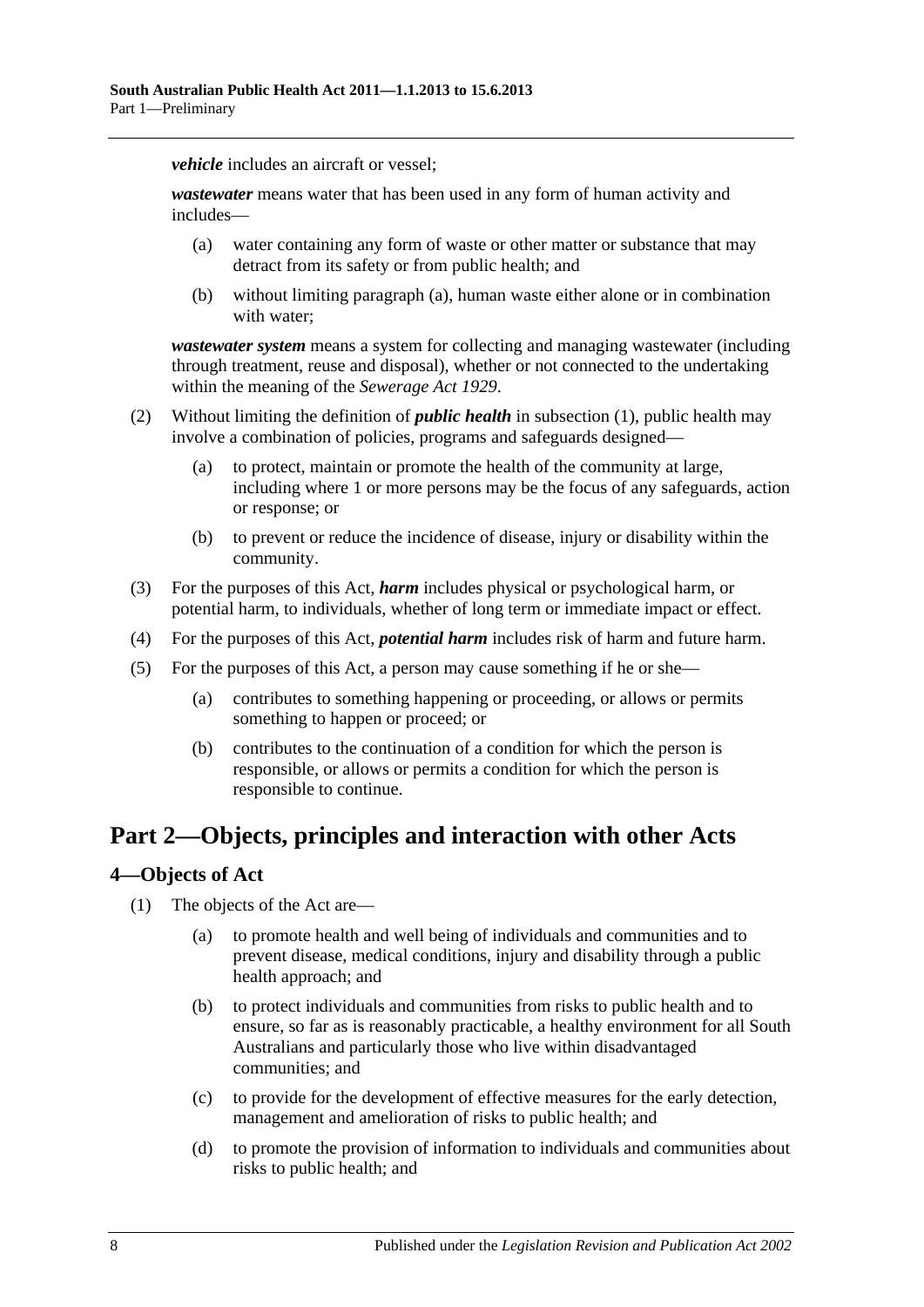***vehicle*** includes an aircraft or vessel;

***wastewater*** means water that has been used in any form of human activity and includes—

- (a) water containing any form of waste or other matter or substance that may detract from its safety or from public health; and
- (b) without limiting paragraph (a), human waste either alone or in combination with water;

***wastewater system*** means a system for collecting and managing wastewater (including through treatment, reuse and disposal), whether or not connected to the undertaking within the meaning of the *Sewerage Act 1929*.

(2) Without limiting the definition of ***public health*** in subsection (1), public health may involve a combination of policies, programs and safeguards designed—

- (a) to protect, maintain or promote the health of the community at large, including where 1 or more persons may be the focus of any safeguards, action or response; or
- (b) to prevent or reduce the incidence of disease, injury or disability within the community.

(3) For the purposes of this Act, ***harm*** includes physical or psychological harm, or potential harm, to individuals, whether of long term or immediate impact or effect.

(4) For the purposes of this Act, ***potential harm*** includes risk of harm and future harm.

(5) For the purposes of this Act, a person may cause something if he or she—

- (a) contributes to something happening or proceeding, or allows or permits something to happen or proceed; or
- (b) contributes to the continuation of a condition for which the person is responsible, or allows or permits a condition for which the person is responsible to continue.

# Part 2—Objects, principles and interaction with other Acts

## 4—Objects of Act

(1) The objects of the Act are—

- (a) to promote health and well being of individuals and communities and to prevent disease, medical conditions, injury and disability through a public health approach; and
- (b) to protect individuals and communities from risks to public health and to ensure, so far as is reasonably practicable, a healthy environment for all South Australians and particularly those who live within disadvantaged communities; and
- (c) to provide for the development of effective measures for the early detection, management and amelioration of risks to public health; and
- (d) to promote the provision of information to individuals and communities about risks to public health; and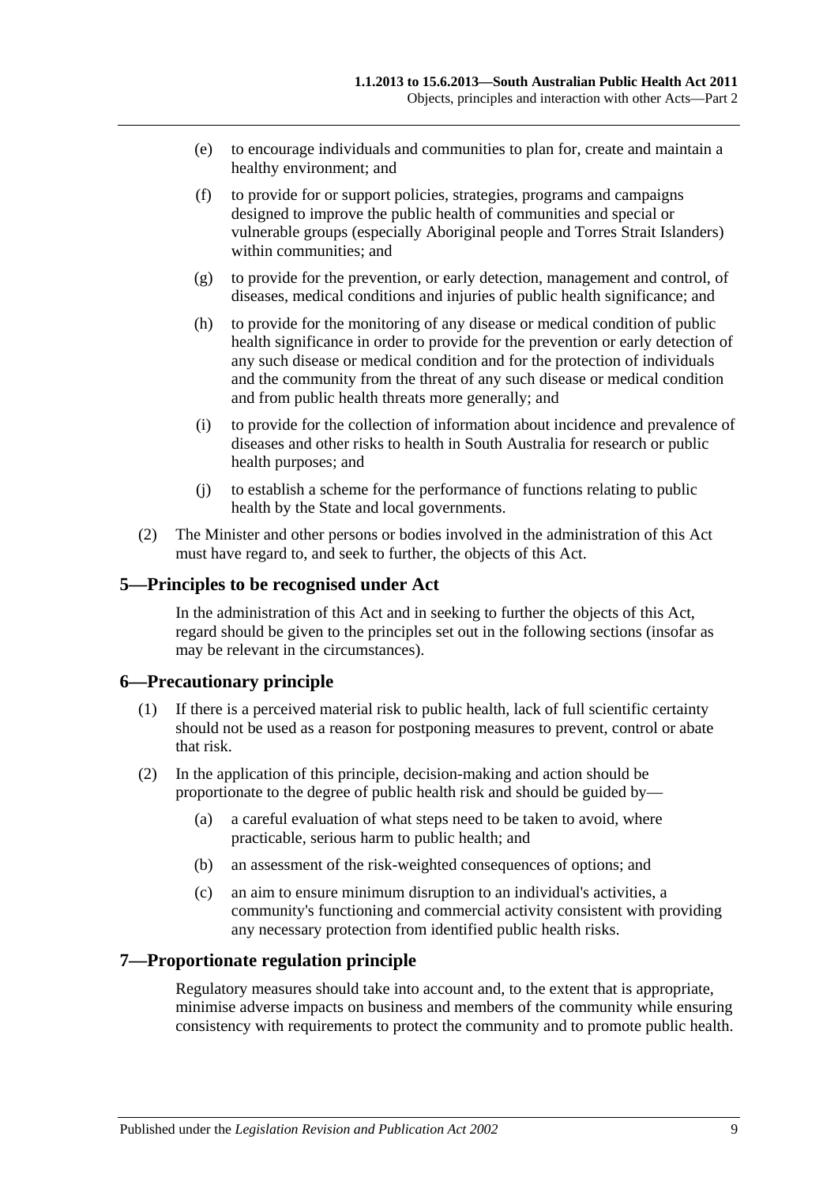- (e) to encourage individuals and communities to plan for, create and maintain a healthy environment; and
- (f) to provide for or support policies, strategies, programs and campaigns designed to improve the public health of communities and special or vulnerable groups (especially Aboriginal people and Torres Strait Islanders) within communities; and
- (g) to provide for the prevention, or early detection, management and control, of diseases, medical conditions and injuries of public health significance; and
- (h) to provide for the monitoring of any disease or medical condition of public health significance in order to provide for the prevention or early detection of any such disease or medical condition and for the protection of individuals and the community from the threat of any such disease or medical condition and from public health threats more generally; and
- (i) to provide for the collection of information about incidence and prevalence of diseases and other risks to health in South Australia for research or public health purposes; and
- (j) to establish a scheme for the performance of functions relating to public health by the State and local governments.

(2) The Minister and other persons or bodies involved in the administration of this Act must have regard to, and seek to further, the objects of this Act.

## 5—Principles to be recognised under Act

In the administration of this Act and in seeking to further the objects of this Act, regard should be given to the principles set out in the following sections (insofar as may be relevant in the circumstances).

## 6—Precautionary principle

(1) If there is a perceived material risk to public health, lack of full scientific certainty should not be used as a reason for postponing measures to prevent, control or abate that risk.

(2) In the application of this principle, decision-making and action should be proportionate to the degree of public health risk and should be guided by—

- (a) a careful evaluation of what steps need to be taken to avoid, where practicable, serious harm to public health; and
- (b) an assessment of the risk-weighted consequences of options; and
- (c) an aim to ensure minimum disruption to an individual's activities, a community's functioning and commercial activity consistent with providing any necessary protection from identified public health risks.

## 7—Proportionate regulation principle

Regulatory measures should take into account and, to the extent that is appropriate, minimise adverse impacts on business and members of the community while ensuring consistency with requirements to protect the community and to promote public health.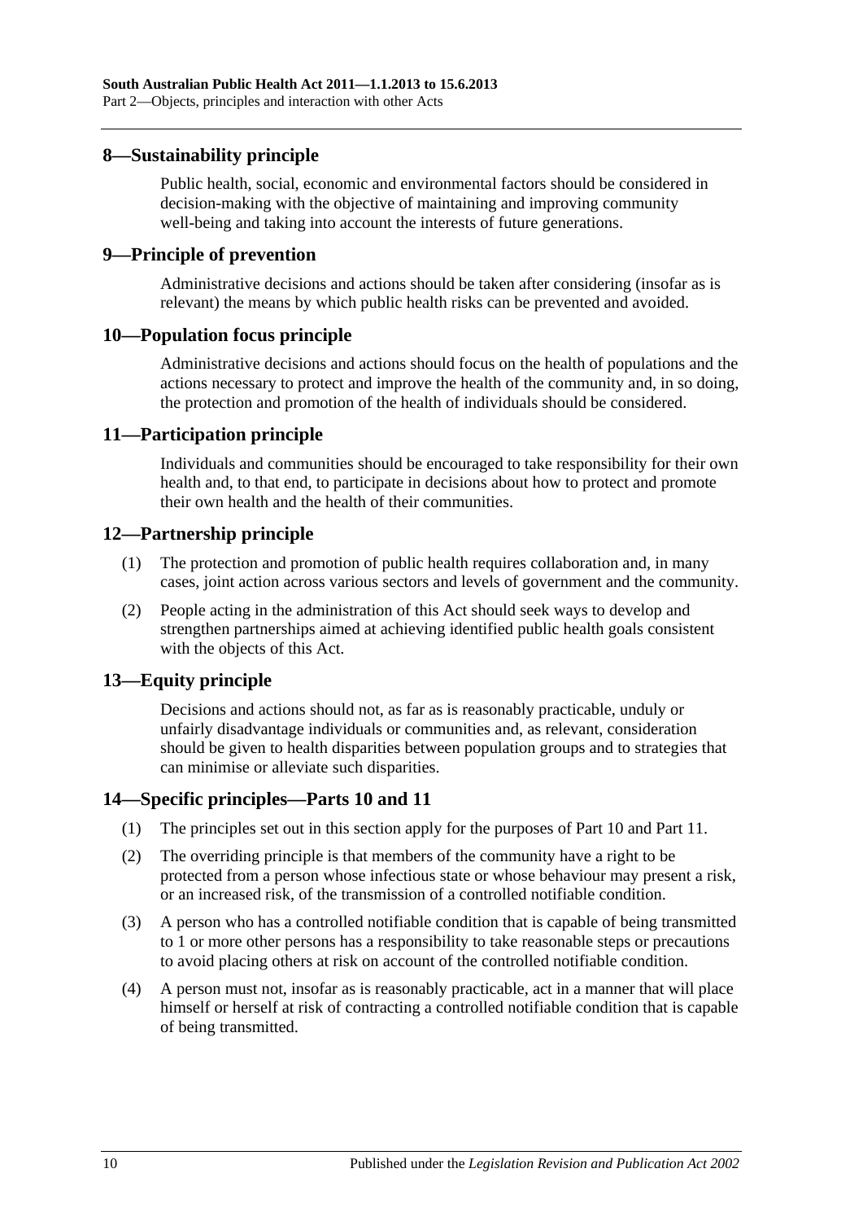## 8—Sustainability principle

Public health, social, economic and environmental factors should be considered in decision-making with the objective of maintaining and improving community well-being and taking into account the interests of future generations.

## 9—Principle of prevention

Administrative decisions and actions should be taken after considering (insofar as is relevant) the means by which public health risks can be prevented and avoided.

## 10—Population focus principle

Administrative decisions and actions should focus on the health of populations and the actions necessary to protect and improve the health of the community and, in so doing, the protection and promotion of the health of individuals should be considered.

## 11—Participation principle

Individuals and communities should be encouraged to take responsibility for their own health and, to that end, to participate in decisions about how to protect and promote their own health and the health of their communities.

## 12—Partnership principle

(1) The protection and promotion of public health requires collaboration and, in many cases, joint action across various sectors and levels of government and the community.

(2) People acting in the administration of this Act should seek ways to develop and strengthen partnerships aimed at achieving identified public health goals consistent with the objects of this Act.

## 13—Equity principle

Decisions and actions should not, as far as is reasonably practicable, unduly or unfairly disadvantage individuals or communities and, as relevant, consideration should be given to health disparities between population groups and to strategies that can minimise or alleviate such disparities.

## 14—Specific principles—Parts 10 and 11

(1) The principles set out in this section apply for the purposes of Part 10 and Part 11.

(2) The overriding principle is that members of the community have a right to be protected from a person whose infectious state or whose behaviour may present a risk, or an increased risk, of the transmission of a controlled notifiable condition.

(3) A person who has a controlled notifiable condition that is capable of being transmitted to 1 or more other persons has a responsibility to take reasonable steps or precautions to avoid placing others at risk on account of the controlled notifiable condition.

(4) A person must not, insofar as is reasonably practicable, act in a manner that will place himself or herself at risk of contracting a controlled notifiable condition that is capable of being transmitted.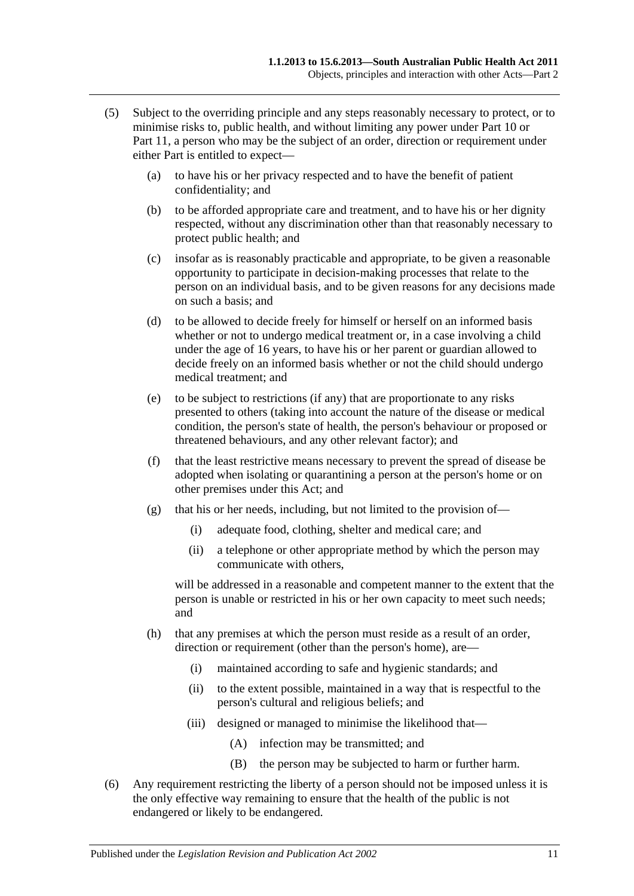(5) Subject to the overriding principle and any steps reasonably necessary to protect, or to minimise risks to, public health, and without limiting any power under Part 10 or Part 11, a person who may be the subject of an order, direction or requirement under either Part is entitled to expect—

- (a) to have his or her privacy respected and to have the benefit of patient confidentiality; and
- (b) to be afforded appropriate care and treatment, and to have his or her dignity respected, without any discrimination other than that reasonably necessary to protect public health; and
- (c) insofar as is reasonably practicable and appropriate, to be given a reasonable opportunity to participate in decision-making processes that relate to the person on an individual basis, and to be given reasons for any decisions made on such a basis; and
- (d) to be allowed to decide freely for himself or herself on an informed basis whether or not to undergo medical treatment or, in a case involving a child under the age of 16 years, to have his or her parent or guardian allowed to decide freely on an informed basis whether or not the child should undergo medical treatment; and
- (e) to be subject to restrictions (if any) that are proportionate to any risks presented to others (taking into account the nature of the disease or medical condition, the person's state of health, the person's behaviour or proposed or threatened behaviours, and any other relevant factor); and
- (f) that the least restrictive means necessary to prevent the spread of disease be adopted when isolating or quarantining a person at the person's home or on other premises under this Act; and
- (g) that his or her needs, including, but not limited to the provision of—
  - (i) adequate food, clothing, shelter and medical care; and
  - (ii) a telephone or other appropriate method by which the person may communicate with others,

  will be addressed in a reasonable and competent manner to the extent that the person is unable or restricted in his or her own capacity to meet such needs; and
- (h) that any premises at which the person must reside as a result of an order, direction or requirement (other than the person's home), are—
  - (i) maintained according to safe and hygienic standards; and
  - (ii) to the extent possible, maintained in a way that is respectful to the person's cultural and religious beliefs; and
  - (iii) designed or managed to minimise the likelihood that—
    - (A) infection may be transmitted; and
    - (B) the person may be subjected to harm or further harm.

(6) Any requirement restricting the liberty of a person should not be imposed unless it is the only effective way remaining to ensure that the health of the public is not endangered or likely to be endangered.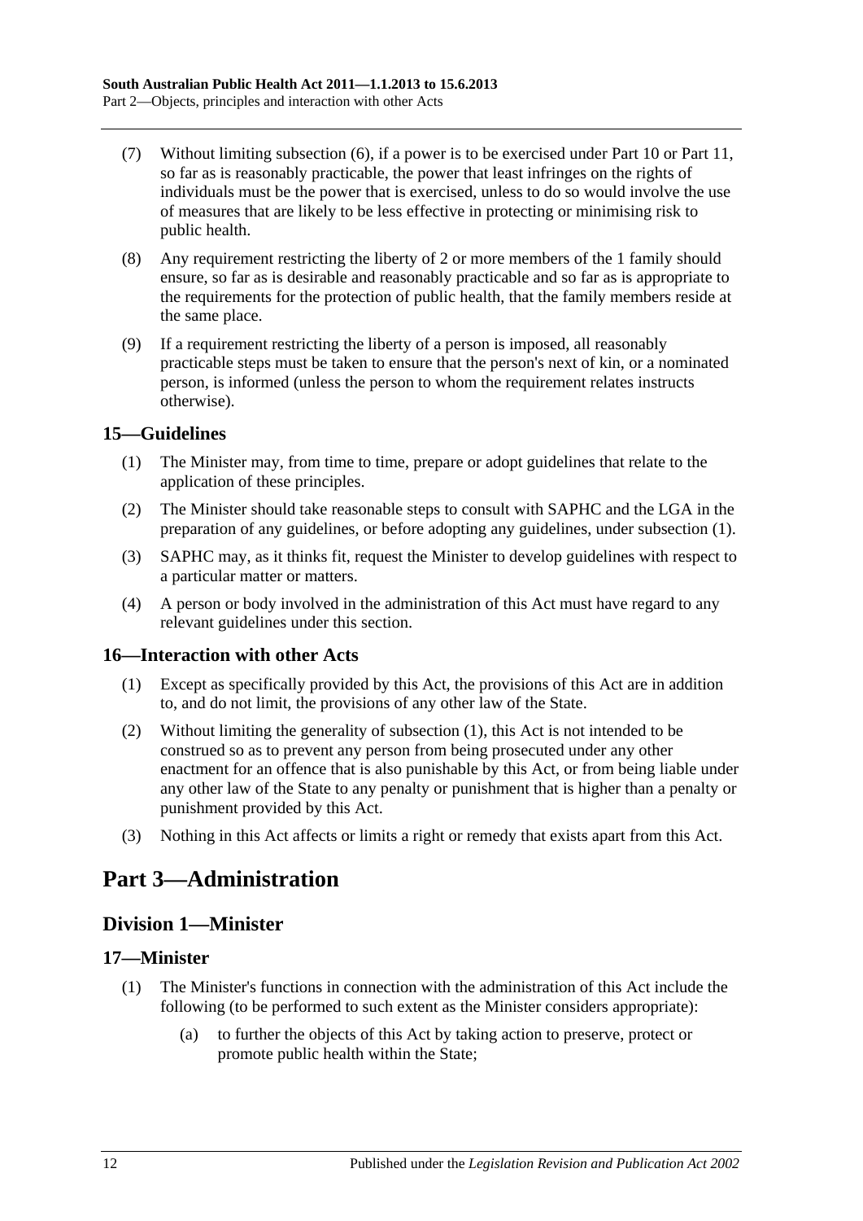(7) Without limiting subsection (6), if a power is to be exercised under Part 10 or Part 11, so far as is reasonably practicable, the power that least infringes on the rights of individuals must be the power that is exercised, unless to do so would involve the use of measures that are likely to be less effective in protecting or minimising risk to public health.

(8) Any requirement restricting the liberty of 2 or more members of the 1 family should ensure, so far as is desirable and reasonably practicable and so far as is appropriate to the requirements for the protection of public health, that the family members reside at the same place.

(9) If a requirement restricting the liberty of a person is imposed, all reasonably practicable steps must be taken to ensure that the person's next of kin, or a nominated person, is informed (unless the person to whom the requirement relates instructs otherwise).

### 15—Guidelines

(1) The Minister may, from time to time, prepare or adopt guidelines that relate to the application of these principles.

(2) The Minister should take reasonable steps to consult with SAPHC and the LGA in the preparation of any guidelines, or before adopting any guidelines, under subsection (1).

(3) SAPHC may, as it thinks fit, request the Minister to develop guidelines with respect to a particular matter or matters.

(4) A person or body involved in the administration of this Act must have regard to any relevant guidelines under this section.

### 16—Interaction with other Acts

(1) Except as specifically provided by this Act, the provisions of this Act are in addition to, and do not limit, the provisions of any other law of the State.

(2) Without limiting the generality of subsection (1), this Act is not intended to be construed so as to prevent any person from being prosecuted under any other enactment for an offence that is also punishable by this Act, or from being liable under any other law of the State to any penalty or punishment that is higher than a penalty or punishment provided by this Act.

(3) Nothing in this Act affects or limits a right or remedy that exists apart from this Act.

# Part 3—Administration

## Division 1—Minister

### 17—Minister

(1) The Minister's functions in connection with the administration of this Act include the following (to be performed to such extent as the Minister considers appropriate):

(a) to further the objects of this Act by taking action to preserve, protect or promote public health within the State;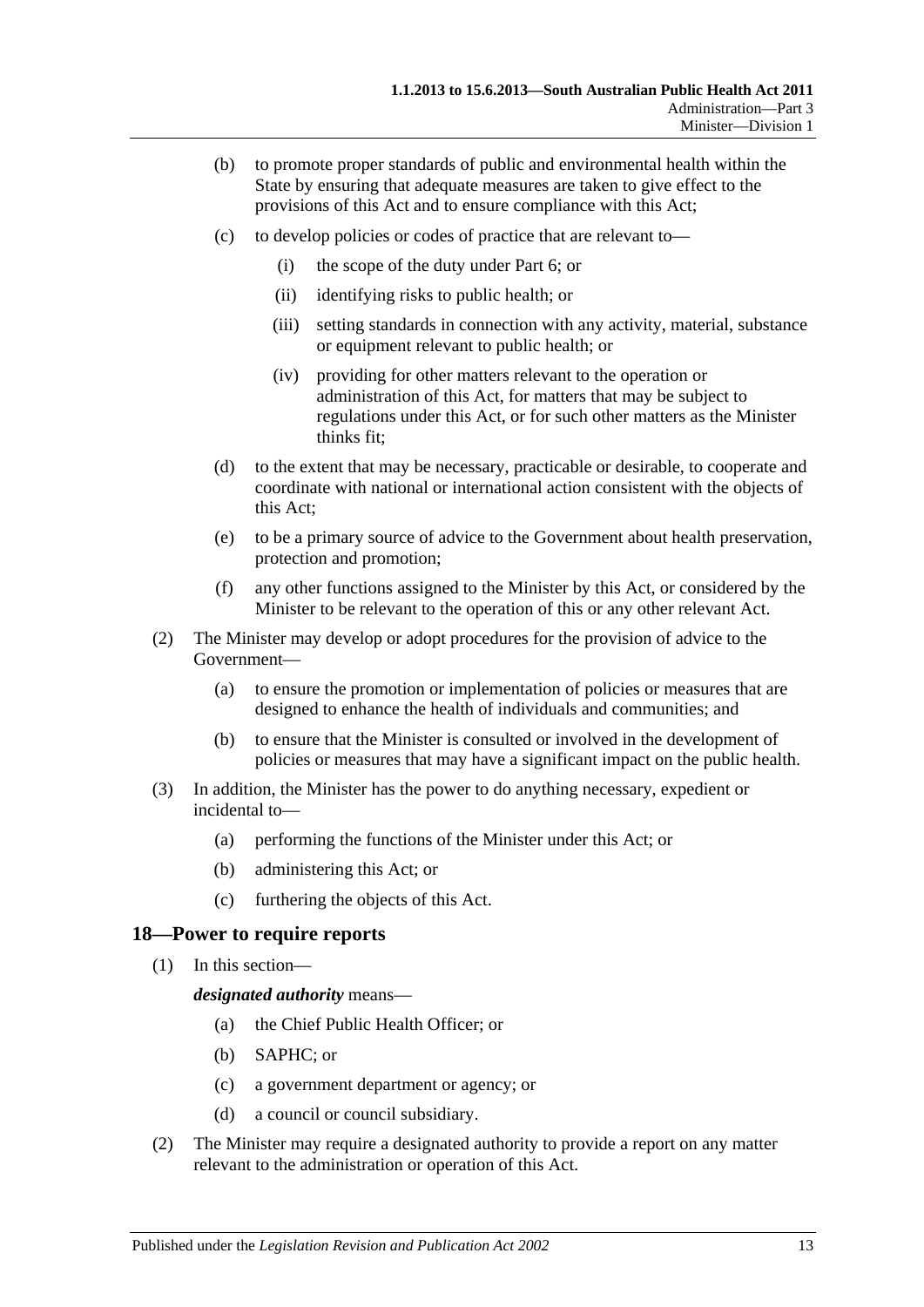(b) to promote proper standards of public and environmental health within the State by ensuring that adequate measures are taken to give effect to the provisions of this Act and to ensure compliance with this Act;

(c) to develop policies or codes of practice that are relevant to—

(i) the scope of the duty under Part 6; or

(ii) identifying risks to public health; or

(iii) setting standards in connection with any activity, material, substance or equipment relevant to public health; or

(iv) providing for other matters relevant to the operation or administration of this Act, for matters that may be subject to regulations under this Act, or for such other matters as the Minister thinks fit;

(d) to the extent that may be necessary, practicable or desirable, to cooperate and coordinate with national or international action consistent with the objects of this Act;

(e) to be a primary source of advice to the Government about health preservation, protection and promotion;

(f) any other functions assigned to the Minister by this Act, or considered by the Minister to be relevant to the operation of this or any other relevant Act.

(2) The Minister may develop or adopt procedures for the provision of advice to the Government—

(a) to ensure the promotion or implementation of policies or measures that are designed to enhance the health of individuals and communities; and

(b) to ensure that the Minister is consulted or involved in the development of policies or measures that may have a significant impact on the public health.

(3) In addition, the Minister has the power to do anything necessary, expedient or incidental to—

(a) performing the functions of the Minister under this Act; or

(b) administering this Act; or

(c) furthering the objects of this Act.

## 18—Power to require reports

(1) In this section—

***designated authority*** means—

(a) the Chief Public Health Officer; or

(b) SAPHC; or

(c) a government department or agency; or

(d) a council or council subsidiary.

(2) The Minister may require a designated authority to provide a report on any matter relevant to the administration or operation of this Act.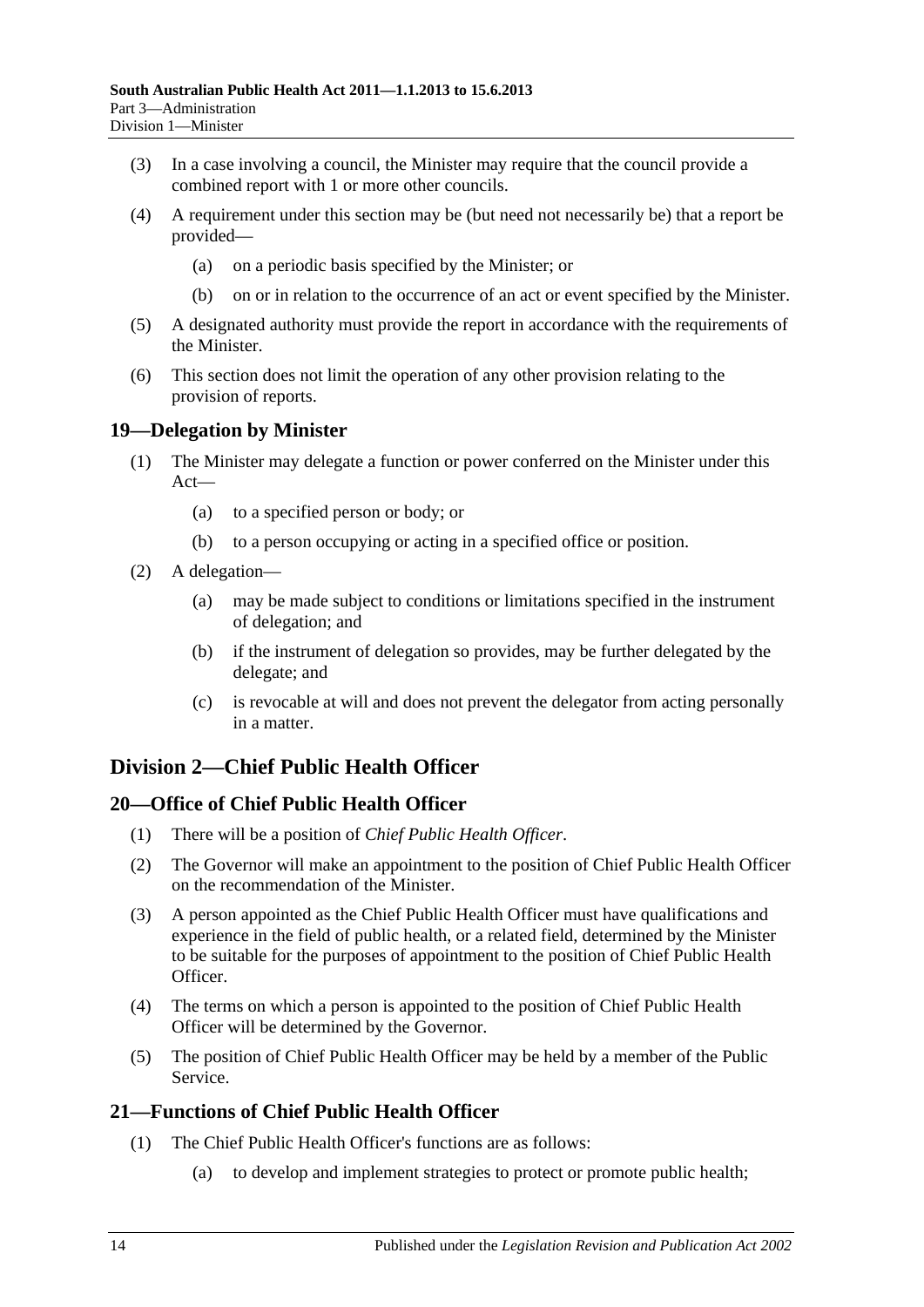(3) In a case involving a council, the Minister may require that the council provide a combined report with 1 or more other councils.

(4) A requirement under this section may be (but need not necessarily be) that a report be provided—

(a) on a periodic basis specified by the Minister; or

(b) on or in relation to the occurrence of an act or event specified by the Minister.

(5) A designated authority must provide the report in accordance with the requirements of the Minister.

(6) This section does not limit the operation of any other provision relating to the provision of reports.

### 19—Delegation by Minister

(1) The Minister may delegate a function or power conferred on the Minister under this Act—

(a) to a specified person or body; or

(b) to a person occupying or acting in a specified office or position.

(2) A delegation—

(a) may be made subject to conditions or limitations specified in the instrument of delegation; and

(b) if the instrument of delegation so provides, may be further delegated by the delegate; and

(c) is revocable at will and does not prevent the delegator from acting personally in a matter.

## Division 2—Chief Public Health Officer

### 20—Office of Chief Public Health Officer

(1) There will be a position of *Chief Public Health Officer*.

(2) The Governor will make an appointment to the position of Chief Public Health Officer on the recommendation of the Minister.

(3) A person appointed as the Chief Public Health Officer must have qualifications and experience in the field of public health, or a related field, determined by the Minister to be suitable for the purposes of appointment to the position of Chief Public Health Officer.

(4) The terms on which a person is appointed to the position of Chief Public Health Officer will be determined by the Governor.

(5) The position of Chief Public Health Officer may be held by a member of the Public Service.

### 21—Functions of Chief Public Health Officer

(1) The Chief Public Health Officer's functions are as follows:

(a) to develop and implement strategies to protect or promote public health;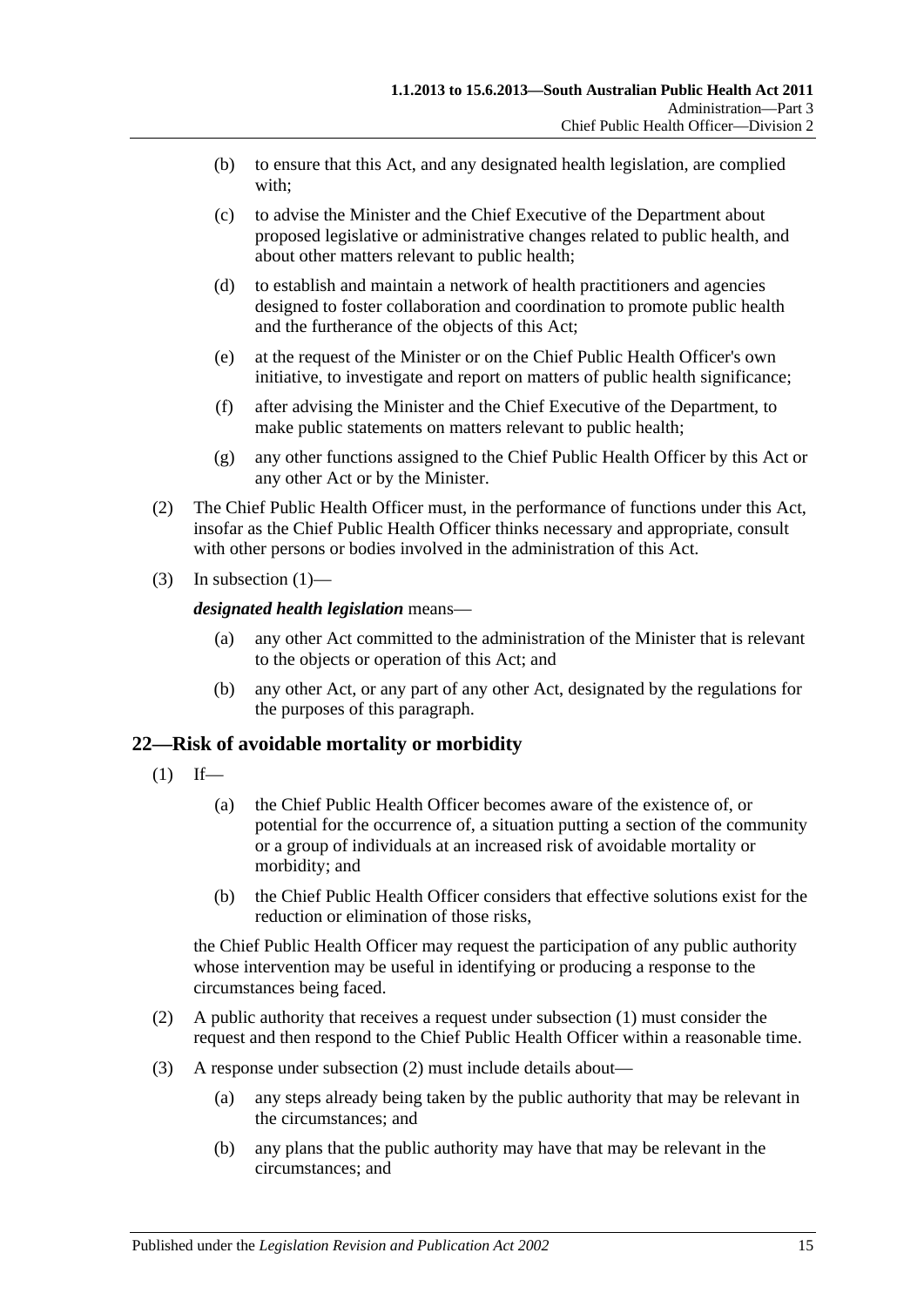(b) to ensure that this Act, and any designated health legislation, are complied with;

(c) to advise the Minister and the Chief Executive of the Department about proposed legislative or administrative changes related to public health, and about other matters relevant to public health;

(d) to establish and maintain a network of health practitioners and agencies designed to foster collaboration and coordination to promote public health and the furtherance of the objects of this Act;

(e) at the request of the Minister or on the Chief Public Health Officer's own initiative, to investigate and report on matters of public health significance;

(f) after advising the Minister and the Chief Executive of the Department, to make public statements on matters relevant to public health;

(g) any other functions assigned to the Chief Public Health Officer by this Act or any other Act or by the Minister.

(2) The Chief Public Health Officer must, in the performance of functions under this Act, insofar as the Chief Public Health Officer thinks necessary and appropriate, consult with other persons or bodies involved in the administration of this Act.

(3) In subsection (1)—

***designated health legislation*** means—

(a) any other Act committed to the administration of the Minister that is relevant to the objects or operation of this Act; and

(b) any other Act, or any part of any other Act, designated by the regulations for the purposes of this paragraph.

## 22—Risk of avoidable mortality or morbidity

(1) If—

(a) the Chief Public Health Officer becomes aware of the existence of, or potential for the occurrence of, a situation putting a section of the community or a group of individuals at an increased risk of avoidable mortality or morbidity; and

(b) the Chief Public Health Officer considers that effective solutions exist for the reduction or elimination of those risks,

the Chief Public Health Officer may request the participation of any public authority whose intervention may be useful in identifying or producing a response to the circumstances being faced.

(2) A public authority that receives a request under subsection (1) must consider the request and then respond to the Chief Public Health Officer within a reasonable time.

(3) A response under subsection (2) must include details about—

(a) any steps already being taken by the public authority that may be relevant in the circumstances; and

(b) any plans that the public authority may have that may be relevant in the circumstances; and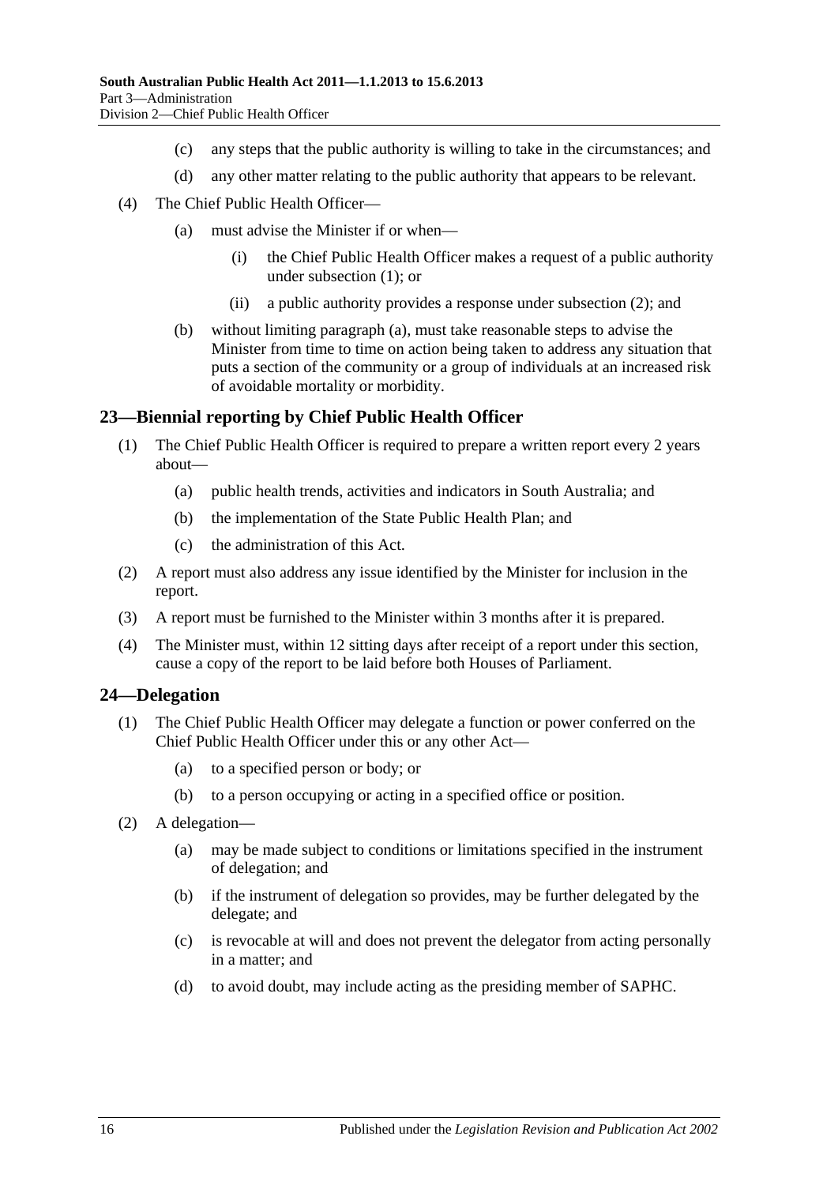(c) any steps that the public authority is willing to take in the circumstances; and

(d) any other matter relating to the public authority that appears to be relevant.

(4) The Chief Public Health Officer—

(a) must advise the Minister if or when—

(i) the Chief Public Health Officer makes a request of a public authority under subsection (1); or

(ii) a public authority provides a response under subsection (2); and

(b) without limiting paragraph (a), must take reasonable steps to advise the Minister from time to time on action being taken to address any situation that puts a section of the community or a group of individuals at an increased risk of avoidable mortality or morbidity.

## 23—Biennial reporting by Chief Public Health Officer

(1) The Chief Public Health Officer is required to prepare a written report every 2 years about—

(a) public health trends, activities and indicators in South Australia; and

(b) the implementation of the State Public Health Plan; and

(c) the administration of this Act.

(2) A report must also address any issue identified by the Minister for inclusion in the report.

(3) A report must be furnished to the Minister within 3 months after it is prepared.

(4) The Minister must, within 12 sitting days after receipt of a report under this section, cause a copy of the report to be laid before both Houses of Parliament.

## 24—Delegation

(1) The Chief Public Health Officer may delegate a function or power conferred on the Chief Public Health Officer under this or any other Act—

(a) to a specified person or body; or

(b) to a person occupying or acting in a specified office or position.

(2) A delegation—

(a) may be made subject to conditions or limitations specified in the instrument of delegation; and

(b) if the instrument of delegation so provides, may be further delegated by the delegate; and

(c) is revocable at will and does not prevent the delegator from acting personally in a matter; and

(d) to avoid doubt, may include acting as the presiding member of SAPHC.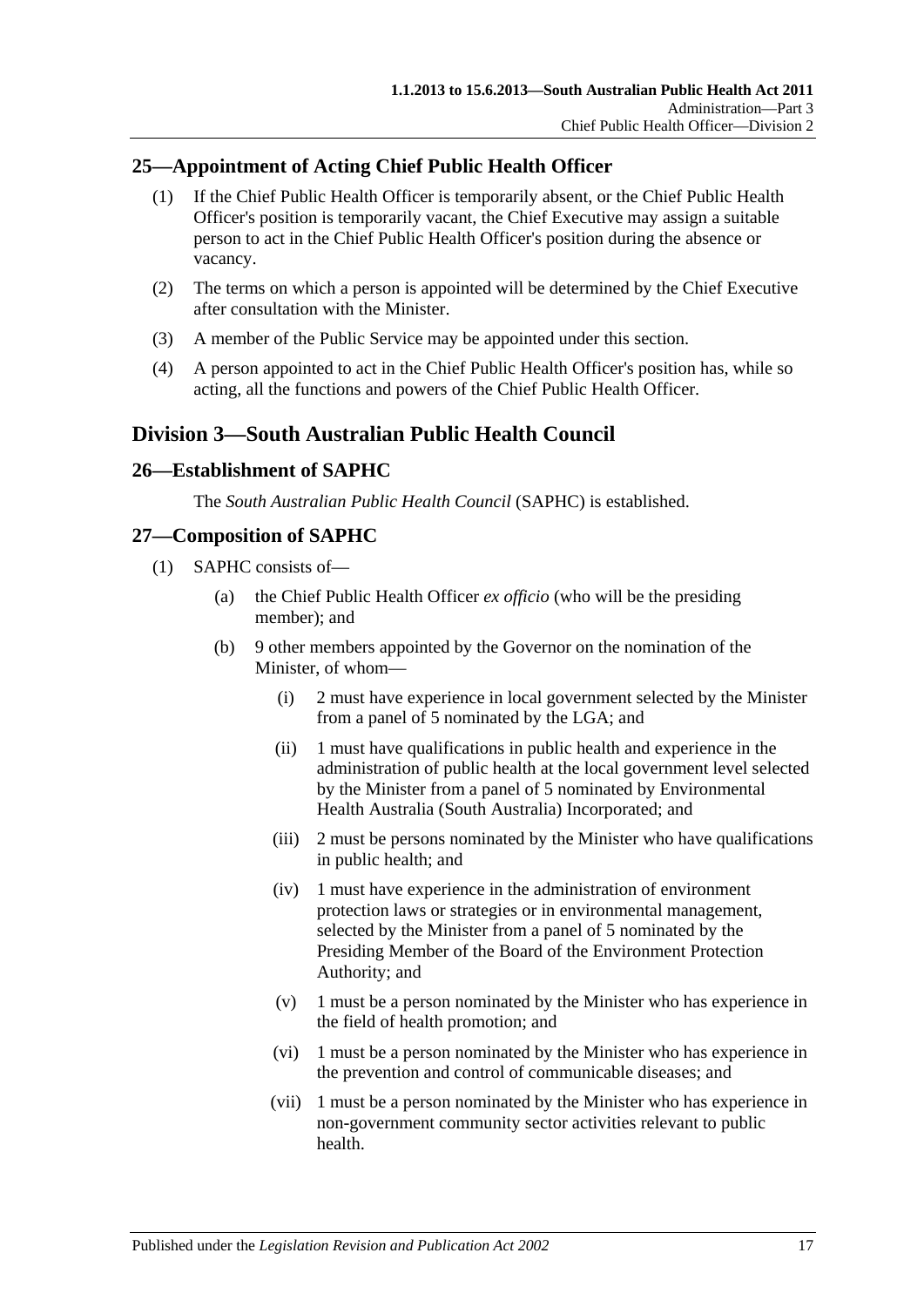## 25—Appointment of Acting Chief Public Health Officer

(1) If the Chief Public Health Officer is temporarily absent, or the Chief Public Health Officer's position is temporarily vacant, the Chief Executive may assign a suitable person to act in the Chief Public Health Officer's position during the absence or vacancy.

(2) The terms on which a person is appointed will be determined by the Chief Executive after consultation with the Minister.

(3) A member of the Public Service may be appointed under this section.

(4) A person appointed to act in the Chief Public Health Officer's position has, while so acting, all the functions and powers of the Chief Public Health Officer.

# Division 3—South Australian Public Health Council

## 26—Establishment of SAPHC

The *South Australian Public Health Council* (SAPHC) is established.

## 27—Composition of SAPHC

(1) SAPHC consists of—

(a) the Chief Public Health Officer *ex officio* (who will be the presiding member); and

(b) 9 other members appointed by the Governor on the nomination of the Minister, of whom—

(i) 2 must have experience in local government selected by the Minister from a panel of 5 nominated by the LGA; and

(ii) 1 must have qualifications in public health and experience in the administration of public health at the local government level selected by the Minister from a panel of 5 nominated by Environmental Health Australia (South Australia) Incorporated; and

(iii) 2 must be persons nominated by the Minister who have qualifications in public health; and

(iv) 1 must have experience in the administration of environment protection laws or strategies or in environmental management, selected by the Minister from a panel of 5 nominated by the Presiding Member of the Board of the Environment Protection Authority; and

(v) 1 must be a person nominated by the Minister who has experience in the field of health promotion; and

(vi) 1 must be a person nominated by the Minister who has experience in the prevention and control of communicable diseases; and

(vii) 1 must be a person nominated by the Minister who has experience in non-government community sector activities relevant to public health.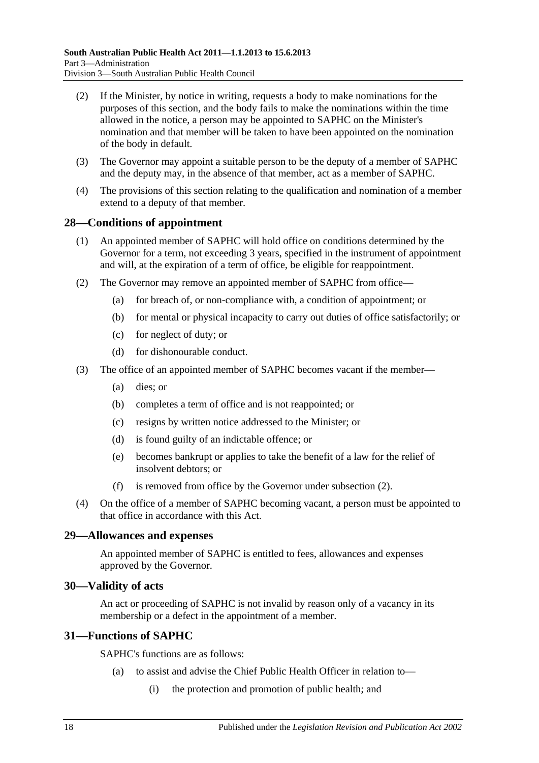(2) If the Minister, by notice in writing, requests a body to make nominations for the purposes of this section, and the body fails to make the nominations within the time allowed in the notice, a person may be appointed to SAPHC on the Minister's nomination and that member will be taken to have been appointed on the nomination of the body in default.

(3) The Governor may appoint a suitable person to be the deputy of a member of SAPHC and the deputy may, in the absence of that member, act as a member of SAPHC.

(4) The provisions of this section relating to the qualification and nomination of a member extend to a deputy of that member.

## 28—Conditions of appointment

(1) An appointed member of SAPHC will hold office on conditions determined by the Governor for a term, not exceeding 3 years, specified in the instrument of appointment and will, at the expiration of a term of office, be eligible for reappointment.

(2) The Governor may remove an appointed member of SAPHC from office—

- (a) for breach of, or non-compliance with, a condition of appointment; or
- (b) for mental or physical incapacity to carry out duties of office satisfactorily; or
- (c) for neglect of duty; or
- (d) for dishonourable conduct.

(3) The office of an appointed member of SAPHC becomes vacant if the member—

- (a) dies; or
- (b) completes a term of office and is not reappointed; or
- (c) resigns by written notice addressed to the Minister; or
- (d) is found guilty of an indictable offence; or
- (e) becomes bankrupt or applies to take the benefit of a law for the relief of insolvent debtors; or
- (f) is removed from office by the Governor under subsection (2).

(4) On the office of a member of SAPHC becoming vacant, a person must be appointed to that office in accordance with this Act.

## 29—Allowances and expenses

An appointed member of SAPHC is entitled to fees, allowances and expenses approved by the Governor.

## 30—Validity of acts

An act or proceeding of SAPHC is not invalid by reason only of a vacancy in its membership or a defect in the appointment of a member.

## 31—Functions of SAPHC

SAPHC's functions are as follows:

- (a) to assist and advise the Chief Public Health Officer in relation to—
  - (i) the protection and promotion of public health; and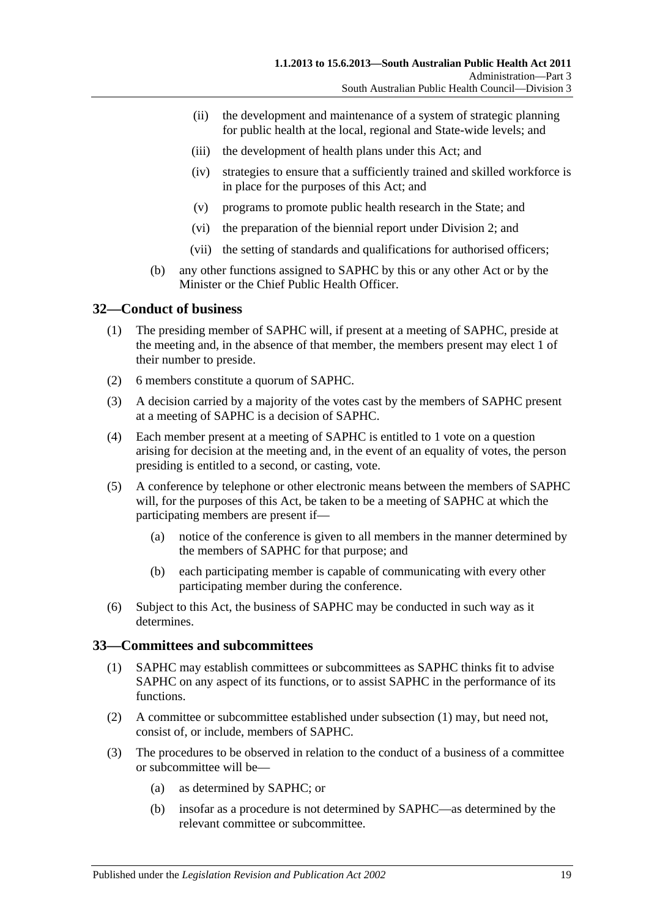- (ii) the development and maintenance of a system of strategic planning for public health at the local, regional and State-wide levels; and
- (iii) the development of health plans under this Act; and
- (iv) strategies to ensure that a sufficiently trained and skilled workforce is in place for the purposes of this Act; and
- (v) programs to promote public health research in the State; and
- (vi) the preparation of the biennial report under Division 2; and
- (vii) the setting of standards and qualifications for authorised officers;

(b) any other functions assigned to SAPHC by this or any other Act or by the Minister or the Chief Public Health Officer.

## 32—Conduct of business

(1) The presiding member of SAPHC will, if present at a meeting of SAPHC, preside at the meeting and, in the absence of that member, the members present may elect 1 of their number to preside.

(2) 6 members constitute a quorum of SAPHC.

(3) A decision carried by a majority of the votes cast by the members of SAPHC present at a meeting of SAPHC is a decision of SAPHC.

(4) Each member present at a meeting of SAPHC is entitled to 1 vote on a question arising for decision at the meeting and, in the event of an equality of votes, the person presiding is entitled to a second, or casting, vote.

(5) A conference by telephone or other electronic means between the members of SAPHC will, for the purposes of this Act, be taken to be a meeting of SAPHC at which the participating members are present if—

- (a) notice of the conference is given to all members in the manner determined by the members of SAPHC for that purpose; and
- (b) each participating member is capable of communicating with every other participating member during the conference.

(6) Subject to this Act, the business of SAPHC may be conducted in such way as it determines.

## 33—Committees and subcommittees

(1) SAPHC may establish committees or subcommittees as SAPHC thinks fit to advise SAPHC on any aspect of its functions, or to assist SAPHC in the performance of its functions.

(2) A committee or subcommittee established under subsection (1) may, but need not, consist of, or include, members of SAPHC.

(3) The procedures to be observed in relation to the conduct of a business of a committee or subcommittee will be—

- (a) as determined by SAPHC; or
- (b) insofar as a procedure is not determined by SAPHC—as determined by the relevant committee or subcommittee.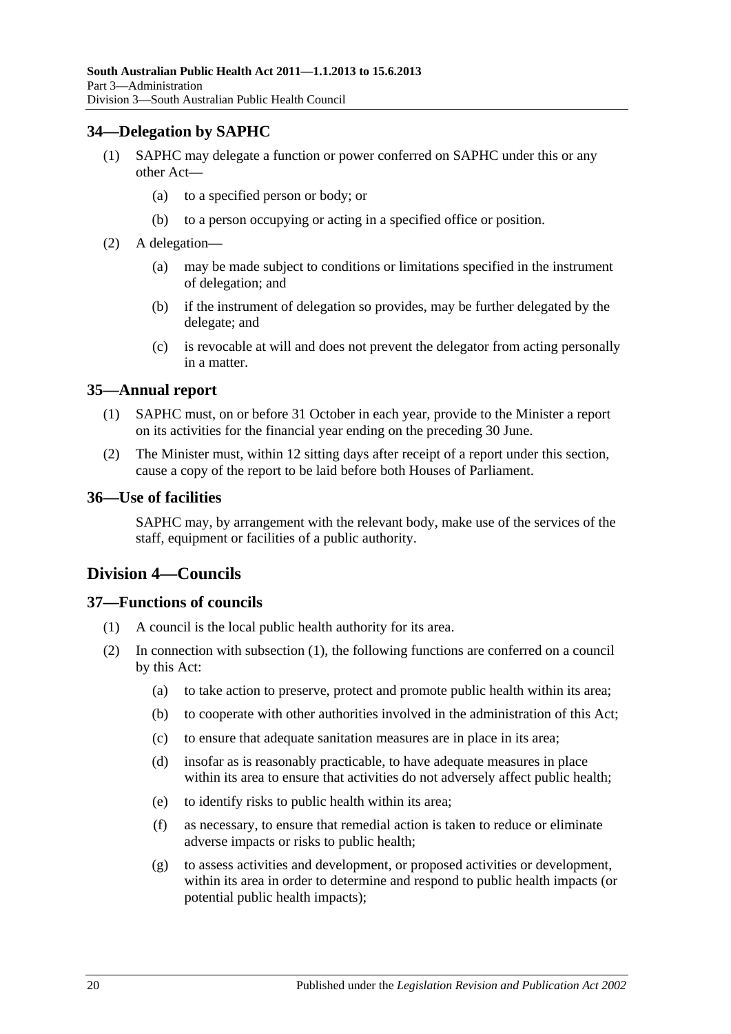## 34—Delegation by SAPHC

(1) SAPHC may delegate a function or power conferred on SAPHC under this or any other Act—

(a) to a specified person or body; or

(b) to a person occupying or acting in a specified office or position.

(2) A delegation—

(a) may be made subject to conditions or limitations specified in the instrument of delegation; and

(b) if the instrument of delegation so provides, may be further delegated by the delegate; and

(c) is revocable at will and does not prevent the delegator from acting personally in a matter.

## 35—Annual report

(1) SAPHC must, on or before 31 October in each year, provide to the Minister a report on its activities for the financial year ending on the preceding 30 June.

(2) The Minister must, within 12 sitting days after receipt of a report under this section, cause a copy of the report to be laid before both Houses of Parliament.

## 36—Use of facilities

SAPHC may, by arrangement with the relevant body, make use of the services of the staff, equipment or facilities of a public authority.

# Division 4—Councils

## 37—Functions of councils

(1) A council is the local public health authority for its area.

(2) In connection with subsection (1), the following functions are conferred on a council by this Act:

(a) to take action to preserve, protect and promote public health within its area;

(b) to cooperate with other authorities involved in the administration of this Act;

(c) to ensure that adequate sanitation measures are in place in its area;

(d) insofar as is reasonably practicable, to have adequate measures in place within its area to ensure that activities do not adversely affect public health;

(e) to identify risks to public health within its area;

(f) as necessary, to ensure that remedial action is taken to reduce or eliminate adverse impacts or risks to public health;

(g) to assess activities and development, or proposed activities or development, within its area in order to determine and respond to public health impacts (or potential public health impacts);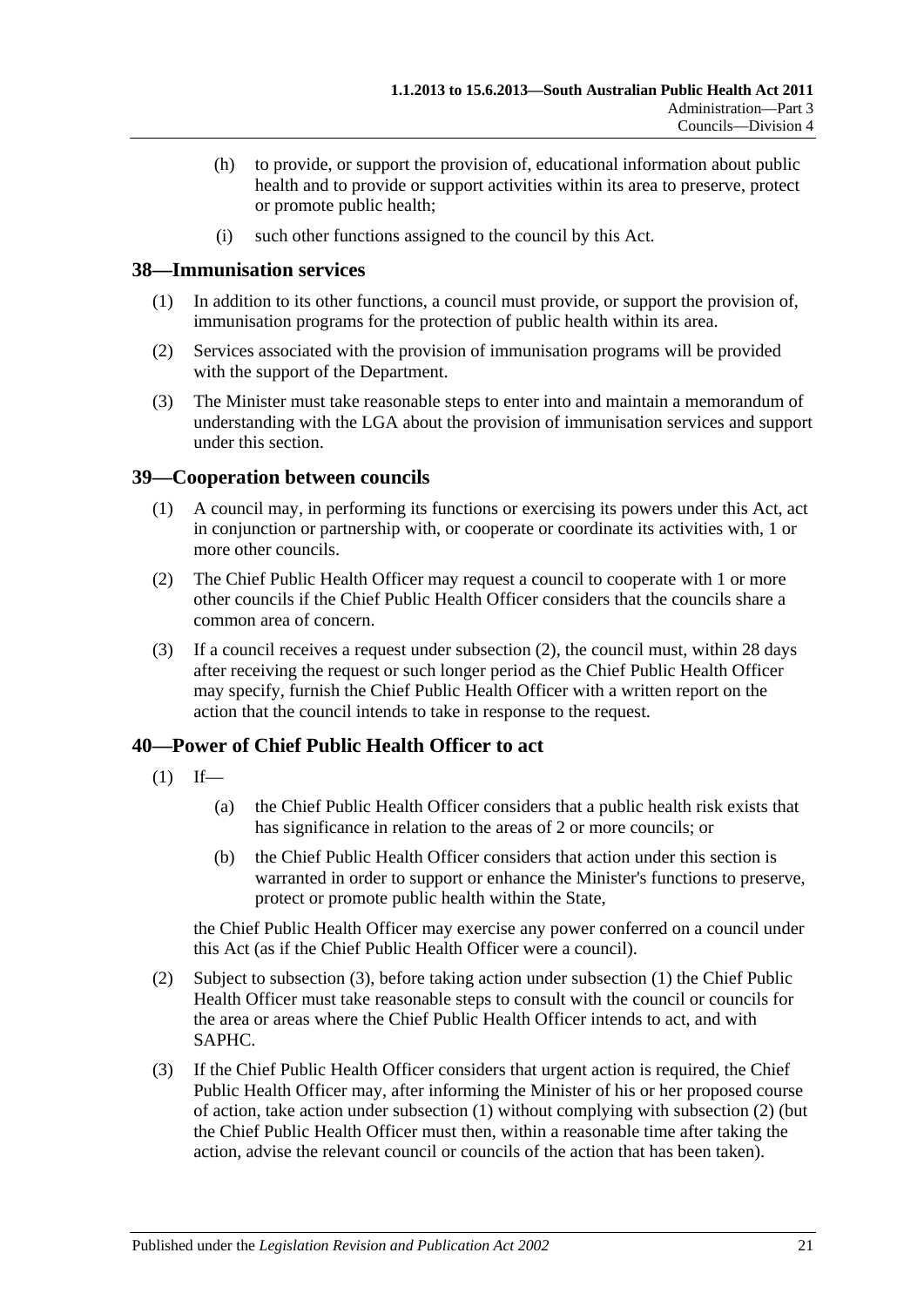(h) to provide, or support the provision of, educational information about public health and to provide or support activities within its area to preserve, protect or promote public health;

(i) such other functions assigned to the council by this Act.

## 38—Immunisation services

(1) In addition to its other functions, a council must provide, or support the provision of, immunisation programs for the protection of public health within its area.

(2) Services associated with the provision of immunisation programs will be provided with the support of the Department.

(3) The Minister must take reasonable steps to enter into and maintain a memorandum of understanding with the LGA about the provision of immunisation services and support under this section.

## 39—Cooperation between councils

(1) A council may, in performing its functions or exercising its powers under this Act, act in conjunction or partnership with, or cooperate or coordinate its activities with, 1 or more other councils.

(2) The Chief Public Health Officer may request a council to cooperate with 1 or more other councils if the Chief Public Health Officer considers that the councils share a common area of concern.

(3) If a council receives a request under subsection (2), the council must, within 28 days after receiving the request or such longer period as the Chief Public Health Officer may specify, furnish the Chief Public Health Officer with a written report on the action that the council intends to take in response to the request.

## 40—Power of Chief Public Health Officer to act

(1) If—

(a) the Chief Public Health Officer considers that a public health risk exists that has significance in relation to the areas of 2 or more councils; or

(b) the Chief Public Health Officer considers that action under this section is warranted in order to support or enhance the Minister's functions to preserve, protect or promote public health within the State,

the Chief Public Health Officer may exercise any power conferred on a council under this Act (as if the Chief Public Health Officer were a council).

(2) Subject to subsection (3), before taking action under subsection (1) the Chief Public Health Officer must take reasonable steps to consult with the council or councils for the area or areas where the Chief Public Health Officer intends to act, and with SAPHC.

(3) If the Chief Public Health Officer considers that urgent action is required, the Chief Public Health Officer may, after informing the Minister of his or her proposed course of action, take action under subsection (1) without complying with subsection (2) (but the Chief Public Health Officer must then, within a reasonable time after taking the action, advise the relevant council or councils of the action that has been taken).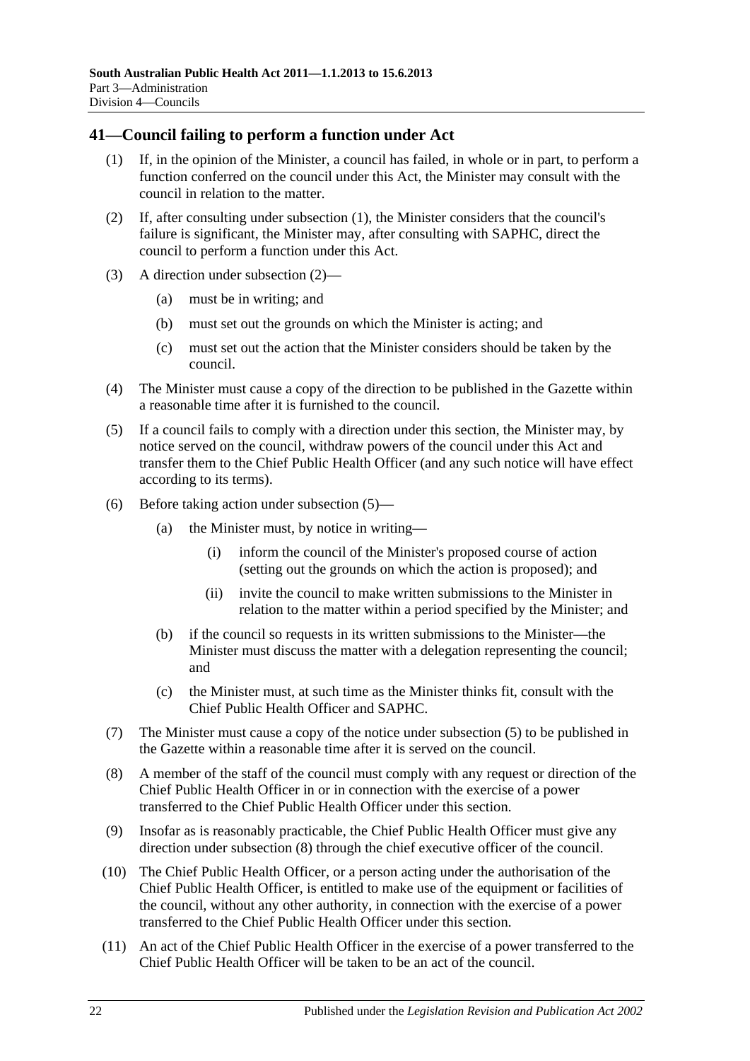## 41—Council failing to perform a function under Act

(1) If, in the opinion of the Minister, a council has failed, in whole or in part, to perform a function conferred on the council under this Act, the Minister may consult with the council in relation to the matter.

(2) If, after consulting under subsection (1), the Minister considers that the council's failure is significant, the Minister may, after consulting with SAPHC, direct the council to perform a function under this Act.

(3) A direction under subsection (2)—

- (a) must be in writing; and
- (b) must set out the grounds on which the Minister is acting; and
- (c) must set out the action that the Minister considers should be taken by the council.

(4) The Minister must cause a copy of the direction to be published in the Gazette within a reasonable time after it is furnished to the council.

(5) If a council fails to comply with a direction under this section, the Minister may, by notice served on the council, withdraw powers of the council under this Act and transfer them to the Chief Public Health Officer (and any such notice will have effect according to its terms).

(6) Before taking action under subsection (5)—

- (a) the Minister must, by notice in writing—
  - (i) inform the council of the Minister's proposed course of action (setting out the grounds on which the action is proposed); and
  - (ii) invite the council to make written submissions to the Minister in relation to the matter within a period specified by the Minister; and
- (b) if the council so requests in its written submissions to the Minister—the Minister must discuss the matter with a delegation representing the council; and
- (c) the Minister must, at such time as the Minister thinks fit, consult with the Chief Public Health Officer and SAPHC.

(7) The Minister must cause a copy of the notice under subsection (5) to be published in the Gazette within a reasonable time after it is served on the council.

(8) A member of the staff of the council must comply with any request or direction of the Chief Public Health Officer in or in connection with the exercise of a power transferred to the Chief Public Health Officer under this section.

(9) Insofar as is reasonably practicable, the Chief Public Health Officer must give any direction under subsection (8) through the chief executive officer of the council.

(10) The Chief Public Health Officer, or a person acting under the authorisation of the Chief Public Health Officer, is entitled to make use of the equipment or facilities of the council, without any other authority, in connection with the exercise of a power transferred to the Chief Public Health Officer under this section.

(11) An act of the Chief Public Health Officer in the exercise of a power transferred to the Chief Public Health Officer will be taken to be an act of the council.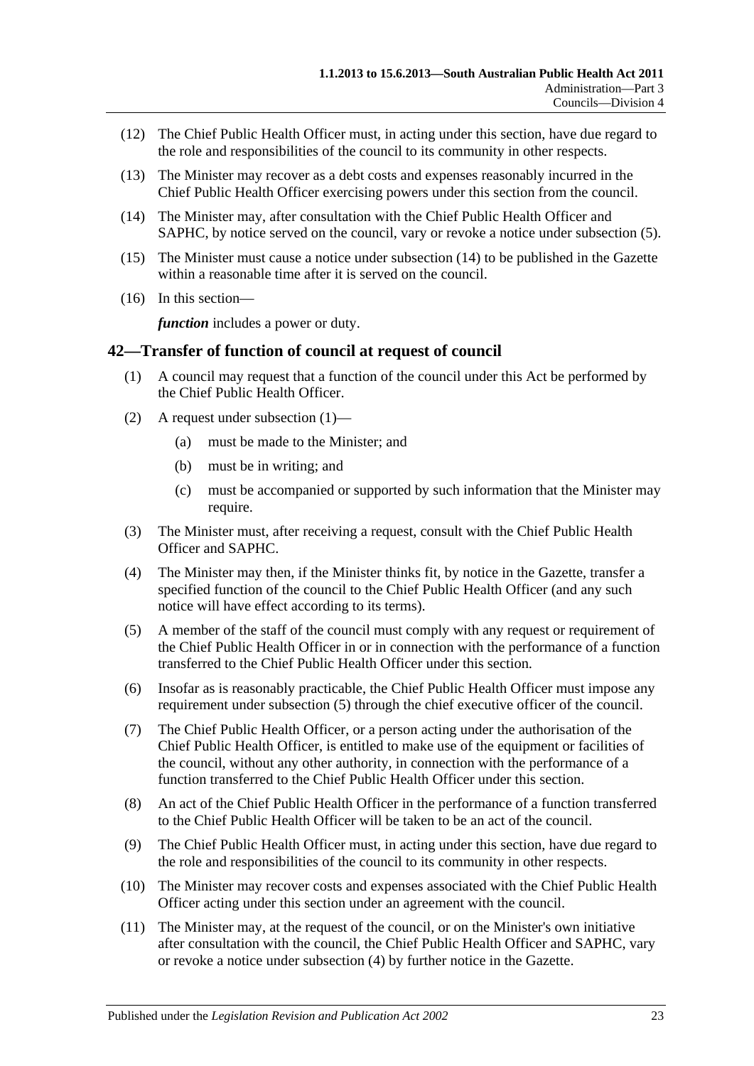(12) The Chief Public Health Officer must, in acting under this section, have due regard to the role and responsibilities of the council to its community in other respects.

(13) The Minister may recover as a debt costs and expenses reasonably incurred in the Chief Public Health Officer exercising powers under this section from the council.

(14) The Minister may, after consultation with the Chief Public Health Officer and SAPHC, by notice served on the council, vary or revoke a notice under subsection (5).

(15) The Minister must cause a notice under subsection (14) to be published in the Gazette within a reasonable time after it is served on the council.

(16) In this section—

***function*** includes a power or duty.

## 42—Transfer of function of council at request of council

(1) A council may request that a function of the council under this Act be performed by the Chief Public Health Officer.

(2) A request under subsection (1)—

- (a) must be made to the Minister; and
- (b) must be in writing; and
- (c) must be accompanied or supported by such information that the Minister may require.

(3) The Minister must, after receiving a request, consult with the Chief Public Health Officer and SAPHC.

(4) The Minister may then, if the Minister thinks fit, by notice in the Gazette, transfer a specified function of the council to the Chief Public Health Officer (and any such notice will have effect according to its terms).

(5) A member of the staff of the council must comply with any request or requirement of the Chief Public Health Officer in or in connection with the performance of a function transferred to the Chief Public Health Officer under this section.

(6) Insofar as is reasonably practicable, the Chief Public Health Officer must impose any requirement under subsection (5) through the chief executive officer of the council.

(7) The Chief Public Health Officer, or a person acting under the authorisation of the Chief Public Health Officer, is entitled to make use of the equipment or facilities of the council, without any other authority, in connection with the performance of a function transferred to the Chief Public Health Officer under this section.

(8) An act of the Chief Public Health Officer in the performance of a function transferred to the Chief Public Health Officer will be taken to be an act of the council.

(9) The Chief Public Health Officer must, in acting under this section, have due regard to the role and responsibilities of the council to its community in other respects.

(10) The Minister may recover costs and expenses associated with the Chief Public Health Officer acting under this section under an agreement with the council.

(11) The Minister may, at the request of the council, or on the Minister's own initiative after consultation with the council, the Chief Public Health Officer and SAPHC, vary or revoke a notice under subsection (4) by further notice in the Gazette.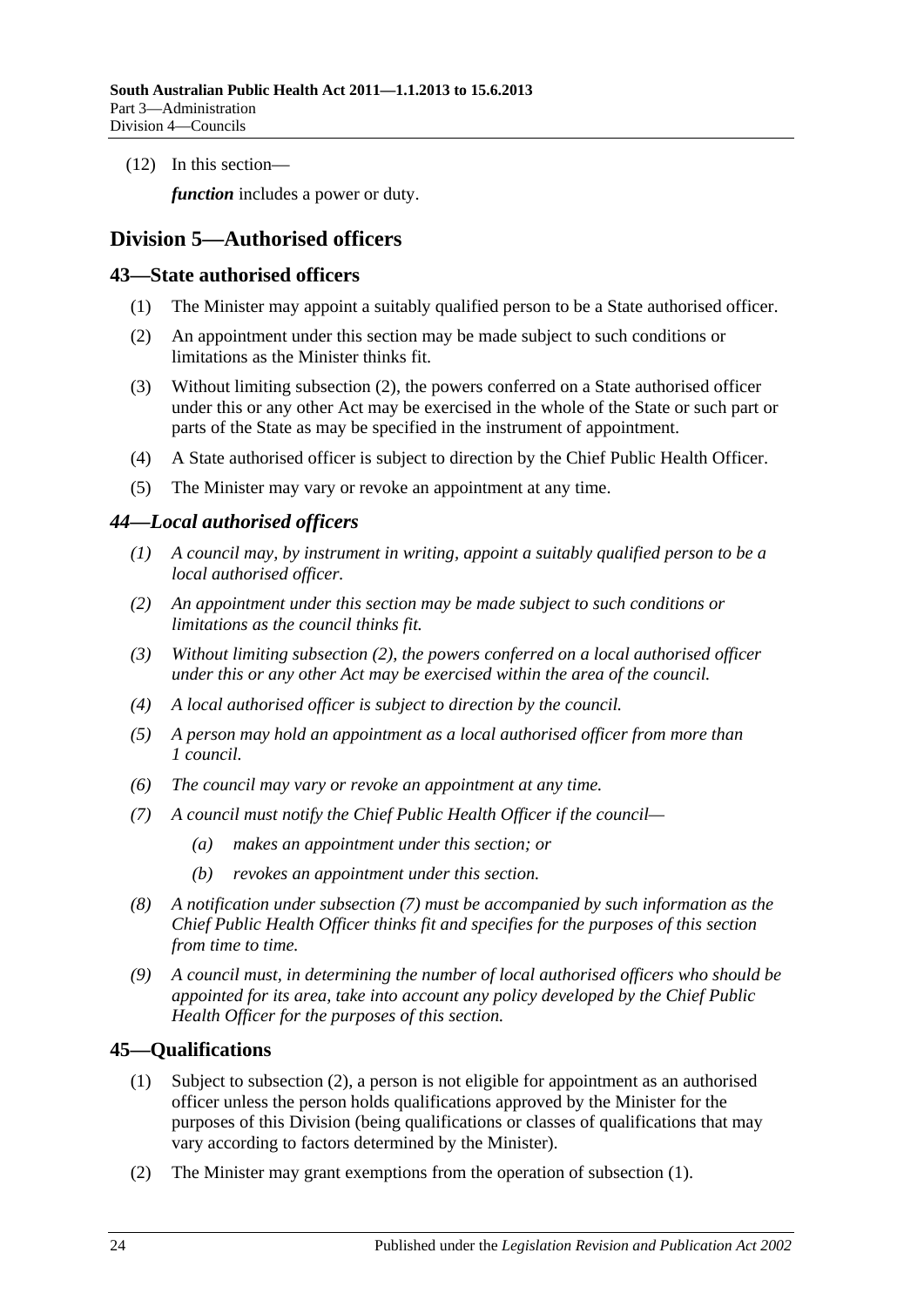(12) In this section—

*function* includes a power or duty.

## Division 5—Authorised officers

### 43—State authorised officers

(1) The Minister may appoint a suitably qualified person to be a State authorised officer.

(2) An appointment under this section may be made subject to such conditions or limitations as the Minister thinks fit.

(3) Without limiting subsection (2), the powers conferred on a State authorised officer under this or any other Act may be exercised in the whole of the State or such part or parts of the State as may be specified in the instrument of appointment.

(4) A State authorised officer is subject to direction by the Chief Public Health Officer.

(5) The Minister may vary or revoke an appointment at any time.

### *44—Local authorised officers*

*(1) A council may, by instrument in writing, appoint a suitably qualified person to be a local authorised officer.*

*(2) An appointment under this section may be made subject to such conditions or limitations as the council thinks fit.*

*(3) Without limiting subsection (2), the powers conferred on a local authorised officer under this or any other Act may be exercised within the area of the council.*

*(4) A local authorised officer is subject to direction by the council.*

*(5) A person may hold an appointment as a local authorised officer from more than 1 council.*

*(6) The council may vary or revoke an appointment at any time.*

*(7) A council must notify the Chief Public Health Officer if the council—*

*(a) makes an appointment under this section; or*

*(b) revokes an appointment under this section.*

*(8) A notification under subsection (7) must be accompanied by such information as the Chief Public Health Officer thinks fit and specifies for the purposes of this section from time to time.*

*(9) A council must, in determining the number of local authorised officers who should be appointed for its area, take into account any policy developed by the Chief Public Health Officer for the purposes of this section.*

### 45—Qualifications

(1) Subject to subsection (2), a person is not eligible for appointment as an authorised officer unless the person holds qualifications approved by the Minister for the purposes of this Division (being qualifications or classes of qualifications that may vary according to factors determined by the Minister).

(2) The Minister may grant exemptions from the operation of subsection (1).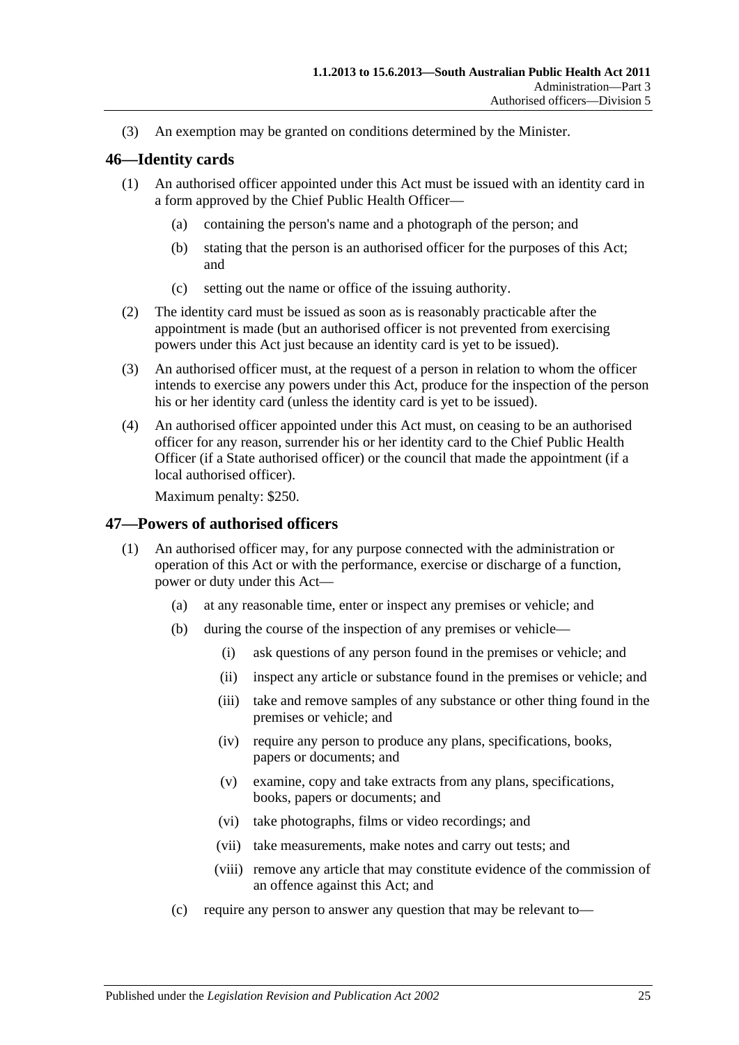(3) An exemption may be granted on conditions determined by the Minister.

## 46—Identity cards

(1) An authorised officer appointed under this Act must be issued with an identity card in a form approved by the Chief Public Health Officer—

- (a) containing the person's name and a photograph of the person; and
- (b) stating that the person is an authorised officer for the purposes of this Act; and
- (c) setting out the name or office of the issuing authority.

(2) The identity card must be issued as soon as is reasonably practicable after the appointment is made (but an authorised officer is not prevented from exercising powers under this Act just because an identity card is yet to be issued).

(3) An authorised officer must, at the request of a person in relation to whom the officer intends to exercise any powers under this Act, produce for the inspection of the person his or her identity card (unless the identity card is yet to be issued).

(4) An authorised officer appointed under this Act must, on ceasing to be an authorised officer for any reason, surrender his or her identity card to the Chief Public Health Officer (if a State authorised officer) or the council that made the appointment (if a local authorised officer).

Maximum penalty: $250.

## 47—Powers of authorised officers

(1) An authorised officer may, for any purpose connected with the administration or operation of this Act or with the performance, exercise or discharge of a function, power or duty under this Act—

- (a) at any reasonable time, enter or inspect any premises or vehicle; and
- (b) during the course of the inspection of any premises or vehicle—
  - (i) ask questions of any person found in the premises or vehicle; and
  - (ii) inspect any article or substance found in the premises or vehicle; and
  - (iii) take and remove samples of any substance or other thing found in the premises or vehicle; and
  - (iv) require any person to produce any plans, specifications, books, papers or documents; and
  - (v) examine, copy and take extracts from any plans, specifications, books, papers or documents; and
  - (vi) take photographs, films or video recordings; and
  - (vii) take measurements, make notes and carry out tests; and
  - (viii) remove any article that may constitute evidence of the commission of an offence against this Act; and
- (c) require any person to answer any question that may be relevant to—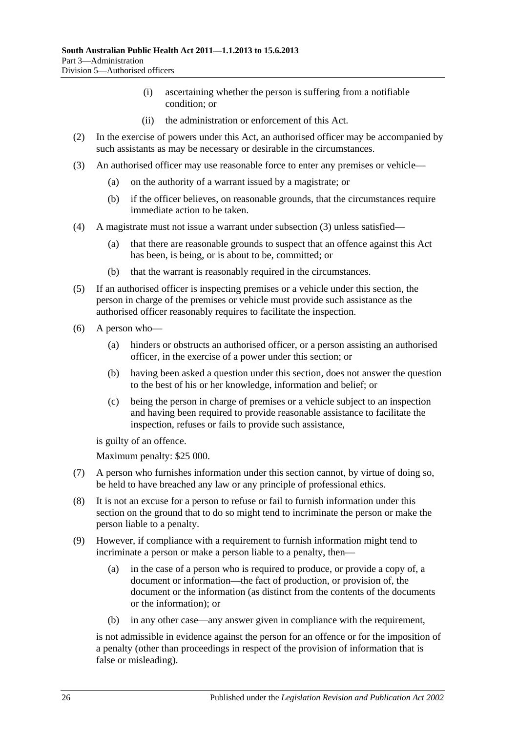(i) ascertaining whether the person is suffering from a notifiable condition; or

(ii) the administration or enforcement of this Act.

(2) In the exercise of powers under this Act, an authorised officer may be accompanied by such assistants as may be necessary or desirable in the circumstances.

(3) An authorised officer may use reasonable force to enter any premises or vehicle—

(a) on the authority of a warrant issued by a magistrate; or

(b) if the officer believes, on reasonable grounds, that the circumstances require immediate action to be taken.

(4) A magistrate must not issue a warrant under subsection (3) unless satisfied—

(a) that there are reasonable grounds to suspect that an offence against this Act has been, is being, or is about to be, committed; or

(b) that the warrant is reasonably required in the circumstances.

(5) If an authorised officer is inspecting premises or a vehicle under this section, the person in charge of the premises or vehicle must provide such assistance as the authorised officer reasonably requires to facilitate the inspection.

(6) A person who—

(a) hinders or obstructs an authorised officer, or a person assisting an authorised officer, in the exercise of a power under this section; or

(b) having been asked a question under this section, does not answer the question to the best of his or her knowledge, information and belief; or

(c) being the person in charge of premises or a vehicle subject to an inspection and having been required to provide reasonable assistance to facilitate the inspection, refuses or fails to provide such assistance,

is guilty of an offence.

Maximum penalty: $25 000.

(7) A person who furnishes information under this section cannot, by virtue of doing so, be held to have breached any law or any principle of professional ethics.

(8) It is not an excuse for a person to refuse or fail to furnish information under this section on the ground that to do so might tend to incriminate the person or make the person liable to a penalty.

(9) However, if compliance with a requirement to furnish information might tend to incriminate a person or make a person liable to a penalty, then—

(a) in the case of a person who is required to produce, or provide a copy of, a document or information—the fact of production, or provision of, the document or the information (as distinct from the contents of the documents or the information); or

(b) in any other case—any answer given in compliance with the requirement,

is not admissible in evidence against the person for an offence or for the imposition of a penalty (other than proceedings in respect of the provision of information that is false or misleading).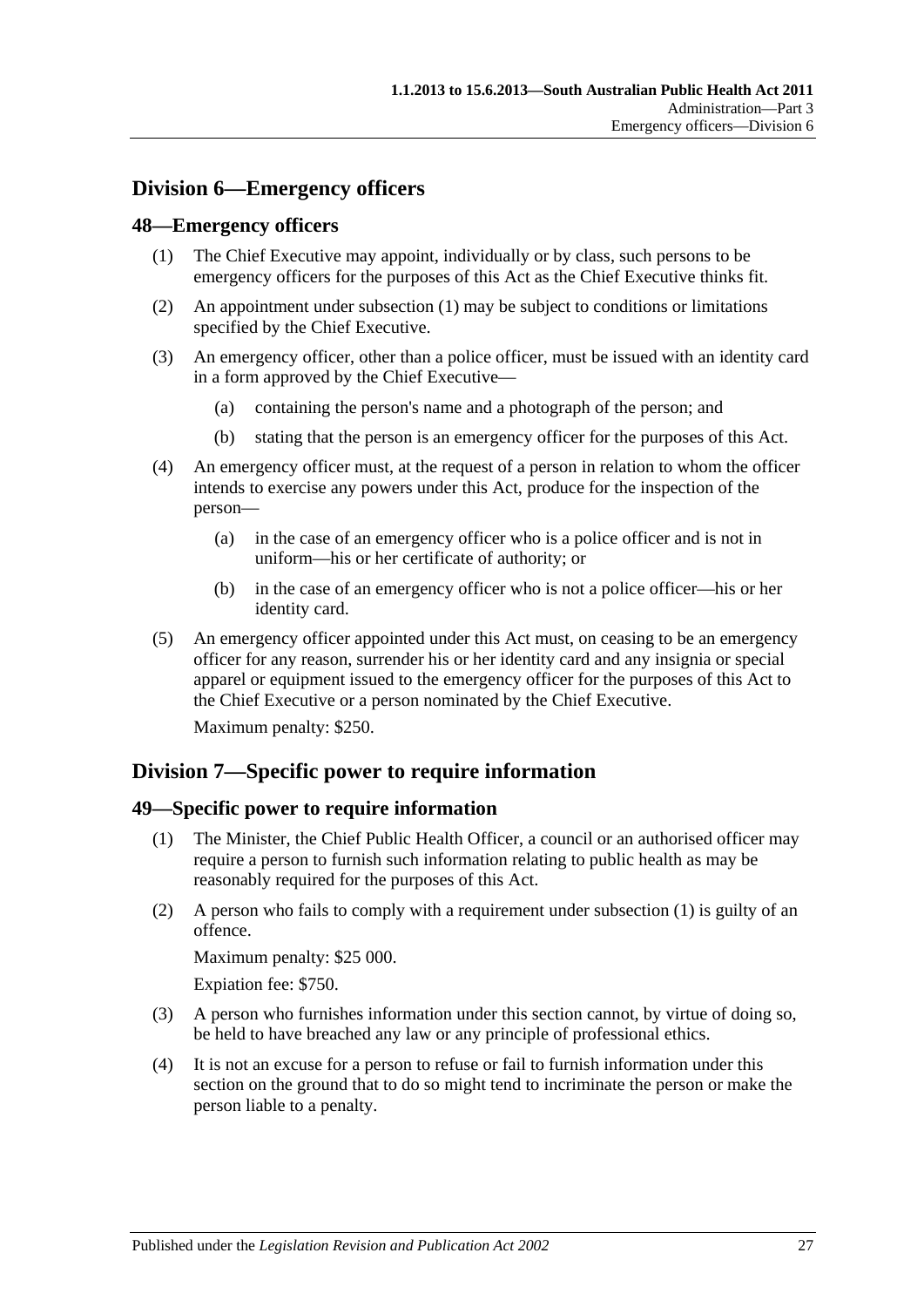## Division 6—Emergency officers

### 48—Emergency officers

(1) The Chief Executive may appoint, individually or by class, such persons to be emergency officers for the purposes of this Act as the Chief Executive thinks fit.

(2) An appointment under subsection (1) may be subject to conditions or limitations specified by the Chief Executive.

(3) An emergency officer, other than a police officer, must be issued with an identity card in a form approved by the Chief Executive—

  (a) containing the person's name and a photograph of the person; and

  (b) stating that the person is an emergency officer for the purposes of this Act.

(4) An emergency officer must, at the request of a person in relation to whom the officer intends to exercise any powers under this Act, produce for the inspection of the person—

  (a) in the case of an emergency officer who is a police officer and is not in uniform—his or her certificate of authority; or

  (b) in the case of an emergency officer who is not a police officer—his or her identity card.

(5) An emergency officer appointed under this Act must, on ceasing to be an emergency officer for any reason, surrender his or her identity card and any insignia or special apparel or equipment issued to the emergency officer for the purposes of this Act to the Chief Executive or a person nominated by the Chief Executive.

Maximum penalty: $250.

## Division 7—Specific power to require information

### 49—Specific power to require information

(1) The Minister, the Chief Public Health Officer, a council or an authorised officer may require a person to furnish such information relating to public health as may be reasonably required for the purposes of this Act.

(2) A person who fails to comply with a requirement under subsection (1) is guilty of an offence.

Maximum penalty: $25 000.

Expiation fee: $750.

(3) A person who furnishes information under this section cannot, by virtue of doing so, be held to have breached any law or any principle of professional ethics.

(4) It is not an excuse for a person to refuse or fail to furnish information under this section on the ground that to do so might tend to incriminate the person or make the person liable to a penalty.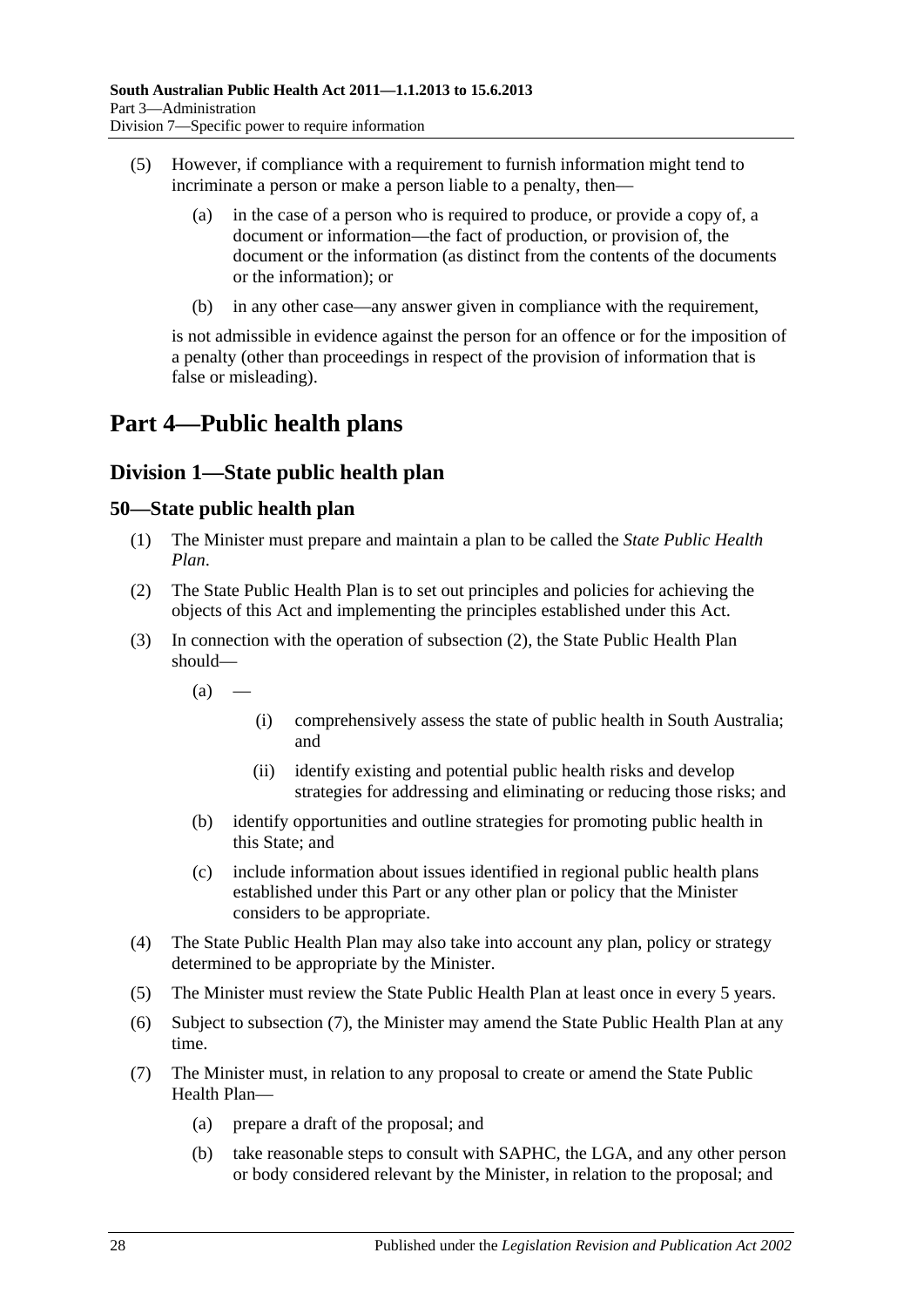(5) However, if compliance with a requirement to furnish information might tend to incriminate a person or make a person liable to a penalty, then—

  (a) in the case of a person who is required to produce, or provide a copy of, a document or information—the fact of production, or provision of, the document or the information (as distinct from the contents of the documents or the information); or

  (b) in any other case—any answer given in compliance with the requirement,

is not admissible in evidence against the person for an offence or for the imposition of a penalty (other than proceedings in respect of the provision of information that is false or misleading).

# Part 4—Public health plans

## Division 1—State public health plan

### 50—State public health plan

(1) The Minister must prepare and maintain a plan to be called the *State Public Health Plan*.

(2) The State Public Health Plan is to set out principles and policies for achieving the objects of this Act and implementing the principles established under this Act.

(3) In connection with the operation of subsection (2), the State Public Health Plan should—

  (a) —

    (i) comprehensively assess the state of public health in South Australia; and

    (ii) identify existing and potential public health risks and develop strategies for addressing and eliminating or reducing those risks; and

  (b) identify opportunities and outline strategies for promoting public health in this State; and

  (c) include information about issues identified in regional public health plans established under this Part or any other plan or policy that the Minister considers to be appropriate.

(4) The State Public Health Plan may also take into account any plan, policy or strategy determined to be appropriate by the Minister.

(5) The Minister must review the State Public Health Plan at least once in every 5 years.

(6) Subject to subsection (7), the Minister may amend the State Public Health Plan at any time.

(7) The Minister must, in relation to any proposal to create or amend the State Public Health Plan—

  (a) prepare a draft of the proposal; and

  (b) take reasonable steps to consult with SAPHC, the LGA, and any other person or body considered relevant by the Minister, in relation to the proposal; and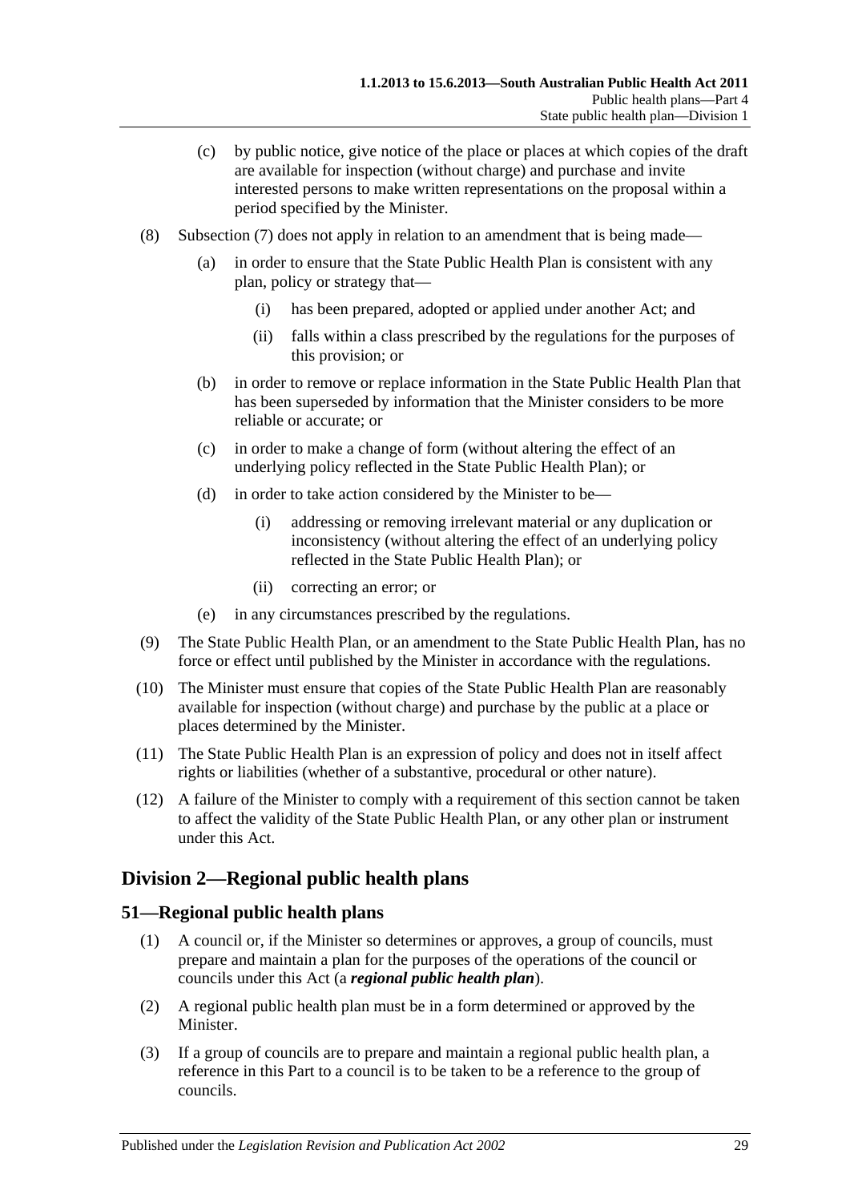(c) by public notice, give notice of the place or places at which copies of the draft are available for inspection (without charge) and purchase and invite interested persons to make written representations on the proposal within a period specified by the Minister.

(8) Subsection (7) does not apply in relation to an amendment that is being made—

(a) in order to ensure that the State Public Health Plan is consistent with any plan, policy or strategy that—

(i) has been prepared, adopted or applied under another Act; and

(ii) falls within a class prescribed by the regulations for the purposes of this provision; or

(b) in order to remove or replace information in the State Public Health Plan that has been superseded by information that the Minister considers to be more reliable or accurate; or

(c) in order to make a change of form (without altering the effect of an underlying policy reflected in the State Public Health Plan); or

(d) in order to take action considered by the Minister to be—

(i) addressing or removing irrelevant material or any duplication or inconsistency (without altering the effect of an underlying policy reflected in the State Public Health Plan); or

(ii) correcting an error; or

(e) in any circumstances prescribed by the regulations.

(9) The State Public Health Plan, or an amendment to the State Public Health Plan, has no force or effect until published by the Minister in accordance with the regulations.

(10) The Minister must ensure that copies of the State Public Health Plan are reasonably available for inspection (without charge) and purchase by the public at a place or places determined by the Minister.

(11) The State Public Health Plan is an expression of policy and does not in itself affect rights or liabilities (whether of a substantive, procedural or other nature).

(12) A failure of the Minister to comply with a requirement of this section cannot be taken to affect the validity of the State Public Health Plan, or any other plan or instrument under this Act.

## Division 2—Regional public health plans

### 51—Regional public health plans

(1) A council or, if the Minister so determines or approves, a group of councils, must prepare and maintain a plan for the purposes of the operations of the council or councils under this Act (a ***regional public health plan***).

(2) A regional public health plan must be in a form determined or approved by the Minister.

(3) If a group of councils are to prepare and maintain a regional public health plan, a reference in this Part to a council is to be taken to be a reference to the group of councils.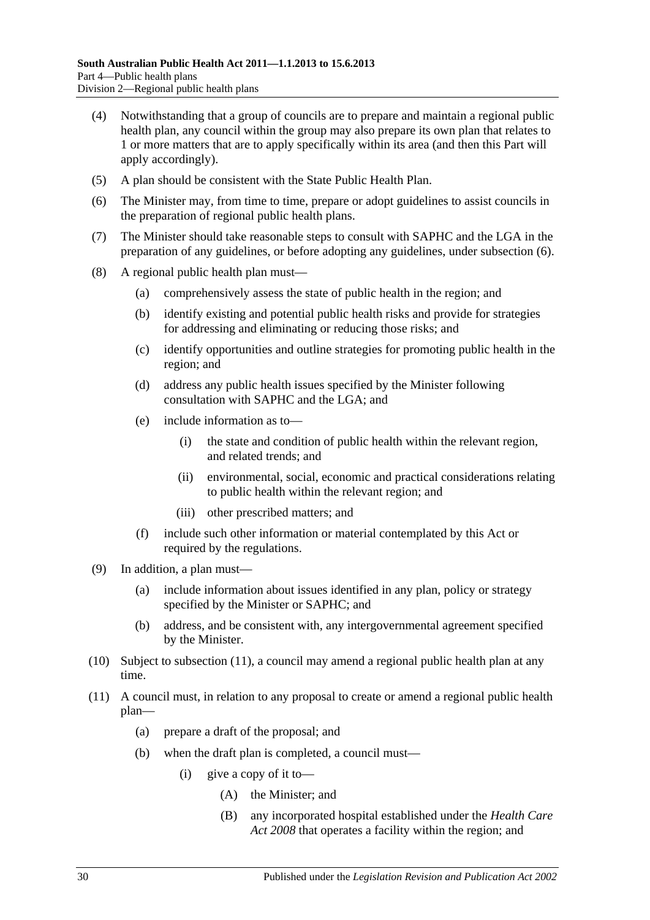(4) Notwithstanding that a group of councils are to prepare and maintain a regional public health plan, any council within the group may also prepare its own plan that relates to 1 or more matters that are to apply specifically within its area (and then this Part will apply accordingly).

(5) A plan should be consistent with the State Public Health Plan.

(6) The Minister may, from time to time, prepare or adopt guidelines to assist councils in the preparation of regional public health plans.

(7) The Minister should take reasonable steps to consult with SAPHC and the LGA in the preparation of any guidelines, or before adopting any guidelines, under subsection (6).

(8) A regional public health plan must—

- (a) comprehensively assess the state of public health in the region; and
- (b) identify existing and potential public health risks and provide for strategies for addressing and eliminating or reducing those risks; and
- (c) identify opportunities and outline strategies for promoting public health in the region; and
- (d) address any public health issues specified by the Minister following consultation with SAPHC and the LGA; and
- (e) include information as to—
  - (i) the state and condition of public health within the relevant region, and related trends; and
  - (ii) environmental, social, economic and practical considerations relating to public health within the relevant region; and
  - (iii) other prescribed matters; and
- (f) include such other information or material contemplated by this Act or required by the regulations.

(9) In addition, a plan must—

- (a) include information about issues identified in any plan, policy or strategy specified by the Minister or SAPHC; and
- (b) address, and be consistent with, any intergovernmental agreement specified by the Minister.

(10) Subject to subsection (11), a council may amend a regional public health plan at any time.

(11) A council must, in relation to any proposal to create or amend a regional public health plan—

- (a) prepare a draft of the proposal; and
- (b) when the draft plan is completed, a council must—
  - (i) give a copy of it to—
    - (A) the Minister; and
    - (B) any incorporated hospital established under the *Health Care Act 2008* that operates a facility within the region; and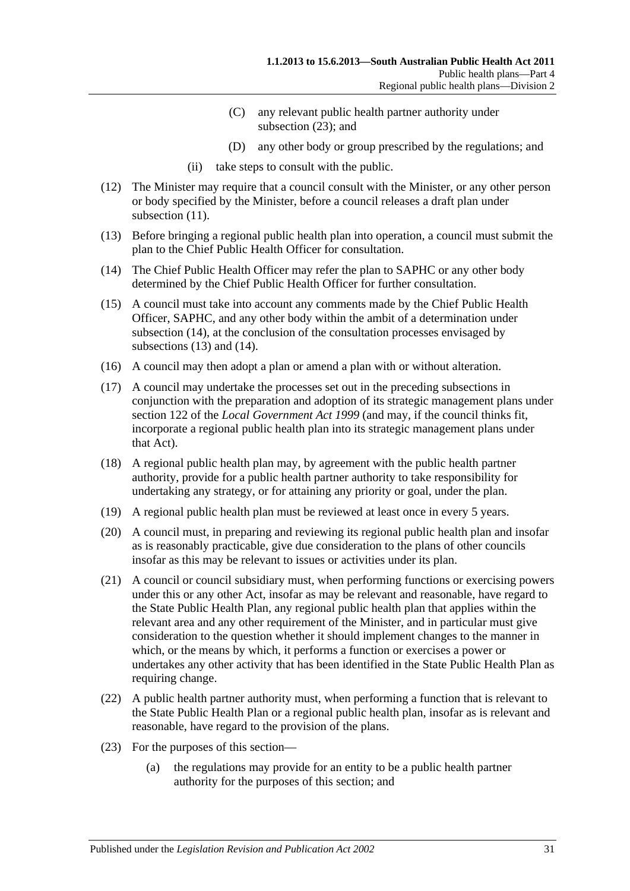(C) any relevant public health partner authority under subsection (23); and

(D) any other body or group prescribed by the regulations; and

(ii) take steps to consult with the public.

(12) The Minister may require that a council consult with the Minister, or any other person or body specified by the Minister, before a council releases a draft plan under subsection (11).

(13) Before bringing a regional public health plan into operation, a council must submit the plan to the Chief Public Health Officer for consultation.

(14) The Chief Public Health Officer may refer the plan to SAPHC or any other body determined by the Chief Public Health Officer for further consultation.

(15) A council must take into account any comments made by the Chief Public Health Officer, SAPHC, and any other body within the ambit of a determination under subsection (14), at the conclusion of the consultation processes envisaged by subsections (13) and (14).

(16) A council may then adopt a plan or amend a plan with or without alteration.

(17) A council may undertake the processes set out in the preceding subsections in conjunction with the preparation and adoption of its strategic management plans under section 122 of the *Local Government Act 1999* (and may, if the council thinks fit, incorporate a regional public health plan into its strategic management plans under that Act).

(18) A regional public health plan may, by agreement with the public health partner authority, provide for a public health partner authority to take responsibility for undertaking any strategy, or for attaining any priority or goal, under the plan.

(19) A regional public health plan must be reviewed at least once in every 5 years.

(20) A council must, in preparing and reviewing its regional public health plan and insofar as is reasonably practicable, give due consideration to the plans of other councils insofar as this may be relevant to issues or activities under its plan.

(21) A council or council subsidiary must, when performing functions or exercising powers under this or any other Act, insofar as may be relevant and reasonable, have regard to the State Public Health Plan, any regional public health plan that applies within the relevant area and any other requirement of the Minister, and in particular must give consideration to the question whether it should implement changes to the manner in which, or the means by which, it performs a function or exercises a power or undertakes any other activity that has been identified in the State Public Health Plan as requiring change.

(22) A public health partner authority must, when performing a function that is relevant to the State Public Health Plan or a regional public health plan, insofar as is relevant and reasonable, have regard to the provision of the plans.

(23) For the purposes of this section—

(a) the regulations may provide for an entity to be a public health partner authority for the purposes of this section; and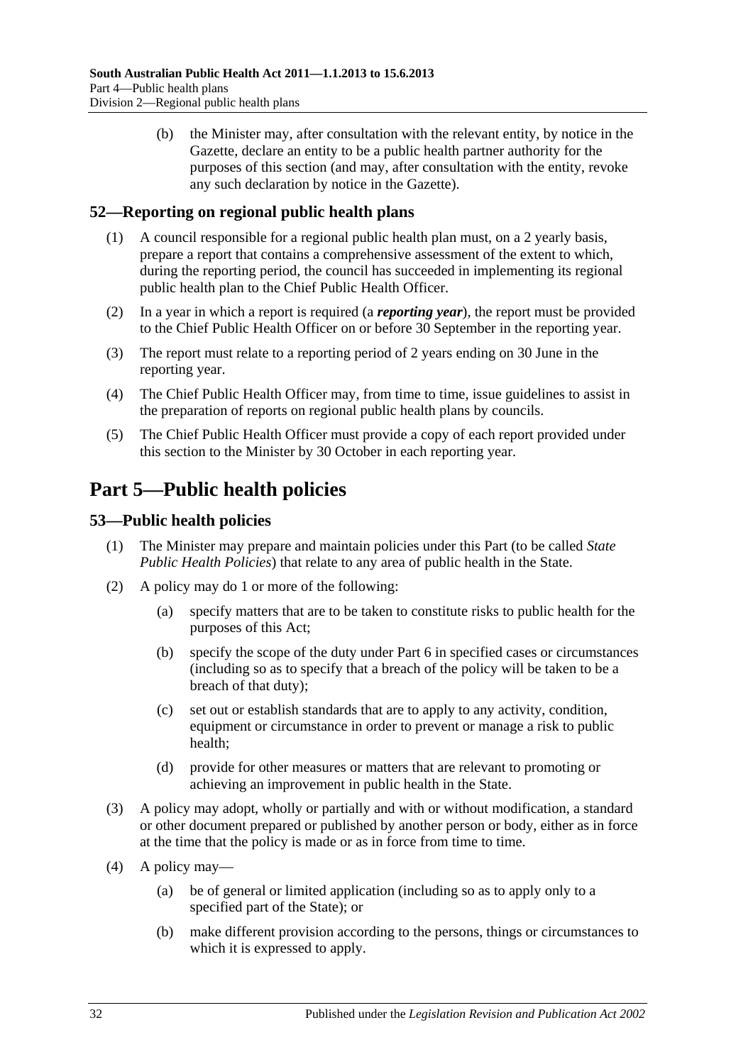(b) the Minister may, after consultation with the relevant entity, by notice in the Gazette, declare an entity to be a public health partner authority for the purposes of this section (and may, after consultation with the entity, revoke any such declaration by notice in the Gazette).

### 52—Reporting on regional public health plans

(1) A council responsible for a regional public health plan must, on a 2 yearly basis, prepare a report that contains a comprehensive assessment of the extent to which, during the reporting period, the council has succeeded in implementing its regional public health plan to the Chief Public Health Officer.

(2) In a year in which a report is required (a ***reporting year***), the report must be provided to the Chief Public Health Officer on or before 30 September in the reporting year.

(3) The report must relate to a reporting period of 2 years ending on 30 June in the reporting year.

(4) The Chief Public Health Officer may, from time to time, issue guidelines to assist in the preparation of reports on regional public health plans by councils.

(5) The Chief Public Health Officer must provide a copy of each report provided under this section to the Minister by 30 October in each reporting year.

## Part 5—Public health policies

### 53—Public health policies

(1) The Minister may prepare and maintain policies under this Part (to be called *State Public Health Policies*) that relate to any area of public health in the State.

(2) A policy may do 1 or more of the following:

(a) specify matters that are to be taken to constitute risks to public health for the purposes of this Act;

(b) specify the scope of the duty under Part 6 in specified cases or circumstances (including so as to specify that a breach of the policy will be taken to be a breach of that duty);

(c) set out or establish standards that are to apply to any activity, condition, equipment or circumstance in order to prevent or manage a risk to public health;

(d) provide for other measures or matters that are relevant to promoting or achieving an improvement in public health in the State.

(3) A policy may adopt, wholly or partially and with or without modification, a standard or other document prepared or published by another person or body, either as in force at the time that the policy is made or as in force from time to time.

(4) A policy may—

(a) be of general or limited application (including so as to apply only to a specified part of the State); or

(b) make different provision according to the persons, things or circumstances to which it is expressed to apply.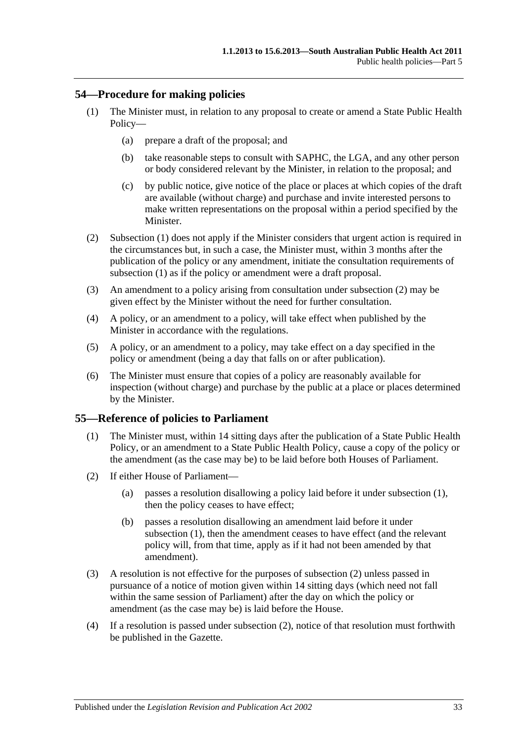## 54—Procedure for making policies

(1) The Minister must, in relation to any proposal to create or amend a State Public Health Policy—

  (a) prepare a draft of the proposal; and

  (b) take reasonable steps to consult with SAPHC, the LGA, and any other person or body considered relevant by the Minister, in relation to the proposal; and

  (c) by public notice, give notice of the place or places at which copies of the draft are available (without charge) and purchase and invite interested persons to make written representations on the proposal within a period specified by the Minister.

(2) Subsection (1) does not apply if the Minister considers that urgent action is required in the circumstances but, in such a case, the Minister must, within 3 months after the publication of the policy or any amendment, initiate the consultation requirements of subsection (1) as if the policy or amendment were a draft proposal.

(3) An amendment to a policy arising from consultation under subsection (2) may be given effect by the Minister without the need for further consultation.

(4) A policy, or an amendment to a policy, will take effect when published by the Minister in accordance with the regulations.

(5) A policy, or an amendment to a policy, may take effect on a day specified in the policy or amendment (being a day that falls on or after publication).

(6) The Minister must ensure that copies of a policy are reasonably available for inspection (without charge) and purchase by the public at a place or places determined by the Minister.

## 55—Reference of policies to Parliament

(1) The Minister must, within 14 sitting days after the publication of a State Public Health Policy, or an amendment to a State Public Health Policy, cause a copy of the policy or the amendment (as the case may be) to be laid before both Houses of Parliament.

(2) If either House of Parliament—

  (a) passes a resolution disallowing a policy laid before it under subsection (1), then the policy ceases to have effect;

  (b) passes a resolution disallowing an amendment laid before it under subsection (1), then the amendment ceases to have effect (and the relevant policy will, from that time, apply as if it had not been amended by that amendment).

(3) A resolution is not effective for the purposes of subsection (2) unless passed in pursuance of a notice of motion given within 14 sitting days (which need not fall within the same session of Parliament) after the day on which the policy or amendment (as the case may be) is laid before the House.

(4) If a resolution is passed under subsection (2), notice of that resolution must forthwith be published in the Gazette.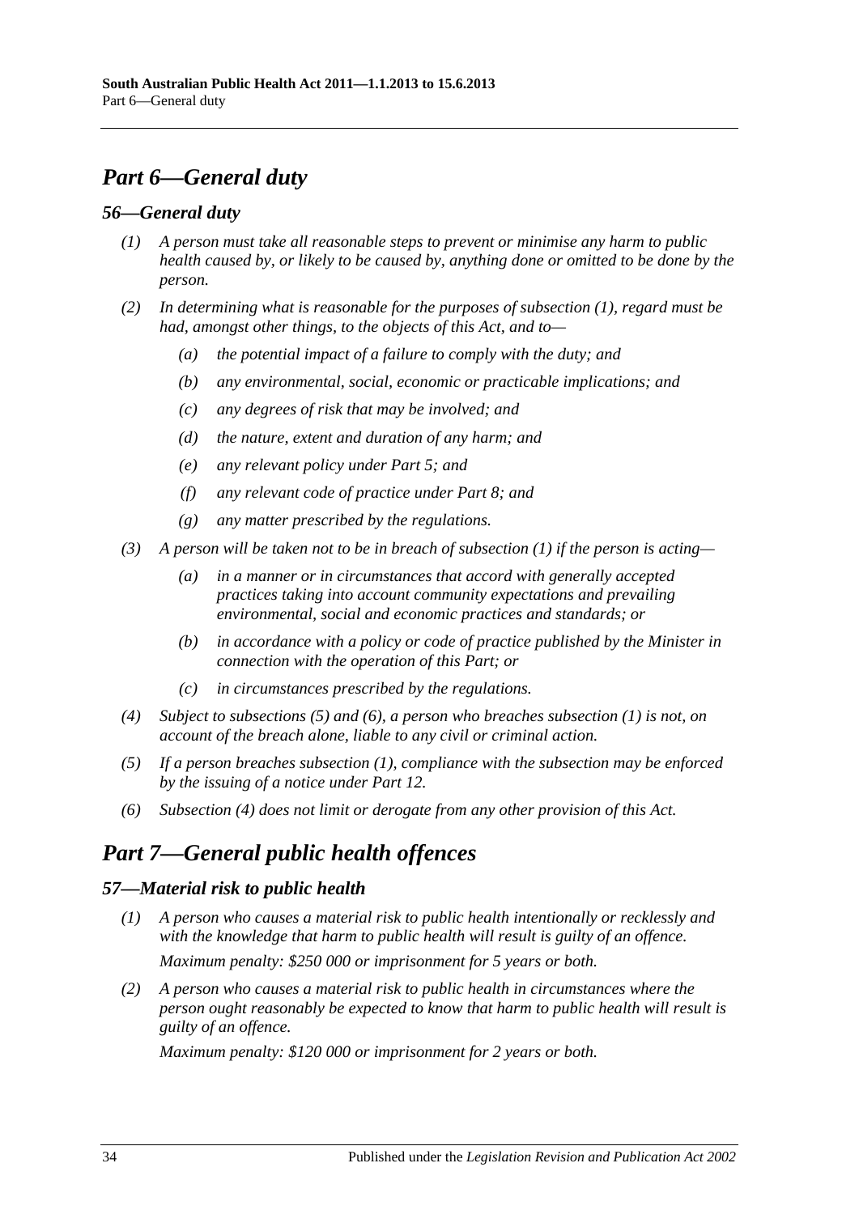# *Part 6—General duty*

## *56—General duty*

(1) *A person must take all reasonable steps to prevent or minimise any harm to public health caused by, or likely to be caused by, anything done or omitted to be done by the person.*

(2) *In determining what is reasonable for the purposes of subsection (1), regard must be had, amongst other things, to the objects of this Act, and to—*

  (a) *the potential impact of a failure to comply with the duty; and*

  (b) *any environmental, social, economic or practicable implications; and*

  (c) *any degrees of risk that may be involved; and*

  (d) *the nature, extent and duration of any harm; and*

  (e) *any relevant policy under Part 5; and*

  (f) *any relevant code of practice under Part 8; and*

  (g) *any matter prescribed by the regulations.*

(3) *A person will be taken not to be in breach of subsection (1) if the person is acting—*

  (a) *in a manner or in circumstances that accord with generally accepted practices taking into account community expectations and prevailing environmental, social and economic practices and standards; or*

  (b) *in accordance with a policy or code of practice published by the Minister in connection with the operation of this Part; or*

  (c) *in circumstances prescribed by the regulations.*

(4) *Subject to subsections (5) and (6), a person who breaches subsection (1) is not, on account of the breach alone, liable to any civil or criminal action.*

(5) *If a person breaches subsection (1), compliance with the subsection may be enforced by the issuing of a notice under Part 12.*

(6) *Subsection (4) does not limit or derogate from any other provision of this Act.*

# *Part 7—General public health offences*

## *57—Material risk to public health*

(1) *A person who causes a material risk to public health intentionally or recklessly and with the knowledge that harm to public health will result is guilty of an offence.*

*Maximum penalty: $250 000 or imprisonment for 5 years or both.*

(2) *A person who causes a material risk to public health in circumstances where the person ought reasonably be expected to know that harm to public health will result is guilty of an offence.*

*Maximum penalty: $120 000 or imprisonment for 2 years or both.*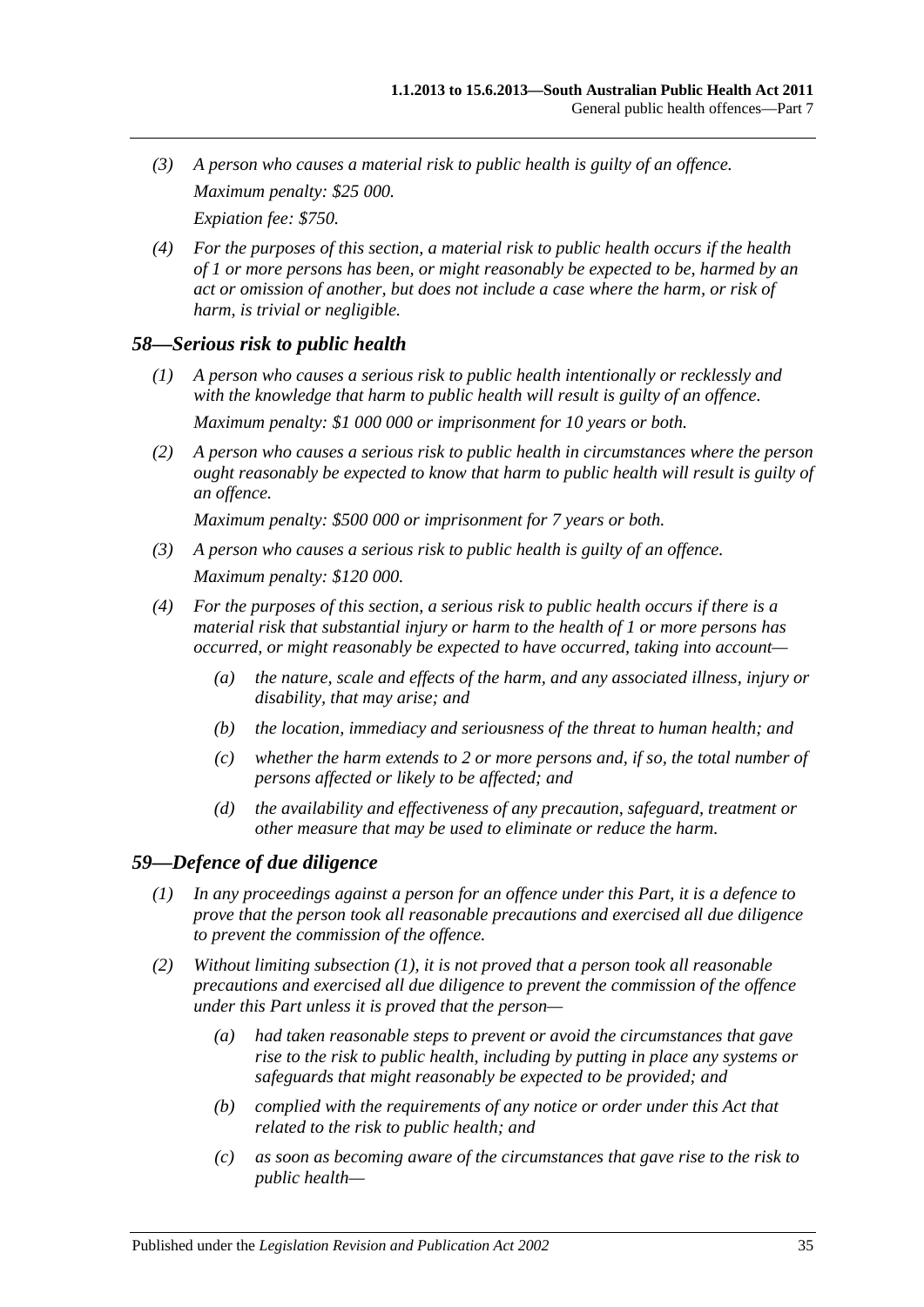*(3) A person who causes a material risk to public health is guilty of an offence.*

*Maximum penalty: $25 000.*

*Expiation fee: $750.*

*(4) For the purposes of this section, a material risk to public health occurs if the health of 1 or more persons has been, or might reasonably be expected to be, harmed by an act or omission of another, but does not include a case where the harm, or risk of harm, is trivial or negligible.*

### *58—Serious risk to public health*

*(1) A person who causes a serious risk to public health intentionally or recklessly and with the knowledge that harm to public health will result is guilty of an offence.*

*Maximum penalty: $1 000 000 or imprisonment for 10 years or both.*

*(2) A person who causes a serious risk to public health in circumstances where the person ought reasonably be expected to know that harm to public health will result is guilty of an offence.*

*Maximum penalty: $500 000 or imprisonment for 7 years or both.*

*(3) A person who causes a serious risk to public health is guilty of an offence.*

*Maximum penalty: $120 000.*

*(4) For the purposes of this section, a serious risk to public health occurs if there is a material risk that substantial injury or harm to the health of 1 or more persons has occurred, or might reasonably be expected to have occurred, taking into account—*

*(a) the nature, scale and effects of the harm, and any associated illness, injury or disability, that may arise; and*

*(b) the location, immediacy and seriousness of the threat to human health; and*

*(c) whether the harm extends to 2 or more persons and, if so, the total number of persons affected or likely to be affected; and*

*(d) the availability and effectiveness of any precaution, safeguard, treatment or other measure that may be used to eliminate or reduce the harm.*

### *59—Defence of due diligence*

*(1) In any proceedings against a person for an offence under this Part, it is a defence to prove that the person took all reasonable precautions and exercised all due diligence to prevent the commission of the offence.*

*(2) Without limiting subsection (1), it is not proved that a person took all reasonable precautions and exercised all due diligence to prevent the commission of the offence under this Part unless it is proved that the person—*

*(a) had taken reasonable steps to prevent or avoid the circumstances that gave rise to the risk to public health, including by putting in place any systems or safeguards that might reasonably be expected to be provided; and*

*(b) complied with the requirements of any notice or order under this Act that related to the risk to public health; and*

*(c) as soon as becoming aware of the circumstances that gave rise to the risk to public health—*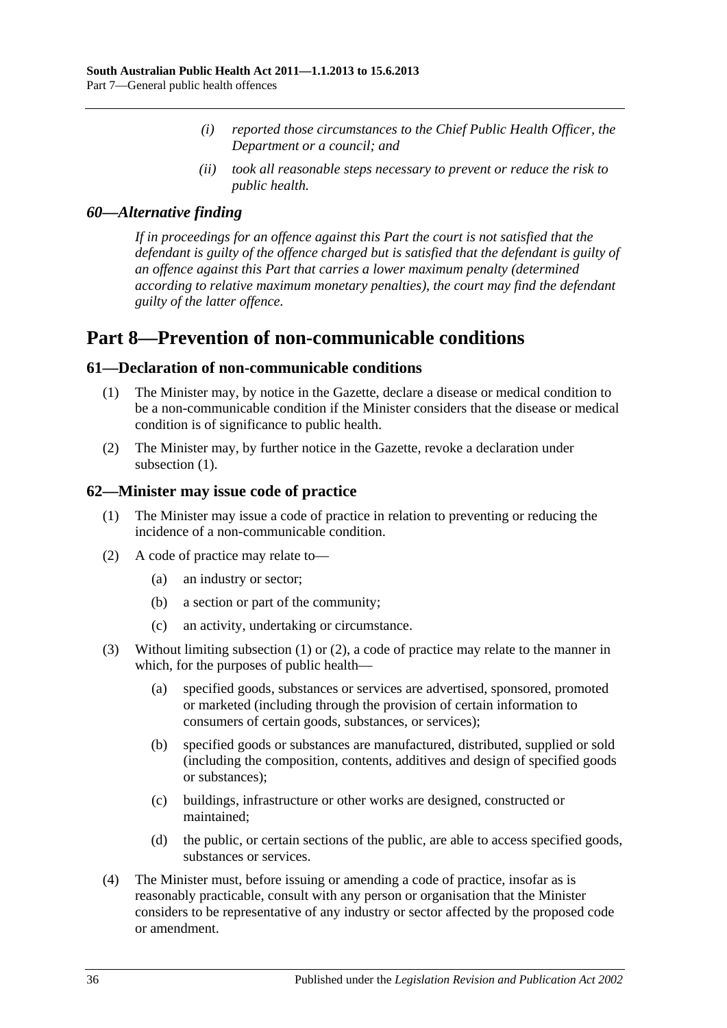*(i) reported those circumstances to the Chief Public Health Officer, the Department or a council; and*

*(ii) took all reasonable steps necessary to prevent or reduce the risk to public health.*

### *60—Alternative finding*

*If in proceedings for an offence against this Part the court is not satisfied that the defendant is guilty of the offence charged but is satisfied that the defendant is guilty of an offence against this Part that carries a lower maximum penalty (determined according to relative maximum monetary penalties), the court may find the defendant guilty of the latter offence.*

## Part 8—Prevention of non-communicable conditions

### 61—Declaration of non-communicable conditions

(1) The Minister may, by notice in the Gazette, declare a disease or medical condition to be a non-communicable condition if the Minister considers that the disease or medical condition is of significance to public health.

(2) The Minister may, by further notice in the Gazette, revoke a declaration under subsection (1).

### 62—Minister may issue code of practice

(1) The Minister may issue a code of practice in relation to preventing or reducing the incidence of a non-communicable condition.

(2) A code of practice may relate to—

- (a) an industry or sector;
- (b) a section or part of the community;
- (c) an activity, undertaking or circumstance.

(3) Without limiting subsection (1) or (2), a code of practice may relate to the manner in which, for the purposes of public health—

- (a) specified goods, substances or services are advertised, sponsored, promoted or marketed (including through the provision of certain information to consumers of certain goods, substances, or services);
- (b) specified goods or substances are manufactured, distributed, supplied or sold (including the composition, contents, additives and design of specified goods or substances);
- (c) buildings, infrastructure or other works are designed, constructed or maintained;
- (d) the public, or certain sections of the public, are able to access specified goods, substances or services.

(4) The Minister must, before issuing or amending a code of practice, insofar as is reasonably practicable, consult with any person or organisation that the Minister considers to be representative of any industry or sector affected by the proposed code or amendment.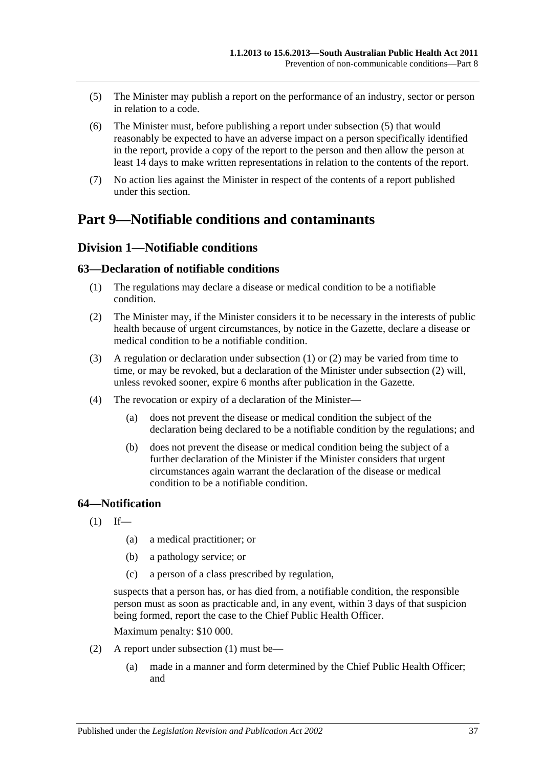(5) The Minister may publish a report on the performance of an industry, sector or person in relation to a code.

(6) The Minister must, before publishing a report under subsection (5) that would reasonably be expected to have an adverse impact on a person specifically identified in the report, provide a copy of the report to the person and then allow the person at least 14 days to make written representations in relation to the contents of the report.

(7) No action lies against the Minister in respect of the contents of a report published under this section.

# Part 9—Notifiable conditions and contaminants

## Division 1—Notifiable conditions

### 63—Declaration of notifiable conditions

(1) The regulations may declare a disease or medical condition to be a notifiable condition.

(2) The Minister may, if the Minister considers it to be necessary in the interests of public health because of urgent circumstances, by notice in the Gazette, declare a disease or medical condition to be a notifiable condition.

(3) A regulation or declaration under subsection (1) or (2) may be varied from time to time, or may be revoked, but a declaration of the Minister under subsection (2) will, unless revoked sooner, expire 6 months after publication in the Gazette.

(4) The revocation or expiry of a declaration of the Minister—

(a) does not prevent the disease or medical condition the subject of the declaration being declared to be a notifiable condition by the regulations; and

(b) does not prevent the disease or medical condition being the subject of a further declaration of the Minister if the Minister considers that urgent circumstances again warrant the declaration of the disease or medical condition to be a notifiable condition.

### 64—Notification

(1) If—

(a) a medical practitioner; or

(b) a pathology service; or

(c) a person of a class prescribed by regulation,

suspects that a person has, or has died from, a notifiable condition, the responsible person must as soon as practicable and, in any event, within 3 days of that suspicion being formed, report the case to the Chief Public Health Officer.

Maximum penalty: $10 000.

(2) A report under subsection (1) must be—

(a) made in a manner and form determined by the Chief Public Health Officer; and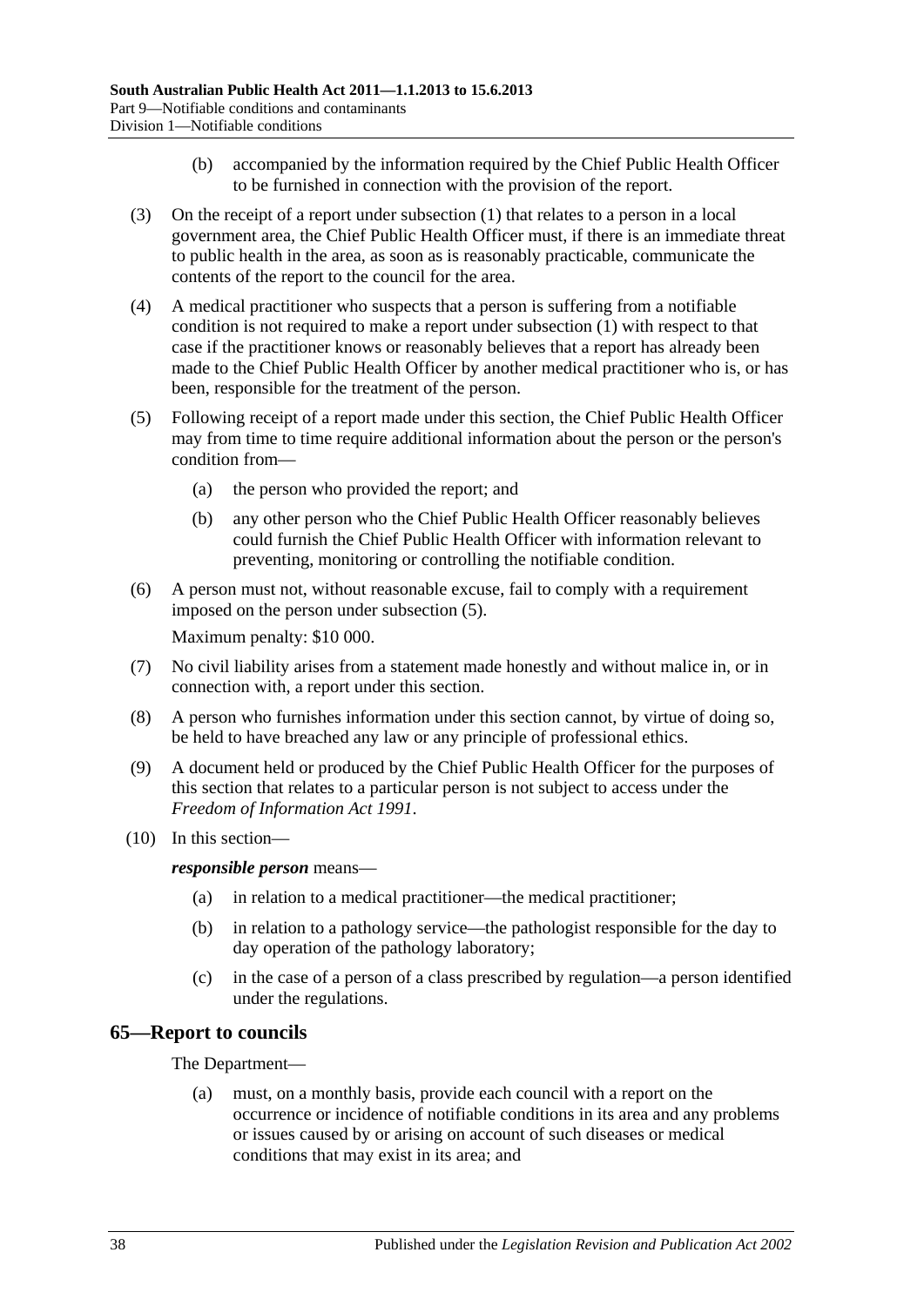(b) accompanied by the information required by the Chief Public Health Officer to be furnished in connection with the provision of the report.

(3) On the receipt of a report under subsection (1) that relates to a person in a local government area, the Chief Public Health Officer must, if there is an immediate threat to public health in the area, as soon as is reasonably practicable, communicate the contents of the report to the council for the area.

(4) A medical practitioner who suspects that a person is suffering from a notifiable condition is not required to make a report under subsection (1) with respect to that case if the practitioner knows or reasonably believes that a report has already been made to the Chief Public Health Officer by another medical practitioner who is, or has been, responsible for the treatment of the person.

(5) Following receipt of a report made under this section, the Chief Public Health Officer may from time to time require additional information about the person or the person's condition from—

(a) the person who provided the report; and

(b) any other person who the Chief Public Health Officer reasonably believes could furnish the Chief Public Health Officer with information relevant to preventing, monitoring or controlling the notifiable condition.

(6) A person must not, without reasonable excuse, fail to comply with a requirement imposed on the person under subsection (5).

Maximum penalty: $10 000.

(7) No civil liability arises from a statement made honestly and without malice in, or in connection with, a report under this section.

(8) A person who furnishes information under this section cannot, by virtue of doing so, be held to have breached any law or any principle of professional ethics.

(9) A document held or produced by the Chief Public Health Officer for the purposes of this section that relates to a particular person is not subject to access under the *Freedom of Information Act 1991*.

(10) In this section—

***responsible person*** means—

(a) in relation to a medical practitioner—the medical practitioner;

(b) in relation to a pathology service—the pathologist responsible for the day to day operation of the pathology laboratory;

(c) in the case of a person of a class prescribed by regulation—a person identified under the regulations.

## 65—Report to councils

The Department—

(a) must, on a monthly basis, provide each council with a report on the occurrence or incidence of notifiable conditions in its area and any problems or issues caused by or arising on account of such diseases or medical conditions that may exist in its area; and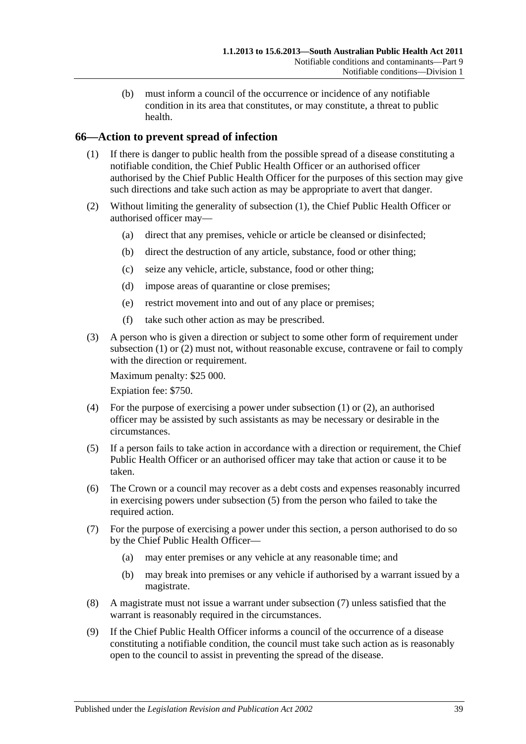(b) must inform a council of the occurrence or incidence of any notifiable condition in its area that constitutes, or may constitute, a threat to public health.

## 66—Action to prevent spread of infection

(1) If there is danger to public health from the possible spread of a disease constituting a notifiable condition, the Chief Public Health Officer or an authorised officer authorised by the Chief Public Health Officer for the purposes of this section may give such directions and take such action as may be appropriate to avert that danger.

(2) Without limiting the generality of subsection (1), the Chief Public Health Officer or authorised officer may—

- (a) direct that any premises, vehicle or article be cleansed or disinfected;
- (b) direct the destruction of any article, substance, food or other thing;
- (c) seize any vehicle, article, substance, food or other thing;
- (d) impose areas of quarantine or close premises;
- (e) restrict movement into and out of any place or premises;
- (f) take such other action as may be prescribed.

(3) A person who is given a direction or subject to some other form of requirement under subsection (1) or (2) must not, without reasonable excuse, contravene or fail to comply with the direction or requirement.

Maximum penalty: $25 000.

Expiation fee: $750.

(4) For the purpose of exercising a power under subsection (1) or (2), an authorised officer may be assisted by such assistants as may be necessary or desirable in the circumstances.

(5) If a person fails to take action in accordance with a direction or requirement, the Chief Public Health Officer or an authorised officer may take that action or cause it to be taken.

(6) The Crown or a council may recover as a debt costs and expenses reasonably incurred in exercising powers under subsection (5) from the person who failed to take the required action.

(7) For the purpose of exercising a power under this section, a person authorised to do so by the Chief Public Health Officer—

- (a) may enter premises or any vehicle at any reasonable time; and
- (b) may break into premises or any vehicle if authorised by a warrant issued by a magistrate.

(8) A magistrate must not issue a warrant under subsection (7) unless satisfied that the warrant is reasonably required in the circumstances.

(9) If the Chief Public Health Officer informs a council of the occurrence of a disease constituting a notifiable condition, the council must take such action as is reasonably open to the council to assist in preventing the spread of the disease.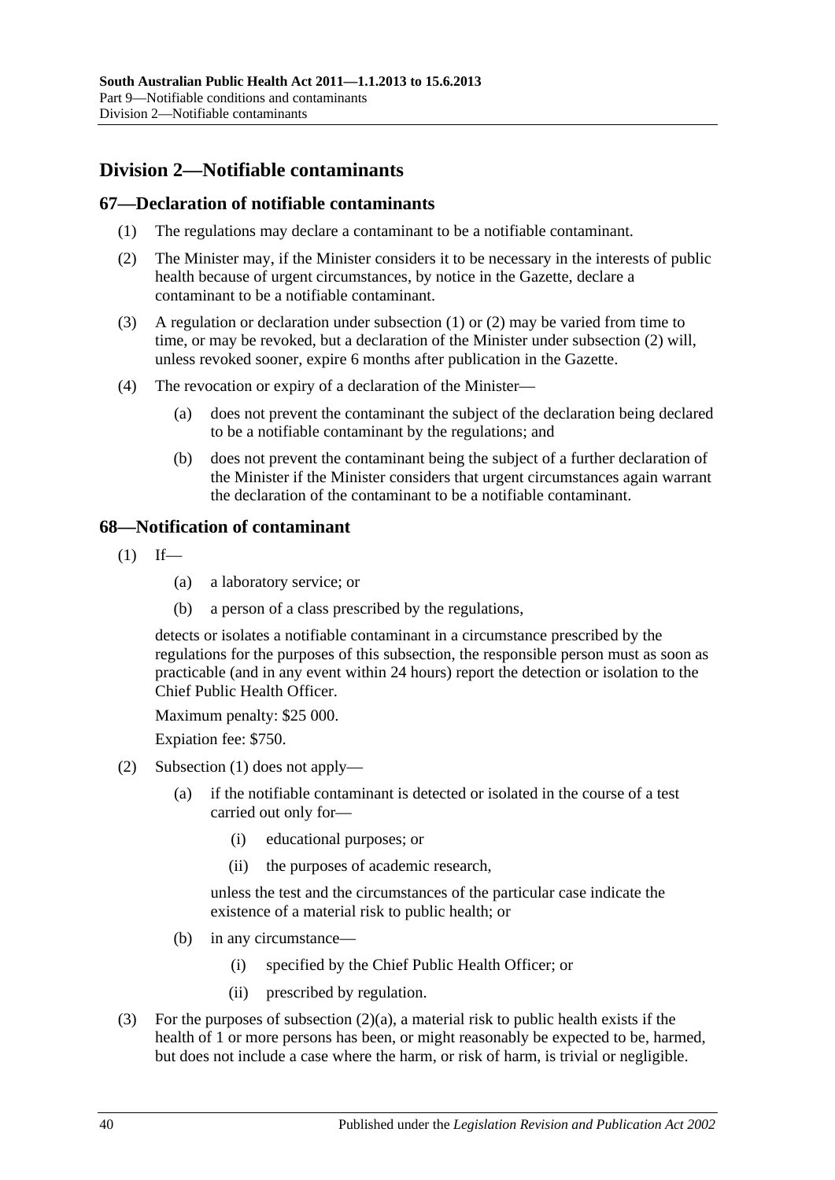## Division 2—Notifiable contaminants

### 67—Declaration of notifiable contaminants

(1) The regulations may declare a contaminant to be a notifiable contaminant.

(2) The Minister may, if the Minister considers it to be necessary in the interests of public health because of urgent circumstances, by notice in the Gazette, declare a contaminant to be a notifiable contaminant.

(3) A regulation or declaration under subsection (1) or (2) may be varied from time to time, or may be revoked, but a declaration of the Minister under subsection (2) will, unless revoked sooner, expire 6 months after publication in the Gazette.

(4) The revocation or expiry of a declaration of the Minister—

(a) does not prevent the contaminant the subject of the declaration being declared to be a notifiable contaminant by the regulations; and

(b) does not prevent the contaminant being the subject of a further declaration of the Minister if the Minister considers that urgent circumstances again warrant the declaration of the contaminant to be a notifiable contaminant.

### 68—Notification of contaminant

(1) If—

(a) a laboratory service; or

(b) a person of a class prescribed by the regulations,

detects or isolates a notifiable contaminant in a circumstance prescribed by the regulations for the purposes of this subsection, the responsible person must as soon as practicable (and in any event within 24 hours) report the detection or isolation to the Chief Public Health Officer.

Maximum penalty: $25 000.

Expiation fee: $750.

(2) Subsection (1) does not apply—

(a) if the notifiable contaminant is detected or isolated in the course of a test carried out only for—

(i) educational purposes; or

(ii) the purposes of academic research,

unless the test and the circumstances of the particular case indicate the existence of a material risk to public health; or

(b) in any circumstance—

(i) specified by the Chief Public Health Officer; or

(ii) prescribed by regulation.

(3) For the purposes of subsection (2)(a), a material risk to public health exists if the health of 1 or more persons has been, or might reasonably be expected to be, harmed, but does not include a case where the harm, or risk of harm, is trivial or negligible.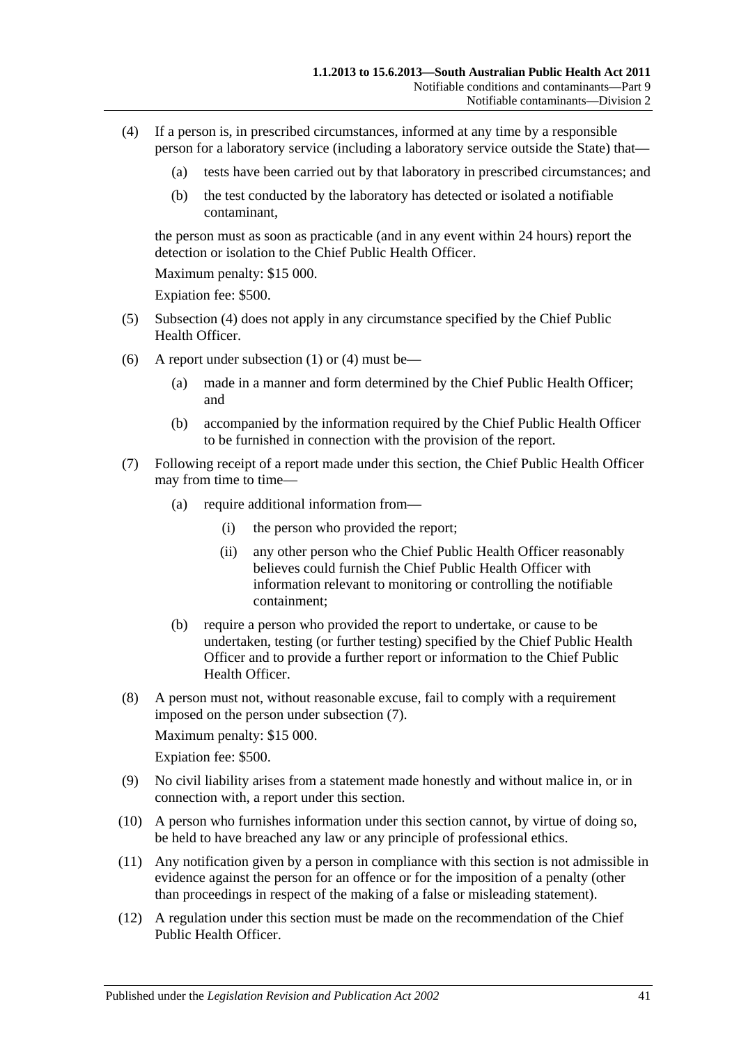(4) If a person is, in prescribed circumstances, informed at any time by a responsible person for a laboratory service (including a laboratory service outside the State) that—

  (a) tests have been carried out by that laboratory in prescribed circumstances; and

  (b) the test conducted by the laboratory has detected or isolated a notifiable contaminant,

the person must as soon as practicable (and in any event within 24 hours) report the detection or isolation to the Chief Public Health Officer.

Maximum penalty: $15 000.

Expiation fee: $500.

(5) Subsection (4) does not apply in any circumstance specified by the Chief Public Health Officer.

(6) A report under subsection (1) or (4) must be—

  (a) made in a manner and form determined by the Chief Public Health Officer; and

  (b) accompanied by the information required by the Chief Public Health Officer to be furnished in connection with the provision of the report.

(7) Following receipt of a report made under this section, the Chief Public Health Officer may from time to time—

  (a) require additional information from—

    (i) the person who provided the report;

    (ii) any other person who the Chief Public Health Officer reasonably believes could furnish the Chief Public Health Officer with information relevant to monitoring or controlling the notifiable containment;

  (b) require a person who provided the report to undertake, or cause to be undertaken, testing (or further testing) specified by the Chief Public Health Officer and to provide a further report or information to the Chief Public Health Officer.

(8) A person must not, without reasonable excuse, fail to comply with a requirement imposed on the person under subsection (7).

Maximum penalty: $15 000.

Expiation fee: $500.

(9) No civil liability arises from a statement made honestly and without malice in, or in connection with, a report under this section.

(10) A person who furnishes information under this section cannot, by virtue of doing so, be held to have breached any law or any principle of professional ethics.

(11) Any notification given by a person in compliance with this section is not admissible in evidence against the person for an offence or for the imposition of a penalty (other than proceedings in respect of the making of a false or misleading statement).

(12) A regulation under this section must be made on the recommendation of the Chief Public Health Officer.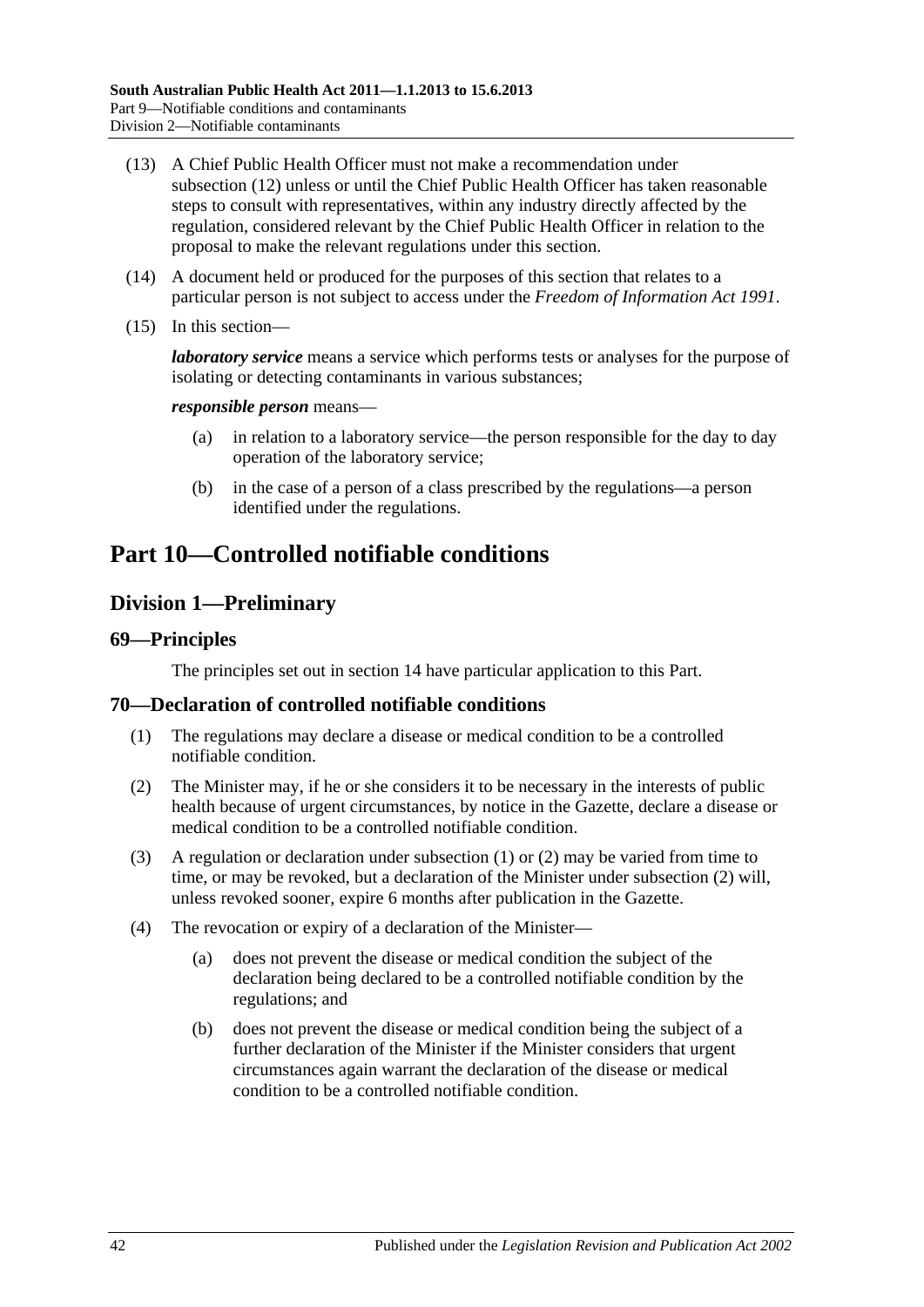(13) A Chief Public Health Officer must not make a recommendation under subsection (12) unless or until the Chief Public Health Officer has taken reasonable steps to consult with representatives, within any industry directly affected by the regulation, considered relevant by the Chief Public Health Officer in relation to the proposal to make the relevant regulations under this section.

(14) A document held or produced for the purposes of this section that relates to a particular person is not subject to access under the *Freedom of Information Act 1991*.

(15) In this section—

***laboratory service*** means a service which performs tests or analyses for the purpose of isolating or detecting contaminants in various substances;

***responsible person*** means—

(a) in relation to a laboratory service—the person responsible for the day to day operation of the laboratory service;

(b) in the case of a person of a class prescribed by the regulations—a person identified under the regulations.

# Part 10—Controlled notifiable conditions

## Division 1—Preliminary

### 69—Principles

The principles set out in section 14 have particular application to this Part.

### 70—Declaration of controlled notifiable conditions

(1) The regulations may declare a disease or medical condition to be a controlled notifiable condition.

(2) The Minister may, if he or she considers it to be necessary in the interests of public health because of urgent circumstances, by notice in the Gazette, declare a disease or medical condition to be a controlled notifiable condition.

(3) A regulation or declaration under subsection (1) or (2) may be varied from time to time, or may be revoked, but a declaration of the Minister under subsection (2) will, unless revoked sooner, expire 6 months after publication in the Gazette.

(4) The revocation or expiry of a declaration of the Minister—

(a) does not prevent the disease or medical condition the subject of the declaration being declared to be a controlled notifiable condition by the regulations; and

(b) does not prevent the disease or medical condition being the subject of a further declaration of the Minister if the Minister considers that urgent circumstances again warrant the declaration of the disease or medical condition to be a controlled notifiable condition.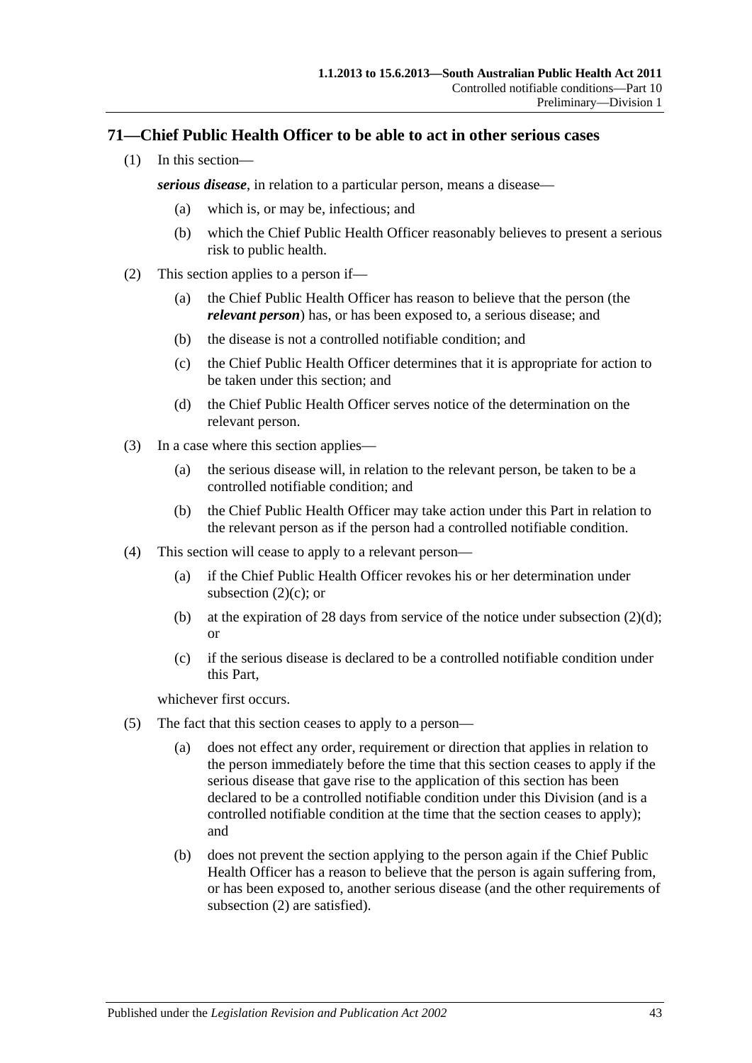## 71—Chief Public Health Officer to be able to act in other serious cases

(1) In this section—

***serious disease***, in relation to a particular person, means a disease—

(a) which is, or may be, infectious; and

(b) which the Chief Public Health Officer reasonably believes to present a serious risk to public health.

(2) This section applies to a person if—

(a) the Chief Public Health Officer has reason to believe that the person (the ***relevant person***) has, or has been exposed to, a serious disease; and

(b) the disease is not a controlled notifiable condition; and

(c) the Chief Public Health Officer determines that it is appropriate for action to be taken under this section; and

(d) the Chief Public Health Officer serves notice of the determination on the relevant person.

(3) In a case where this section applies—

(a) the serious disease will, in relation to the relevant person, be taken to be a controlled notifiable condition; and

(b) the Chief Public Health Officer may take action under this Part in relation to the relevant person as if the person had a controlled notifiable condition.

(4) This section will cease to apply to a relevant person—

(a) if the Chief Public Health Officer revokes his or her determination under subsection (2)(c); or

(b) at the expiration of 28 days from service of the notice under subsection (2)(d); or

(c) if the serious disease is declared to be a controlled notifiable condition under this Part,

whichever first occurs.

(5) The fact that this section ceases to apply to a person—

(a) does not effect any order, requirement or direction that applies in relation to the person immediately before the time that this section ceases to apply if the serious disease that gave rise to the application of this section has been declared to be a controlled notifiable condition under this Division (and is a controlled notifiable condition at the time that the section ceases to apply); and

(b) does not prevent the section applying to the person again if the Chief Public Health Officer has a reason to believe that the person is again suffering from, or has been exposed to, another serious disease (and the other requirements of subsection (2) are satisfied).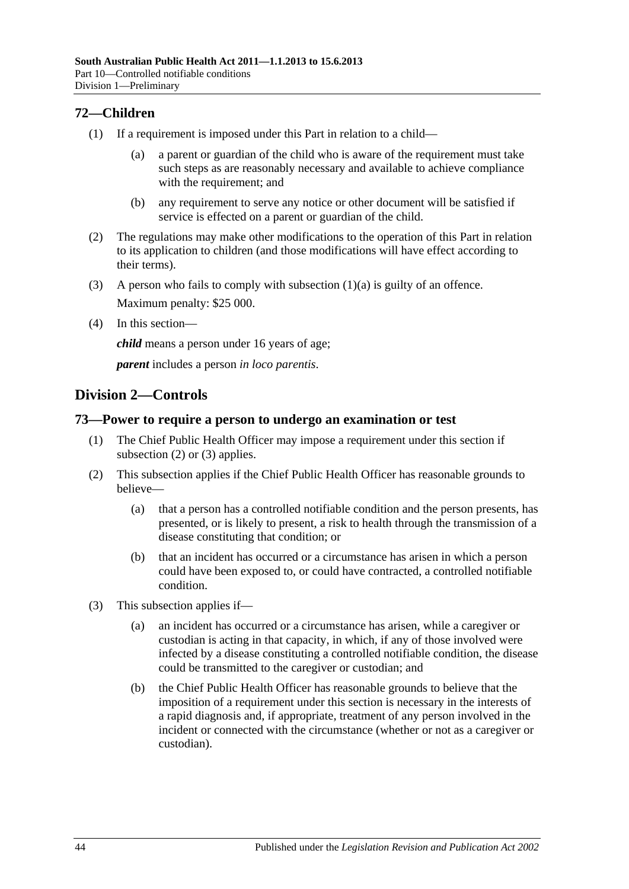## 72—Children

(1) If a requirement is imposed under this Part in relation to a child—

(a) a parent or guardian of the child who is aware of the requirement must take such steps as are reasonably necessary and available to achieve compliance with the requirement; and

(b) any requirement to serve any notice or other document will be satisfied if service is effected on a parent or guardian of the child.

(2) The regulations may make other modifications to the operation of this Part in relation to its application to children (and those modifications will have effect according to their terms).

(3) A person who fails to comply with subsection (1)(a) is guilty of an offence.

Maximum penalty: $25 000.

(4) In this section—

***child*** means a person under 16 years of age;

***parent*** includes a person *in loco parentis*.

# Division 2—Controls

## 73—Power to require a person to undergo an examination or test

(1) The Chief Public Health Officer may impose a requirement under this section if subsection (2) or (3) applies.

(2) This subsection applies if the Chief Public Health Officer has reasonable grounds to believe—

(a) that a person has a controlled notifiable condition and the person presents, has presented, or is likely to present, a risk to health through the transmission of a disease constituting that condition; or

(b) that an incident has occurred or a circumstance has arisen in which a person could have been exposed to, or could have contracted, a controlled notifiable condition.

(3) This subsection applies if—

(a) an incident has occurred or a circumstance has arisen, while a caregiver or custodian is acting in that capacity, in which, if any of those involved were infected by a disease constituting a controlled notifiable condition, the disease could be transmitted to the caregiver or custodian; and

(b) the Chief Public Health Officer has reasonable grounds to believe that the imposition of a requirement under this section is necessary in the interests of a rapid diagnosis and, if appropriate, treatment of any person involved in the incident or connected with the circumstance (whether or not as a caregiver or custodian).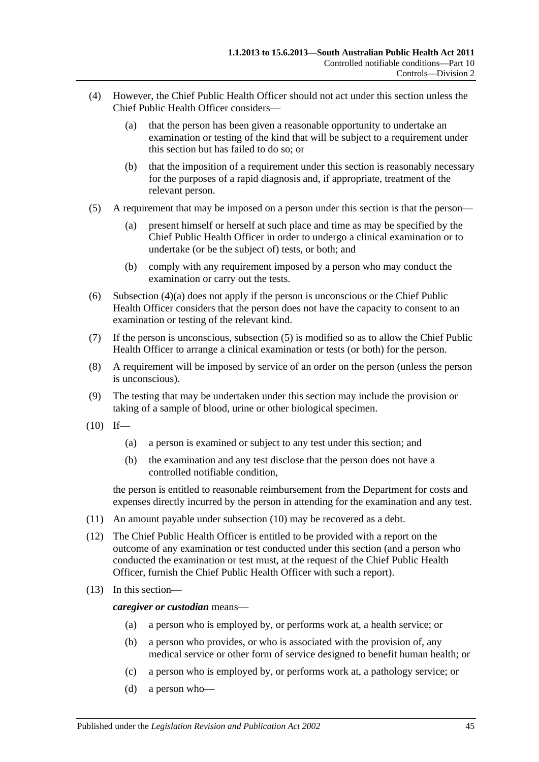(4) However, the Chief Public Health Officer should not act under this section unless the Chief Public Health Officer considers—

(a) that the person has been given a reasonable opportunity to undertake an examination or testing of the kind that will be subject to a requirement under this section but has failed to do so; or

(b) that the imposition of a requirement under this section is reasonably necessary for the purposes of a rapid diagnosis and, if appropriate, treatment of the relevant person.

(5) A requirement that may be imposed on a person under this section is that the person—

(a) present himself or herself at such place and time as may be specified by the Chief Public Health Officer in order to undergo a clinical examination or to undertake (or be the subject of) tests, or both; and

(b) comply with any requirement imposed by a person who may conduct the examination or carry out the tests.

(6) Subsection (4)(a) does not apply if the person is unconscious or the Chief Public Health Officer considers that the person does not have the capacity to consent to an examination or testing of the relevant kind.

(7) If the person is unconscious, subsection (5) is modified so as to allow the Chief Public Health Officer to arrange a clinical examination or tests (or both) for the person.

(8) A requirement will be imposed by service of an order on the person (unless the person is unconscious).

(9) The testing that may be undertaken under this section may include the provision or taking of a sample of blood, urine or other biological specimen.

(10) If—

(a) a person is examined or subject to any test under this section; and

(b) the examination and any test disclose that the person does not have a controlled notifiable condition,

the person is entitled to reasonable reimbursement from the Department for costs and expenses directly incurred by the person in attending for the examination and any test.

(11) An amount payable under subsection (10) may be recovered as a debt.

(12) The Chief Public Health Officer is entitled to be provided with a report on the outcome of any examination or test conducted under this section (and a person who conducted the examination or test must, at the request of the Chief Public Health Officer, furnish the Chief Public Health Officer with such a report).

(13) In this section—

***caregiver or custodian*** means—

(a) a person who is employed by, or performs work at, a health service; or

(b) a person who provides, or who is associated with the provision of, any medical service or other form of service designed to benefit human health; or

(c) a person who is employed by, or performs work at, a pathology service; or

(d) a person who—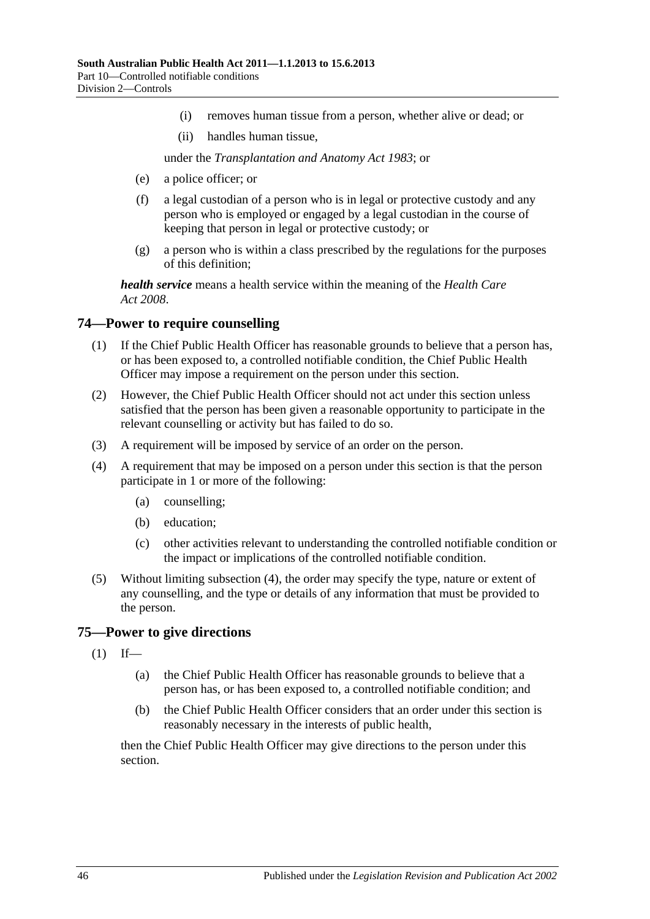(i) removes human tissue from a person, whether alive or dead; or

(ii) handles human tissue,

under the *Transplantation and Anatomy Act 1983*; or

(e) a police officer; or

(f) a legal custodian of a person who is in legal or protective custody and any person who is employed or engaged by a legal custodian in the course of keeping that person in legal or protective custody; or

(g) a person who is within a class prescribed by the regulations for the purposes of this definition;

***health service*** means a health service within the meaning of the *Health Care Act 2008*.

## 74—Power to require counselling

(1) If the Chief Public Health Officer has reasonable grounds to believe that a person has, or has been exposed to, a controlled notifiable condition, the Chief Public Health Officer may impose a requirement on the person under this section.

(2) However, the Chief Public Health Officer should not act under this section unless satisfied that the person has been given a reasonable opportunity to participate in the relevant counselling or activity but has failed to do so.

(3) A requirement will be imposed by service of an order on the person.

(4) A requirement that may be imposed on a person under this section is that the person participate in 1 or more of the following:

(a) counselling;

(b) education;

(c) other activities relevant to understanding the controlled notifiable condition or the impact or implications of the controlled notifiable condition.

(5) Without limiting subsection (4), the order may specify the type, nature or extent of any counselling, and the type or details of any information that must be provided to the person.

## 75—Power to give directions

(1) If—

(a) the Chief Public Health Officer has reasonable grounds to believe that a person has, or has been exposed to, a controlled notifiable condition; and

(b) the Chief Public Health Officer considers that an order under this section is reasonably necessary in the interests of public health,

then the Chief Public Health Officer may give directions to the person under this section.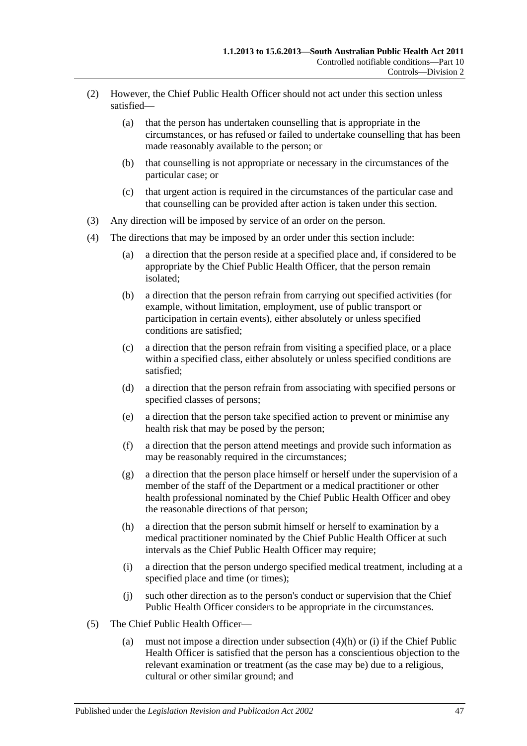(2) However, the Chief Public Health Officer should not act under this section unless satisfied—

(a) that the person has undertaken counselling that is appropriate in the circumstances, or has refused or failed to undertake counselling that has been made reasonably available to the person; or

(b) that counselling is not appropriate or necessary in the circumstances of the particular case; or

(c) that urgent action is required in the circumstances of the particular case and that counselling can be provided after action is taken under this section.

(3) Any direction will be imposed by service of an order on the person.

(4) The directions that may be imposed by an order under this section include:

(a) a direction that the person reside at a specified place and, if considered to be appropriate by the Chief Public Health Officer, that the person remain isolated;

(b) a direction that the person refrain from carrying out specified activities (for example, without limitation, employment, use of public transport or participation in certain events), either absolutely or unless specified conditions are satisfied;

(c) a direction that the person refrain from visiting a specified place, or a place within a specified class, either absolutely or unless specified conditions are satisfied;

(d) a direction that the person refrain from associating with specified persons or specified classes of persons;

(e) a direction that the person take specified action to prevent or minimise any health risk that may be posed by the person;

(f) a direction that the person attend meetings and provide such information as may be reasonably required in the circumstances;

(g) a direction that the person place himself or herself under the supervision of a member of the staff of the Department or a medical practitioner or other health professional nominated by the Chief Public Health Officer and obey the reasonable directions of that person;

(h) a direction that the person submit himself or herself to examination by a medical practitioner nominated by the Chief Public Health Officer at such intervals as the Chief Public Health Officer may require;

(i) a direction that the person undergo specified medical treatment, including at a specified place and time (or times);

(j) such other direction as to the person's conduct or supervision that the Chief Public Health Officer considers to be appropriate in the circumstances.

(5) The Chief Public Health Officer—

(a) must not impose a direction under subsection (4)(h) or (i) if the Chief Public Health Officer is satisfied that the person has a conscientious objection to the relevant examination or treatment (as the case may be) due to a religious, cultural or other similar ground; and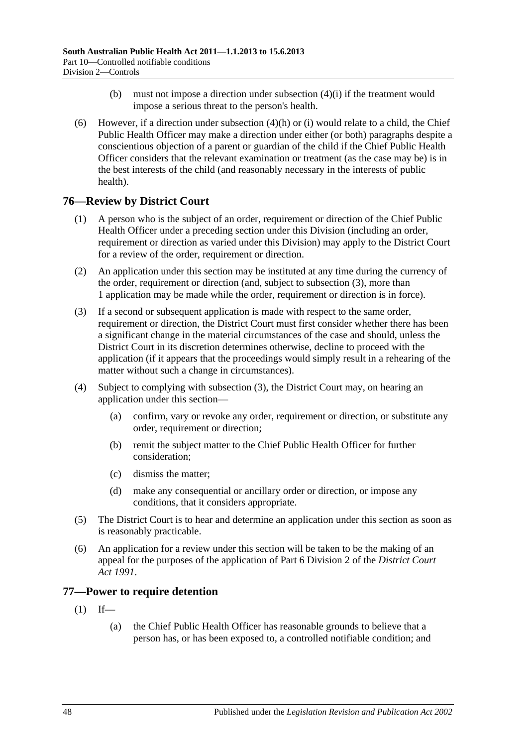(b) must not impose a direction under subsection (4)(i) if the treatment would impose a serious threat to the person's health.

(6) However, if a direction under subsection (4)(h) or (i) would relate to a child, the Chief Public Health Officer may make a direction under either (or both) paragraphs despite a conscientious objection of a parent or guardian of the child if the Chief Public Health Officer considers that the relevant examination or treatment (as the case may be) is in the best interests of the child (and reasonably necessary in the interests of public health).

## 76—Review by District Court

(1) A person who is the subject of an order, requirement or direction of the Chief Public Health Officer under a preceding section under this Division (including an order, requirement or direction as varied under this Division) may apply to the District Court for a review of the order, requirement or direction.

(2) An application under this section may be instituted at any time during the currency of the order, requirement or direction (and, subject to subsection (3), more than 1 application may be made while the order, requirement or direction is in force).

(3) If a second or subsequent application is made with respect to the same order, requirement or direction, the District Court must first consider whether there has been a significant change in the material circumstances of the case and should, unless the District Court in its discretion determines otherwise, decline to proceed with the application (if it appears that the proceedings would simply result in a rehearing of the matter without such a change in circumstances).

(4) Subject to complying with subsection (3), the District Court may, on hearing an application under this section—

(a) confirm, vary or revoke any order, requirement or direction, or substitute any order, requirement or direction;

(b) remit the subject matter to the Chief Public Health Officer for further consideration;

(c) dismiss the matter;

(d) make any consequential or ancillary order or direction, or impose any conditions, that it considers appropriate.

(5) The District Court is to hear and determine an application under this section as soon as is reasonably practicable.

(6) An application for a review under this section will be taken to be the making of an appeal for the purposes of the application of Part 6 Division 2 of the *District Court Act 1991*.

## 77—Power to require detention

(1) If—

(a) the Chief Public Health Officer has reasonable grounds to believe that a person has, or has been exposed to, a controlled notifiable condition; and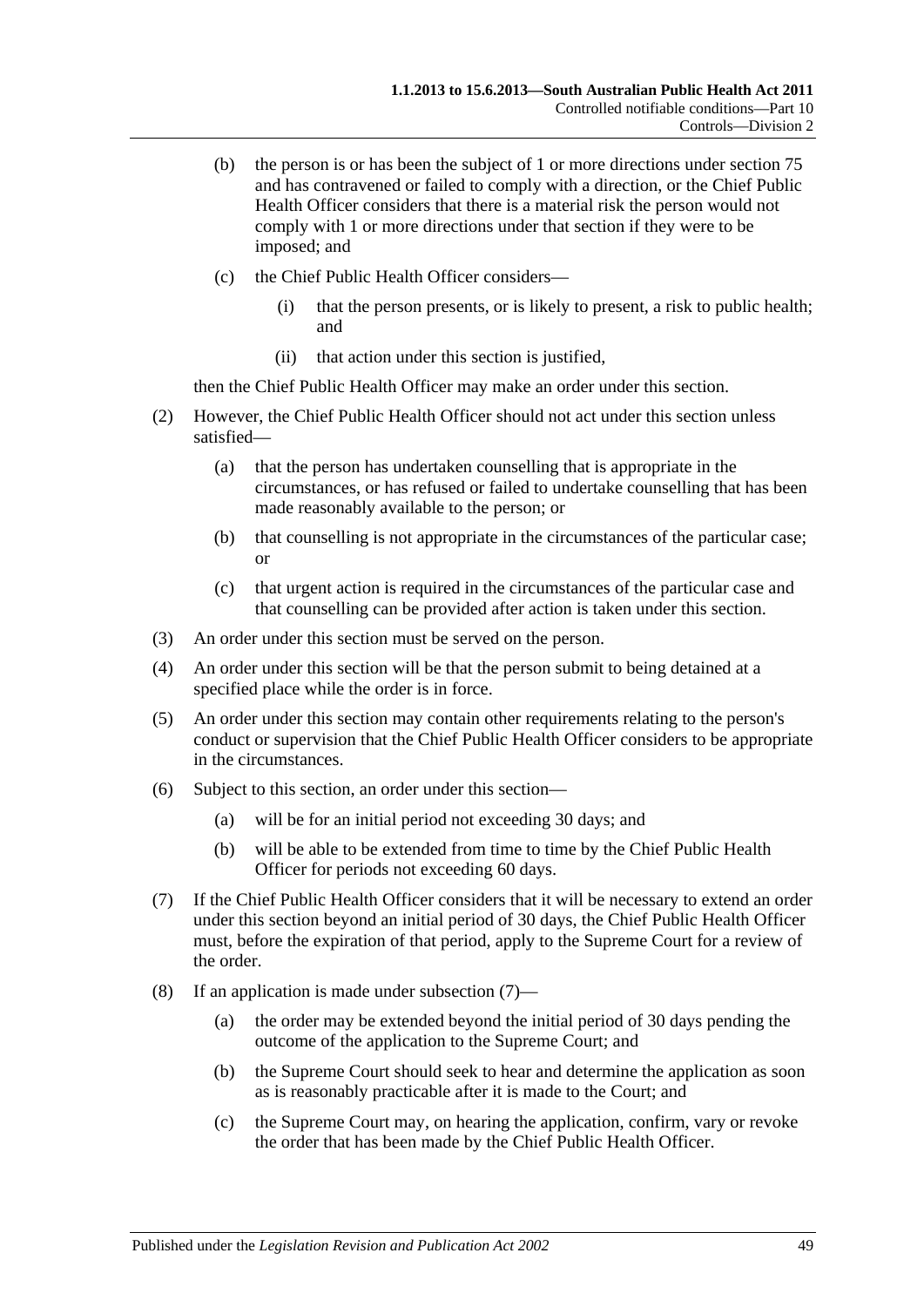(b) the person is or has been the subject of 1 or more directions under section 75 and has contravened or failed to comply with a direction, or the Chief Public Health Officer considers that there is a material risk the person would not comply with 1 or more directions under that section if they were to be imposed; and

(c) the Chief Public Health Officer considers—

(i) that the person presents, or is likely to present, a risk to public health; and

(ii) that action under this section is justified,

then the Chief Public Health Officer may make an order under this section.

(2) However, the Chief Public Health Officer should not act under this section unless satisfied—

(a) that the person has undertaken counselling that is appropriate in the circumstances, or has refused or failed to undertake counselling that has been made reasonably available to the person; or

(b) that counselling is not appropriate in the circumstances of the particular case; or

(c) that urgent action is required in the circumstances of the particular case and that counselling can be provided after action is taken under this section.

(3) An order under this section must be served on the person.

(4) An order under this section will be that the person submit to being detained at a specified place while the order is in force.

(5) An order under this section may contain other requirements relating to the person's conduct or supervision that the Chief Public Health Officer considers to be appropriate in the circumstances.

(6) Subject to this section, an order under this section—

(a) will be for an initial period not exceeding 30 days; and

(b) will be able to be extended from time to time by the Chief Public Health Officer for periods not exceeding 60 days.

(7) If the Chief Public Health Officer considers that it will be necessary to extend an order under this section beyond an initial period of 30 days, the Chief Public Health Officer must, before the expiration of that period, apply to the Supreme Court for a review of the order.

(8) If an application is made under subsection (7)—

(a) the order may be extended beyond the initial period of 30 days pending the outcome of the application to the Supreme Court; and

(b) the Supreme Court should seek to hear and determine the application as soon as is reasonably practicable after it is made to the Court; and

(c) the Supreme Court may, on hearing the application, confirm, vary or revoke the order that has been made by the Chief Public Health Officer.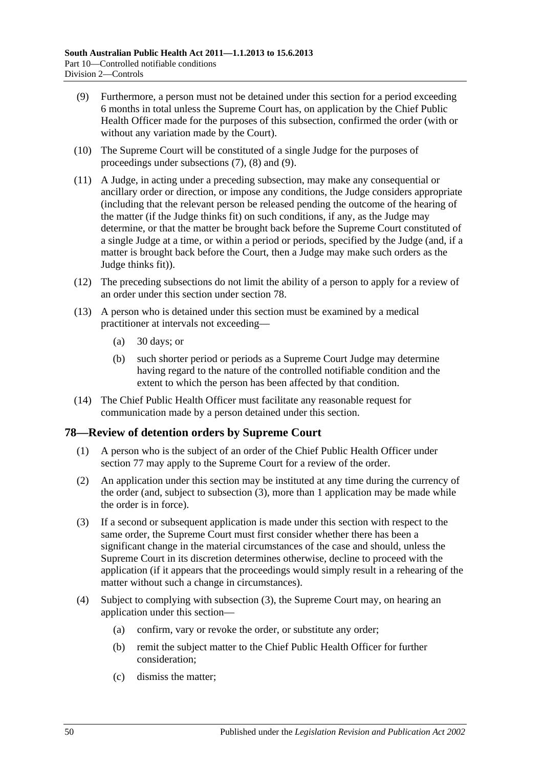(9) Furthermore, a person must not be detained under this section for a period exceeding 6 months in total unless the Supreme Court has, on application by the Chief Public Health Officer made for the purposes of this subsection, confirmed the order (with or without any variation made by the Court).

(10) The Supreme Court will be constituted of a single Judge for the purposes of proceedings under subsections (7), (8) and (9).

(11) A Judge, in acting under a preceding subsection, may make any consequential or ancillary order or direction, or impose any conditions, the Judge considers appropriate (including that the relevant person be released pending the outcome of the hearing of the matter (if the Judge thinks fit) on such conditions, if any, as the Judge may determine, or that the matter be brought back before the Supreme Court constituted of a single Judge at a time, or within a period or periods, specified by the Judge (and, if a matter is brought back before the Court, then a Judge may make such orders as the Judge thinks fit)).

(12) The preceding subsections do not limit the ability of a person to apply for a review of an order under this section under section 78.

(13) A person who is detained under this section must be examined by a medical practitioner at intervals not exceeding—

- (a) 30 days; or
- (b) such shorter period or periods as a Supreme Court Judge may determine having regard to the nature of the controlled notifiable condition and the extent to which the person has been affected by that condition.

(14) The Chief Public Health Officer must facilitate any reasonable request for communication made by a person detained under this section.

## 78—Review of detention orders by Supreme Court

(1) A person who is the subject of an order of the Chief Public Health Officer under section 77 may apply to the Supreme Court for a review of the order.

(2) An application under this section may be instituted at any time during the currency of the order (and, subject to subsection (3), more than 1 application may be made while the order is in force).

(3) If a second or subsequent application is made under this section with respect to the same order, the Supreme Court must first consider whether there has been a significant change in the material circumstances of the case and should, unless the Supreme Court in its discretion determines otherwise, decline to proceed with the application (if it appears that the proceedings would simply result in a rehearing of the matter without such a change in circumstances).

(4) Subject to complying with subsection (3), the Supreme Court may, on hearing an application under this section—

- (a) confirm, vary or revoke the order, or substitute any order;
- (b) remit the subject matter to the Chief Public Health Officer for further consideration;
- (c) dismiss the matter;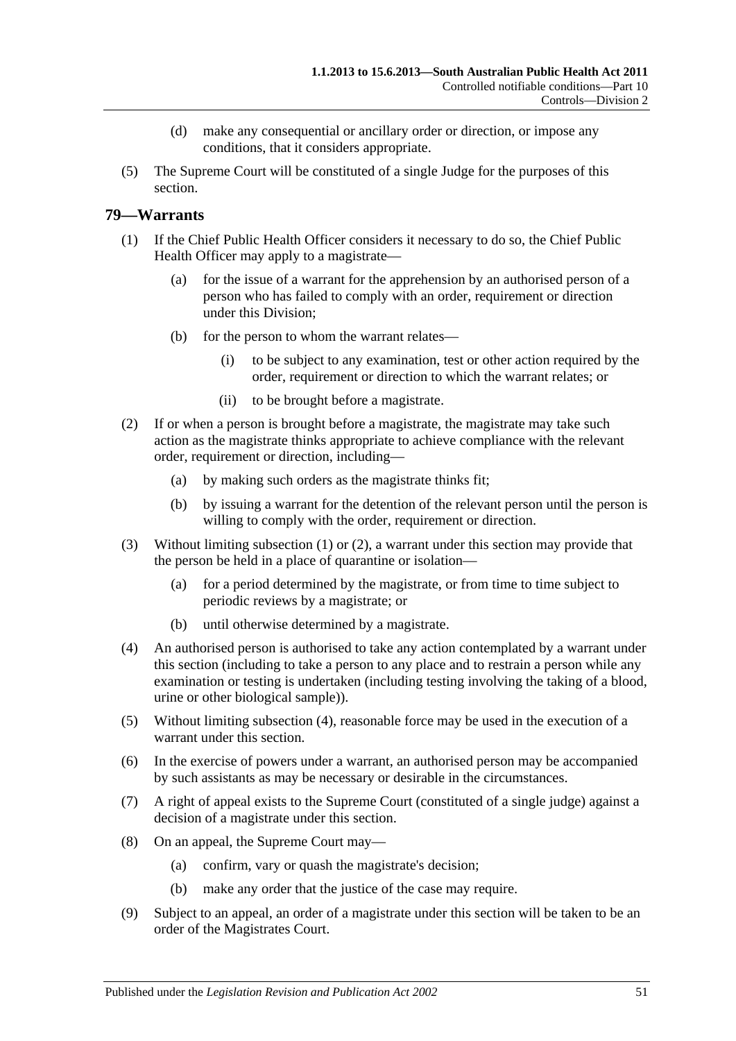(d) make any consequential or ancillary order or direction, or impose any conditions, that it considers appropriate.

(5) The Supreme Court will be constituted of a single Judge for the purposes of this section.

## 79—Warrants

(1) If the Chief Public Health Officer considers it necessary to do so, the Chief Public Health Officer may apply to a magistrate—

(a) for the issue of a warrant for the apprehension by an authorised person of a person who has failed to comply with an order, requirement or direction under this Division;

(b) for the person to whom the warrant relates—

(i) to be subject to any examination, test or other action required by the order, requirement or direction to which the warrant relates; or

(ii) to be brought before a magistrate.

(2) If or when a person is brought before a magistrate, the magistrate may take such action as the magistrate thinks appropriate to achieve compliance with the relevant order, requirement or direction, including—

(a) by making such orders as the magistrate thinks fit;

(b) by issuing a warrant for the detention of the relevant person until the person is willing to comply with the order, requirement or direction.

(3) Without limiting subsection (1) or (2), a warrant under this section may provide that the person be held in a place of quarantine or isolation—

(a) for a period determined by the magistrate, or from time to time subject to periodic reviews by a magistrate; or

(b) until otherwise determined by a magistrate.

(4) An authorised person is authorised to take any action contemplated by a warrant under this section (including to take a person to any place and to restrain a person while any examination or testing is undertaken (including testing involving the taking of a blood, urine or other biological sample)).

(5) Without limiting subsection (4), reasonable force may be used in the execution of a warrant under this section.

(6) In the exercise of powers under a warrant, an authorised person may be accompanied by such assistants as may be necessary or desirable in the circumstances.

(7) A right of appeal exists to the Supreme Court (constituted of a single judge) against a decision of a magistrate under this section.

(8) On an appeal, the Supreme Court may—

(a) confirm, vary or quash the magistrate's decision;

(b) make any order that the justice of the case may require.

(9) Subject to an appeal, an order of a magistrate under this section will be taken to be an order of the Magistrates Court.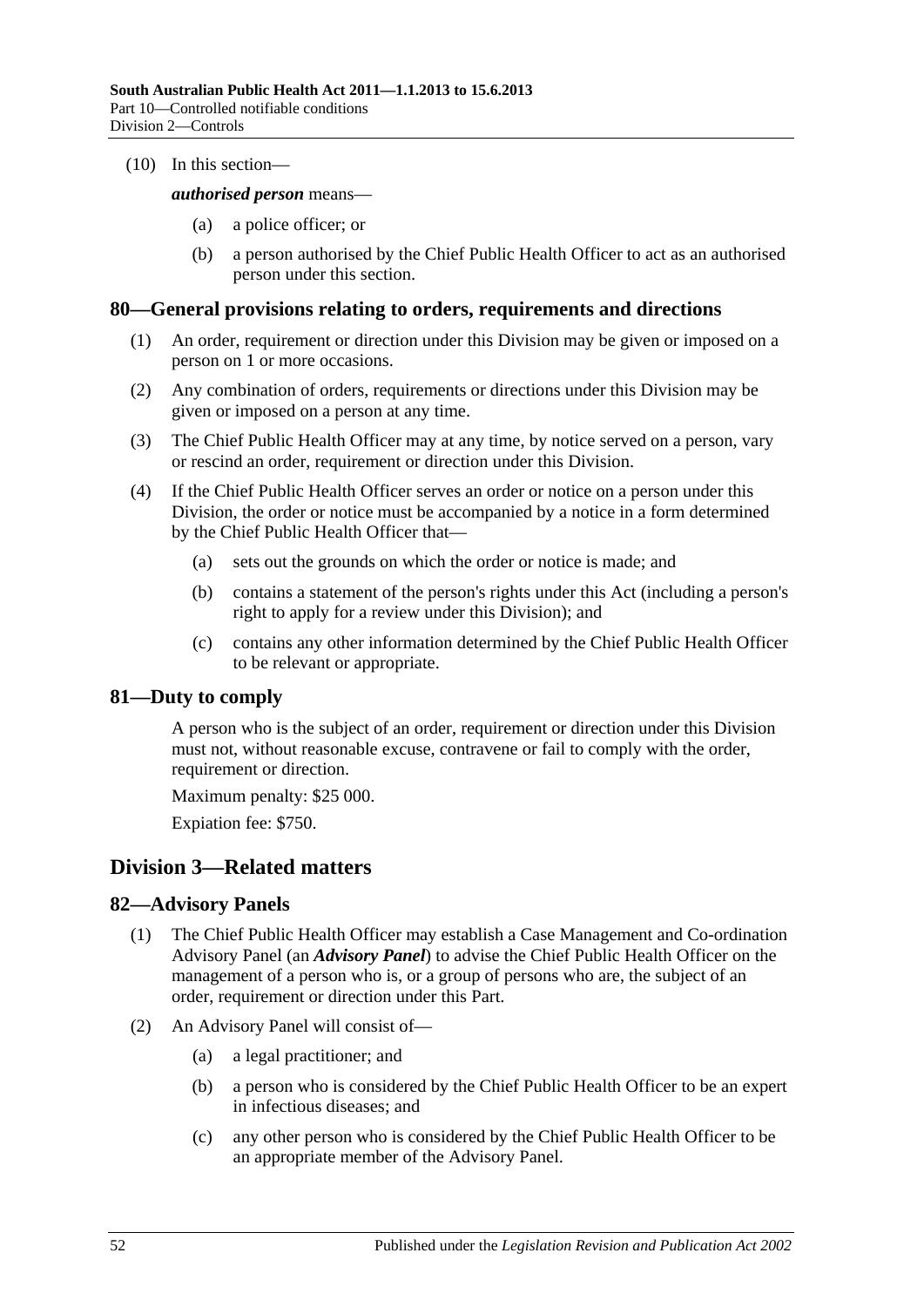(10) In this section—

***authorised person*** means—

(a) a police officer; or

(b) a person authorised by the Chief Public Health Officer to act as an authorised person under this section.

### 80—General provisions relating to orders, requirements and directions

(1) An order, requirement or direction under this Division may be given or imposed on a person on 1 or more occasions.

(2) Any combination of orders, requirements or directions under this Division may be given or imposed on a person at any time.

(3) The Chief Public Health Officer may at any time, by notice served on a person, vary or rescind an order, requirement or direction under this Division.

(4) If the Chief Public Health Officer serves an order or notice on a person under this Division, the order or notice must be accompanied by a notice in a form determined by the Chief Public Health Officer that—

(a) sets out the grounds on which the order or notice is made; and

(b) contains a statement of the person's rights under this Act (including a person's right to apply for a review under this Division); and

(c) contains any other information determined by the Chief Public Health Officer to be relevant or appropriate.

### 81—Duty to comply

A person who is the subject of an order, requirement or direction under this Division must not, without reasonable excuse, contravene or fail to comply with the order, requirement or direction.

Maximum penalty: $25 000.

Expiation fee: $750.

## Division 3—Related matters

### 82—Advisory Panels

(1) The Chief Public Health Officer may establish a Case Management and Co-ordination Advisory Panel (an ***Advisory Panel***) to advise the Chief Public Health Officer on the management of a person who is, or a group of persons who are, the subject of an order, requirement or direction under this Part.

(2) An Advisory Panel will consist of—

(a) a legal practitioner; and

(b) a person who is considered by the Chief Public Health Officer to be an expert in infectious diseases; and

(c) any other person who is considered by the Chief Public Health Officer to be an appropriate member of the Advisory Panel.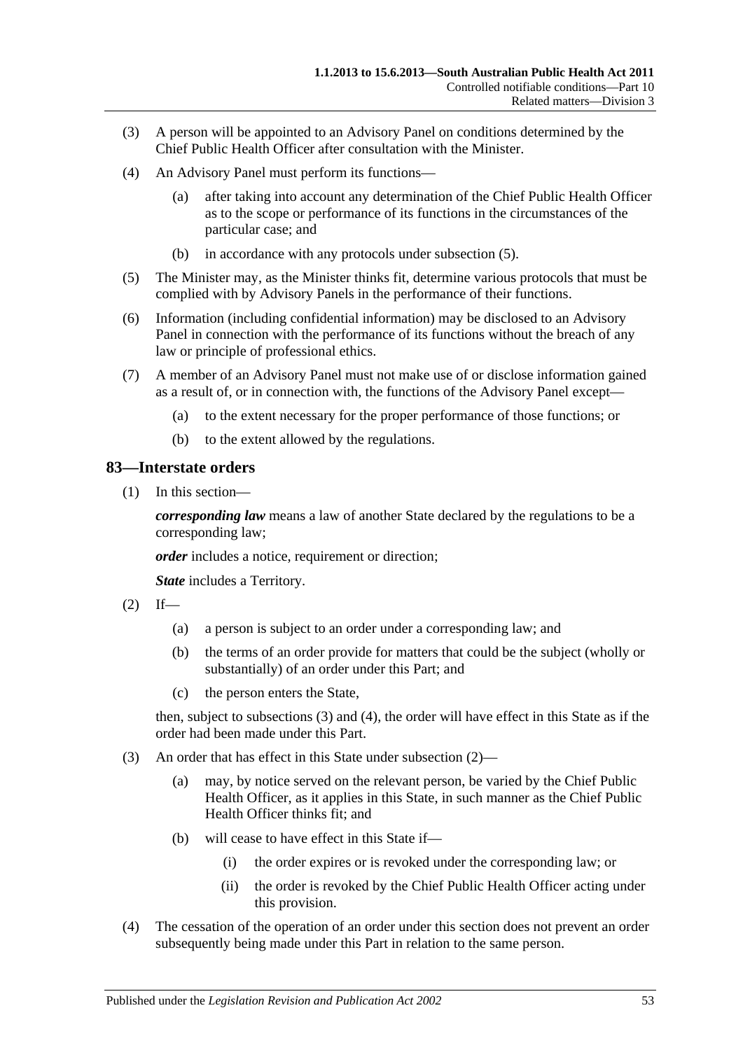(3) A person will be appointed to an Advisory Panel on conditions determined by the Chief Public Health Officer after consultation with the Minister.

(4) An Advisory Panel must perform its functions—

(a) after taking into account any determination of the Chief Public Health Officer as to the scope or performance of its functions in the circumstances of the particular case; and

(b) in accordance with any protocols under subsection (5).

(5) The Minister may, as the Minister thinks fit, determine various protocols that must be complied with by Advisory Panels in the performance of their functions.

(6) Information (including confidential information) may be disclosed to an Advisory Panel in connection with the performance of its functions without the breach of any law or principle of professional ethics.

(7) A member of an Advisory Panel must not make use of or disclose information gained as a result of, or in connection with, the functions of the Advisory Panel except—

(a) to the extent necessary for the proper performance of those functions; or

(b) to the extent allowed by the regulations.

## 83—Interstate orders

(1) In this section—

***corresponding law*** means a law of another State declared by the regulations to be a corresponding law;

***order*** includes a notice, requirement or direction;

***State*** includes a Territory.

(2) If—

(a) a person is subject to an order under a corresponding law; and

(b) the terms of an order provide for matters that could be the subject (wholly or substantially) of an order under this Part; and

(c) the person enters the State,

then, subject to subsections (3) and (4), the order will have effect in this State as if the order had been made under this Part.

(3) An order that has effect in this State under subsection (2)—

(a) may, by notice served on the relevant person, be varied by the Chief Public Health Officer, as it applies in this State, in such manner as the Chief Public Health Officer thinks fit; and

(b) will cease to have effect in this State if—

(i) the order expires or is revoked under the corresponding law; or

(ii) the order is revoked by the Chief Public Health Officer acting under this provision.

(4) The cessation of the operation of an order under this section does not prevent an order subsequently being made under this Part in relation to the same person.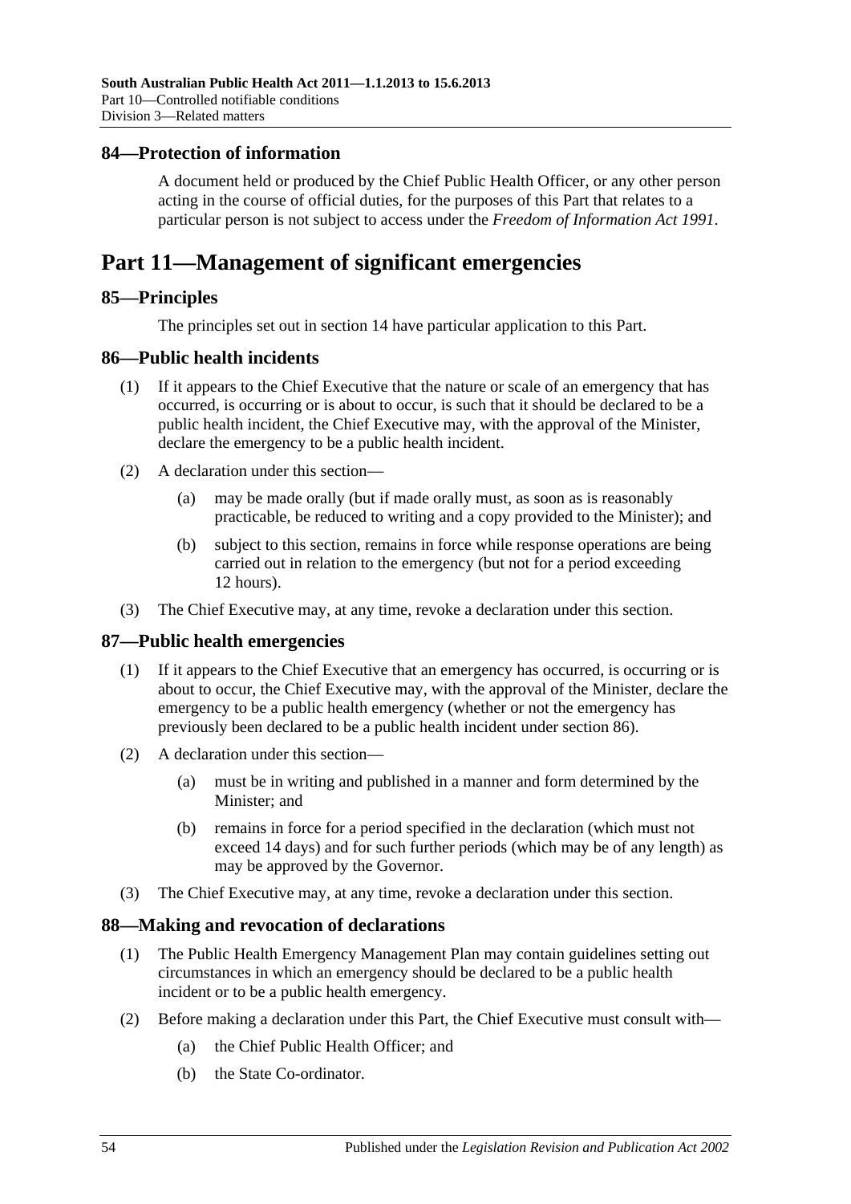## 84—Protection of information

A document held or produced by the Chief Public Health Officer, or any other person acting in the course of official duties, for the purposes of this Part that relates to a particular person is not subject to access under the *Freedom of Information Act 1991*.

# Part 11—Management of significant emergencies

## 85—Principles

The principles set out in section 14 have particular application to this Part.

## 86—Public health incidents

(1) If it appears to the Chief Executive that the nature or scale of an emergency that has occurred, is occurring or is about to occur, is such that it should be declared to be a public health incident, the Chief Executive may, with the approval of the Minister, declare the emergency to be a public health incident.

(2) A declaration under this section—

(a) may be made orally (but if made orally must, as soon as is reasonably practicable, be reduced to writing and a copy provided to the Minister); and

(b) subject to this section, remains in force while response operations are being carried out in relation to the emergency (but not for a period exceeding 12 hours).

(3) The Chief Executive may, at any time, revoke a declaration under this section.

## 87—Public health emergencies

(1) If it appears to the Chief Executive that an emergency has occurred, is occurring or is about to occur, the Chief Executive may, with the approval of the Minister, declare the emergency to be a public health emergency (whether or not the emergency has previously been declared to be a public health incident under section 86).

(2) A declaration under this section—

(a) must be in writing and published in a manner and form determined by the Minister; and

(b) remains in force for a period specified in the declaration (which must not exceed 14 days) and for such further periods (which may be of any length) as may be approved by the Governor.

(3) The Chief Executive may, at any time, revoke a declaration under this section.

## 88—Making and revocation of declarations

(1) The Public Health Emergency Management Plan may contain guidelines setting out circumstances in which an emergency should be declared to be a public health incident or to be a public health emergency.

(2) Before making a declaration under this Part, the Chief Executive must consult with—

(a) the Chief Public Health Officer; and

(b) the State Co-ordinator.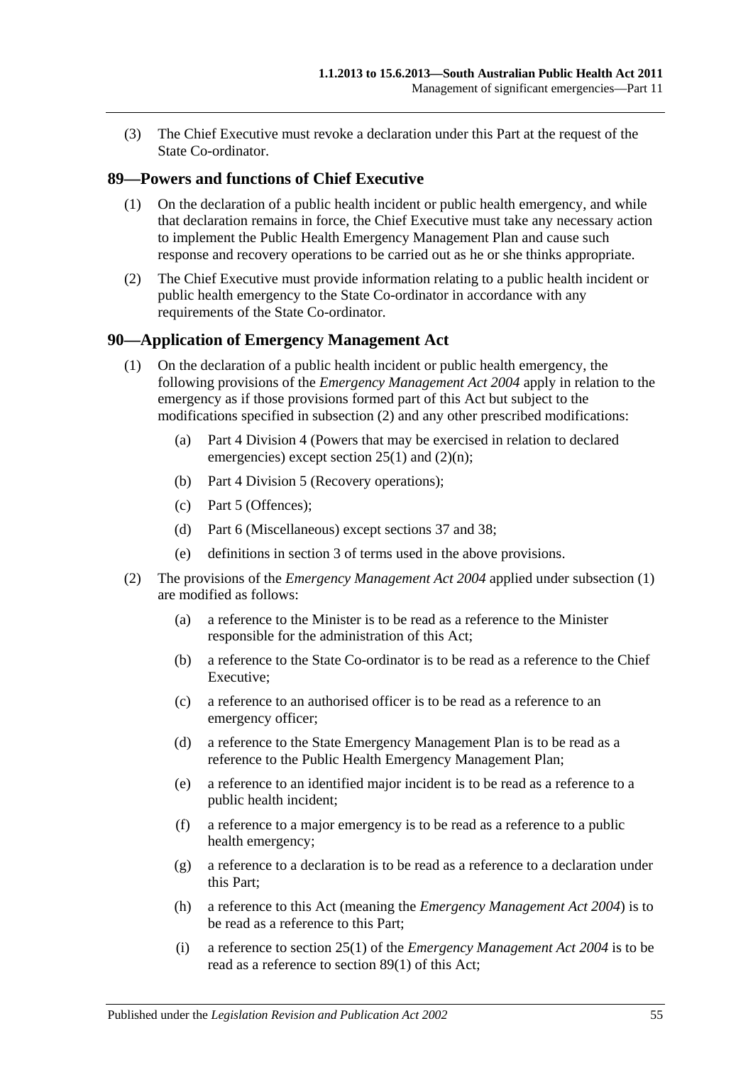(3) The Chief Executive must revoke a declaration under this Part at the request of the State Co-ordinator.

## 89—Powers and functions of Chief Executive

(1) On the declaration of a public health incident or public health emergency, and while that declaration remains in force, the Chief Executive must take any necessary action to implement the Public Health Emergency Management Plan and cause such response and recovery operations to be carried out as he or she thinks appropriate.

(2) The Chief Executive must provide information relating to a public health incident or public health emergency to the State Co-ordinator in accordance with any requirements of the State Co-ordinator.

## 90—Application of Emergency Management Act

(1) On the declaration of a public health incident or public health emergency, the following provisions of the *Emergency Management Act 2004* apply in relation to the emergency as if those provisions formed part of this Act but subject to the modifications specified in subsection (2) and any other prescribed modifications:

- (a) Part 4 Division 4 (Powers that may be exercised in relation to declared emergencies) except section 25(1) and (2)(n);
- (b) Part 4 Division 5 (Recovery operations);
- (c) Part 5 (Offences);
- (d) Part 6 (Miscellaneous) except sections 37 and 38;
- (e) definitions in section 3 of terms used in the above provisions.

(2) The provisions of the *Emergency Management Act 2004* applied under subsection (1) are modified as follows:

- (a) a reference to the Minister is to be read as a reference to the Minister responsible for the administration of this Act;
- (b) a reference to the State Co-ordinator is to be read as a reference to the Chief Executive;
- (c) a reference to an authorised officer is to be read as a reference to an emergency officer;
- (d) a reference to the State Emergency Management Plan is to be read as a reference to the Public Health Emergency Management Plan;
- (e) a reference to an identified major incident is to be read as a reference to a public health incident;
- (f) a reference to a major emergency is to be read as a reference to a public health emergency;
- (g) a reference to a declaration is to be read as a reference to a declaration under this Part;
- (h) a reference to this Act (meaning the *Emergency Management Act 2004*) is to be read as a reference to this Part;
- (i) a reference to section 25(1) of the *Emergency Management Act 2004* is to be read as a reference to section 89(1) of this Act;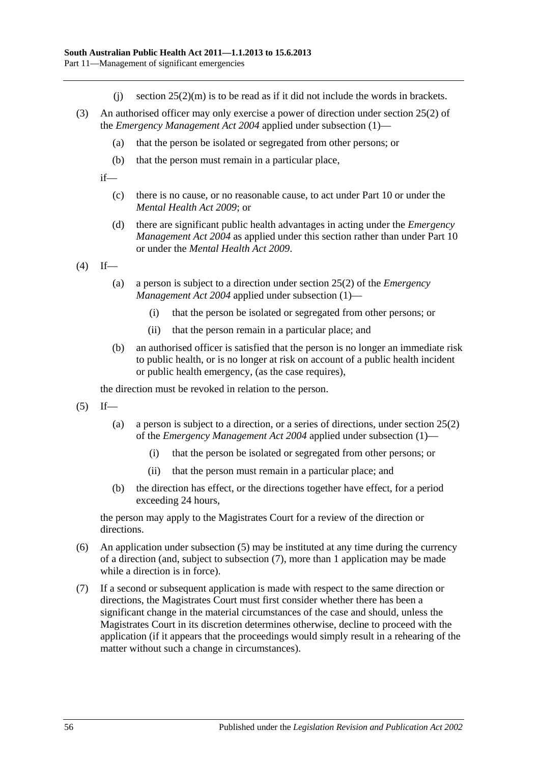(j) section 25(2)(m) is to be read as if it did not include the words in brackets.

(3) An authorised officer may only exercise a power of direction under section 25(2) of the *Emergency Management Act 2004* applied under subsection (1)—

(a) that the person be isolated or segregated from other persons; or

(b) that the person must remain in a particular place,

if—

(c) there is no cause, or no reasonable cause, to act under Part 10 or under the *Mental Health Act 2009*; or

(d) there are significant public health advantages in acting under the *Emergency Management Act 2004* as applied under this section rather than under Part 10 or under the *Mental Health Act 2009*.

(4) If—

(a) a person is subject to a direction under section 25(2) of the *Emergency Management Act 2004* applied under subsection (1)—

(i) that the person be isolated or segregated from other persons; or

(ii) that the person remain in a particular place; and

(b) an authorised officer is satisfied that the person is no longer an immediate risk to public health, or is no longer at risk on account of a public health incident or public health emergency, (as the case requires),

the direction must be revoked in relation to the person.

(5) If—

(a) a person is subject to a direction, or a series of directions, under section 25(2) of the *Emergency Management Act 2004* applied under subsection (1)—

(i) that the person be isolated or segregated from other persons; or

(ii) that the person must remain in a particular place; and

(b) the direction has effect, or the directions together have effect, for a period exceeding 24 hours,

the person may apply to the Magistrates Court for a review of the direction or directions.

(6) An application under subsection (5) may be instituted at any time during the currency of a direction (and, subject to subsection (7), more than 1 application may be made while a direction is in force).

(7) If a second or subsequent application is made with respect to the same direction or directions, the Magistrates Court must first consider whether there has been a significant change in the material circumstances of the case and should, unless the Magistrates Court in its discretion determines otherwise, decline to proceed with the application (if it appears that the proceedings would simply result in a rehearing of the matter without such a change in circumstances).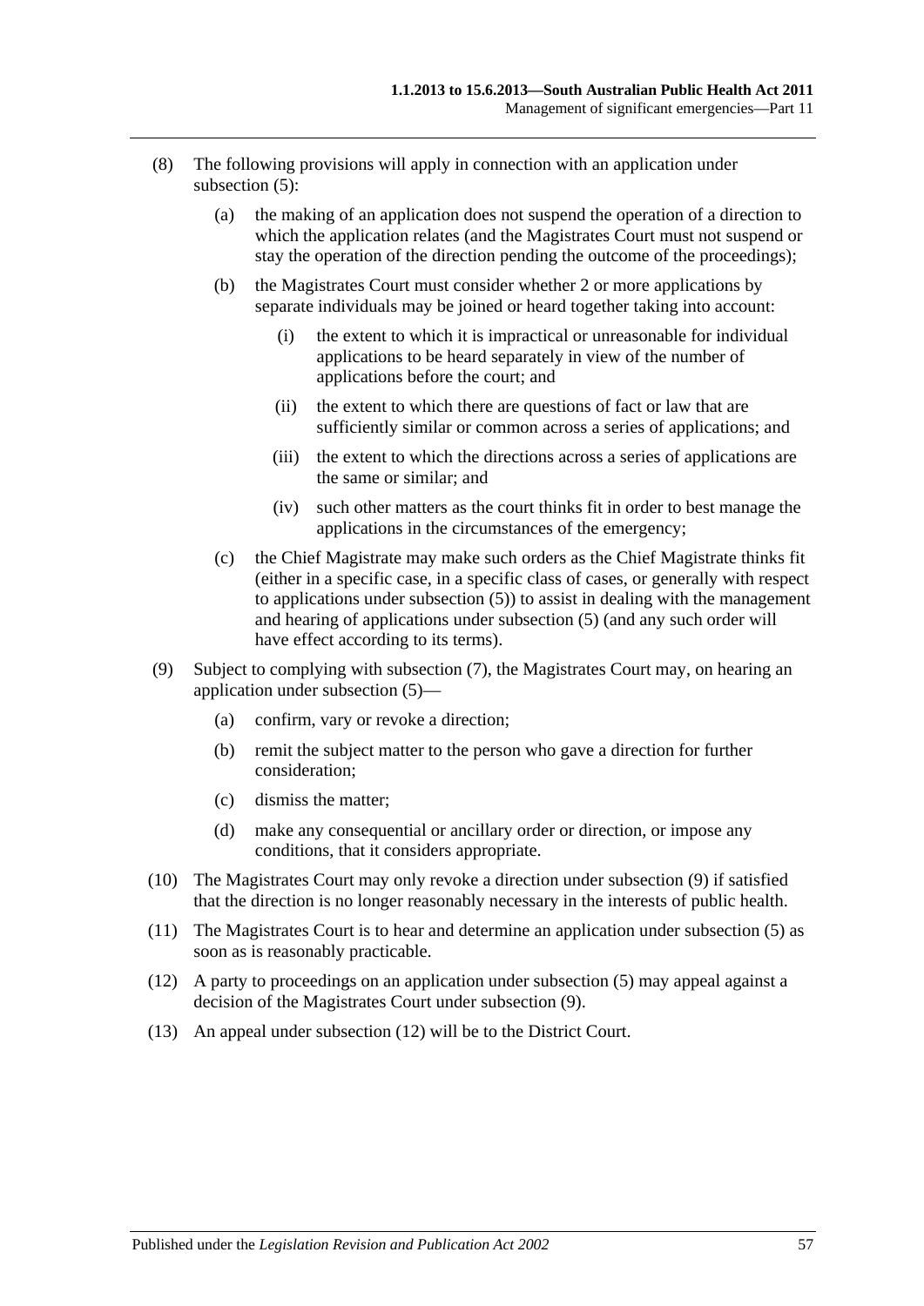(8) The following provisions will apply in connection with an application under subsection (5):

  (a) the making of an application does not suspend the operation of a direction to which the application relates (and the Magistrates Court must not suspend or stay the operation of the direction pending the outcome of the proceedings);

  (b) the Magistrates Court must consider whether 2 or more applications by separate individuals may be joined or heard together taking into account:

    (i) the extent to which it is impractical or unreasonable for individual applications to be heard separately in view of the number of applications before the court; and

    (ii) the extent to which there are questions of fact or law that are sufficiently similar or common across a series of applications; and

    (iii) the extent to which the directions across a series of applications are the same or similar; and

    (iv) such other matters as the court thinks fit in order to best manage the applications in the circumstances of the emergency;

  (c) the Chief Magistrate may make such orders as the Chief Magistrate thinks fit (either in a specific case, in a specific class of cases, or generally with respect to applications under subsection (5)) to assist in dealing with the management and hearing of applications under subsection (5) (and any such order will have effect according to its terms).

(9) Subject to complying with subsection (7), the Magistrates Court may, on hearing an application under subsection (5)—

  (a) confirm, vary or revoke a direction;

  (b) remit the subject matter to the person who gave a direction for further consideration;

  (c) dismiss the matter;

  (d) make any consequential or ancillary order or direction, or impose any conditions, that it considers appropriate.

(10) The Magistrates Court may only revoke a direction under subsection (9) if satisfied that the direction is no longer reasonably necessary in the interests of public health.

(11) The Magistrates Court is to hear and determine an application under subsection (5) as soon as is reasonably practicable.

(12) A party to proceedings on an application under subsection (5) may appeal against a decision of the Magistrates Court under subsection (9).

(13) An appeal under subsection (12) will be to the District Court.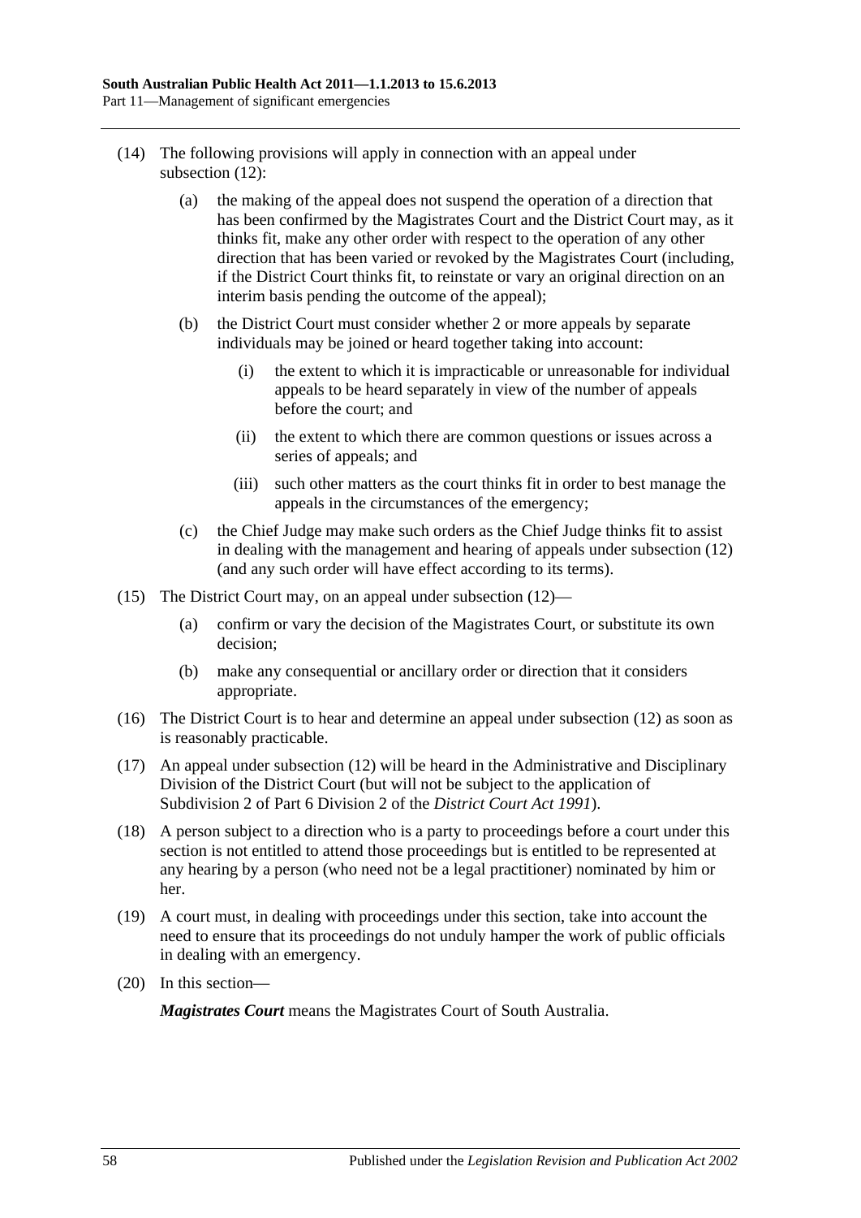(14) The following provisions will apply in connection with an appeal under subsection (12):

- (a) the making of the appeal does not suspend the operation of a direction that has been confirmed by the Magistrates Court and the District Court may, as it thinks fit, make any other order with respect to the operation of any other direction that has been varied or revoked by the Magistrates Court (including, if the District Court thinks fit, to reinstate or vary an original direction on an interim basis pending the outcome of the appeal);
- (b) the District Court must consider whether 2 or more appeals by separate individuals may be joined or heard together taking into account:
  - (i) the extent to which it is impracticable or unreasonable for individual appeals to be heard separately in view of the number of appeals before the court; and
  - (ii) the extent to which there are common questions or issues across a series of appeals; and
  - (iii) such other matters as the court thinks fit in order to best manage the appeals in the circumstances of the emergency;
- (c) the Chief Judge may make such orders as the Chief Judge thinks fit to assist in dealing with the management and hearing of appeals under subsection (12) (and any such order will have effect according to its terms).

(15) The District Court may, on an appeal under subsection (12)—

- (a) confirm or vary the decision of the Magistrates Court, or substitute its own decision;
- (b) make any consequential or ancillary order or direction that it considers appropriate.

(16) The District Court is to hear and determine an appeal under subsection (12) as soon as is reasonably practicable.

(17) An appeal under subsection (12) will be heard in the Administrative and Disciplinary Division of the District Court (but will not be subject to the application of Subdivision 2 of Part 6 Division 2 of the *District Court Act 1991*).

(18) A person subject to a direction who is a party to proceedings before a court under this section is not entitled to attend those proceedings but is entitled to be represented at any hearing by a person (who need not be a legal practitioner) nominated by him or her.

(19) A court must, in dealing with proceedings under this section, take into account the need to ensure that its proceedings do not unduly hamper the work of public officials in dealing with an emergency.

(20) In this section—

***Magistrates Court*** means the Magistrates Court of South Australia.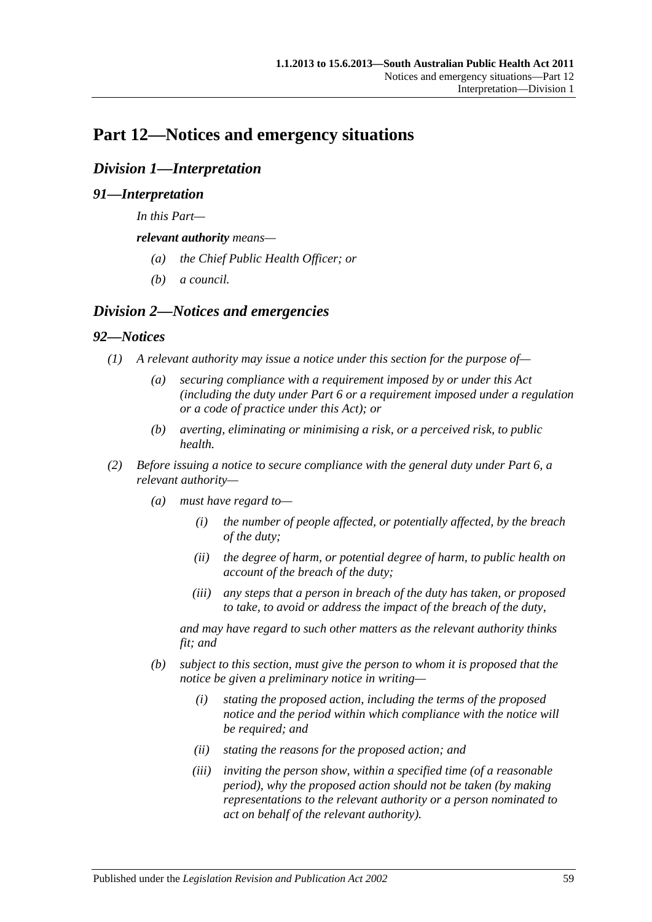# Part 12—Notices and emergency situations

## *Division 1—Interpretation*

### *91—Interpretation*

In this Part—

***relevant authority*** means—

- (a) the Chief Public Health Officer; or
- (b) a council.

## *Division 2—Notices and emergencies*

### *92—Notices*

(1) A relevant authority may issue a notice under this section for the purpose of—

- (a) securing compliance with a requirement imposed by or under this Act (including the duty under Part 6 or a requirement imposed under a regulation or a code of practice under this Act); or
- (b) averting, eliminating or minimising a risk, or a perceived risk, to public health.

(2) Before issuing a notice to secure compliance with the general duty under Part 6, a relevant authority—

- (a) must have regard to—
  - (i) the number of people affected, or potentially affected, by the breach of the duty;
  - (ii) the degree of harm, or potential degree of harm, to public health on account of the breach of the duty;
  - (iii) any steps that a person in breach of the duty has taken, or proposed to take, to avoid or address the impact of the breach of the duty,

  and may have regard to such other matters as the relevant authority thinks fit; and

- (b) subject to this section, must give the person to whom it is proposed that the notice be given a preliminary notice in writing—
  - (i) stating the proposed action, including the terms of the proposed notice and the period within which compliance with the notice will be required; and
  - (ii) stating the reasons for the proposed action; and
  - (iii) inviting the person show, within a specified time (of a reasonable period), why the proposed action should not be taken (by making representations to the relevant authority or a person nominated to act on behalf of the relevant authority).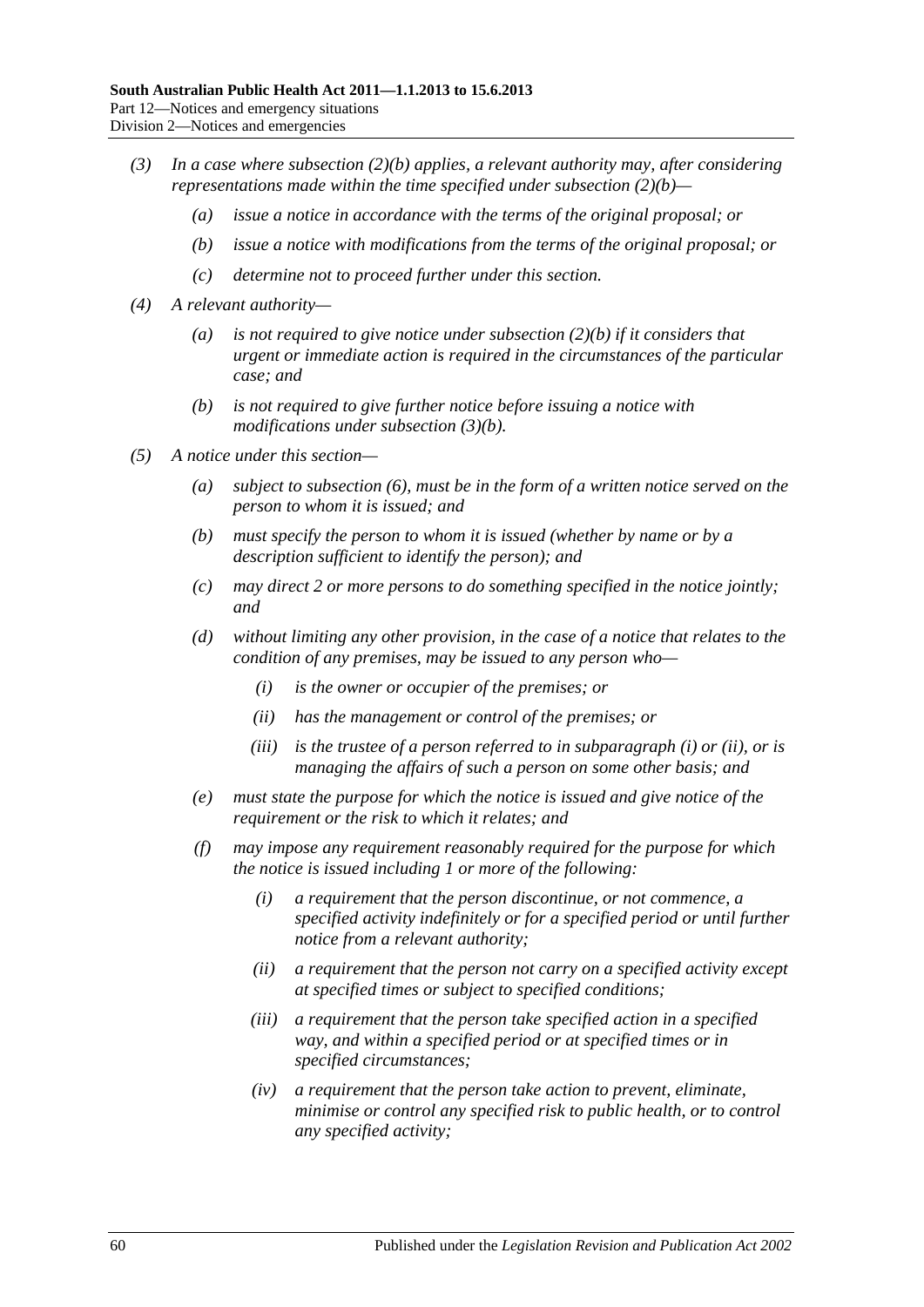*(3) In a case where subsection (2)(b) applies, a relevant authority may, after considering representations made within the time specified under subsection (2)(b)—*

*(a) issue a notice in accordance with the terms of the original proposal; or*

*(b) issue a notice with modifications from the terms of the original proposal; or*

*(c) determine not to proceed further under this section.*

*(4) A relevant authority—*

*(a) is not required to give notice under subsection (2)(b) if it considers that urgent or immediate action is required in the circumstances of the particular case; and*

*(b) is not required to give further notice before issuing a notice with modifications under subsection (3)(b).*

*(5) A notice under this section—*

*(a) subject to subsection (6), must be in the form of a written notice served on the person to whom it is issued; and*

*(b) must specify the person to whom it is issued (whether by name or by a description sufficient to identify the person); and*

*(c) may direct 2 or more persons to do something specified in the notice jointly; and*

*(d) without limiting any other provision, in the case of a notice that relates to the condition of any premises, may be issued to any person who—*

*(i) is the owner or occupier of the premises; or*

*(ii) has the management or control of the premises; or*

*(iii) is the trustee of a person referred to in subparagraph (i) or (ii), or is managing the affairs of such a person on some other basis; and*

*(e) must state the purpose for which the notice is issued and give notice of the requirement or the risk to which it relates; and*

*(f) may impose any requirement reasonably required for the purpose for which the notice is issued including 1 or more of the following:*

*(i) a requirement that the person discontinue, or not commence, a specified activity indefinitely or for a specified period or until further notice from a relevant authority;*

*(ii) a requirement that the person not carry on a specified activity except at specified times or subject to specified conditions;*

*(iii) a requirement that the person take specified action in a specified way, and within a specified period or at specified times or in specified circumstances;*

*(iv) a requirement that the person take action to prevent, eliminate, minimise or control any specified risk to public health, or to control any specified activity;*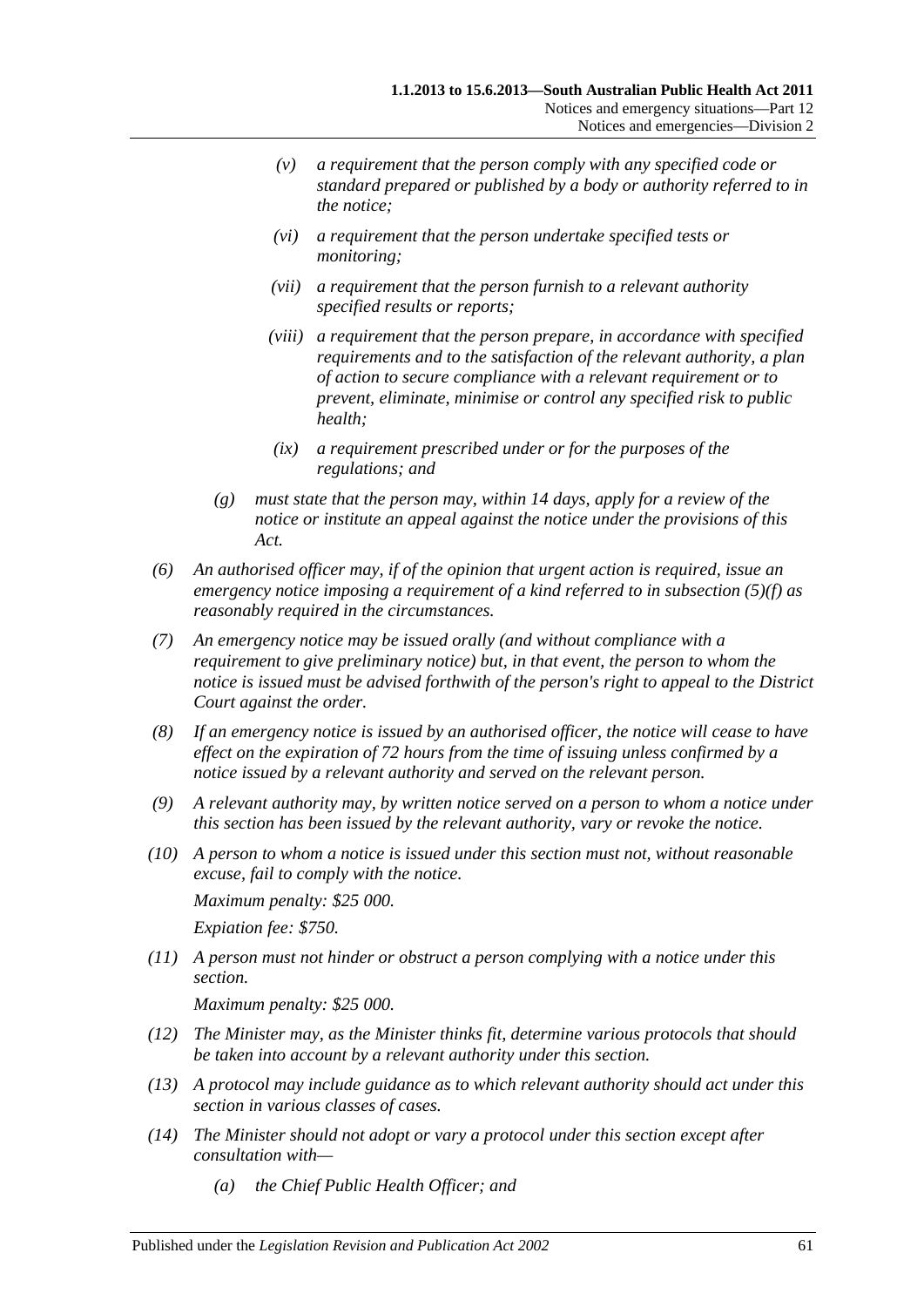(v) a requirement that the person comply with any specified code or standard prepared or published by a body or authority referred to in the notice;

(vi) a requirement that the person undertake specified tests or monitoring;

(vii) a requirement that the person furnish to a relevant authority specified results or reports;

(viii) a requirement that the person prepare, in accordance with specified requirements and to the satisfaction of the relevant authority, a plan of action to secure compliance with a relevant requirement or to prevent, eliminate, minimise or control any specified risk to public health;

(ix) a requirement prescribed under or for the purposes of the regulations; and

(g) must state that the person may, within 14 days, apply for a review of the notice or institute an appeal against the notice under the provisions of this Act.

(6) An authorised officer may, if of the opinion that urgent action is required, issue an emergency notice imposing a requirement of a kind referred to in subsection (5)(f) as reasonably required in the circumstances.

(7) An emergency notice may be issued orally (and without compliance with a requirement to give preliminary notice) but, in that event, the person to whom the notice is issued must be advised forthwith of the person's right to appeal to the District Court against the order.

(8) If an emergency notice is issued by an authorised officer, the notice will cease to have effect on the expiration of 72 hours from the time of issuing unless confirmed by a notice issued by a relevant authority and served on the relevant person.

(9) A relevant authority may, by written notice served on a person to whom a notice under this section has been issued by the relevant authority, vary or revoke the notice.

(10) A person to whom a notice is issued under this section must not, without reasonable excuse, fail to comply with the notice.

Maximum penalty: $25 000.

Expiation fee: $750.

(11) A person must not hinder or obstruct a person complying with a notice under this section.

Maximum penalty: $25 000.

(12) The Minister may, as the Minister thinks fit, determine various protocols that should be taken into account by a relevant authority under this section.

(13) A protocol may include guidance as to which relevant authority should act under this section in various classes of cases.

(14) The Minister should not adopt or vary a protocol under this section except after consultation with—

(a) the Chief Public Health Officer; and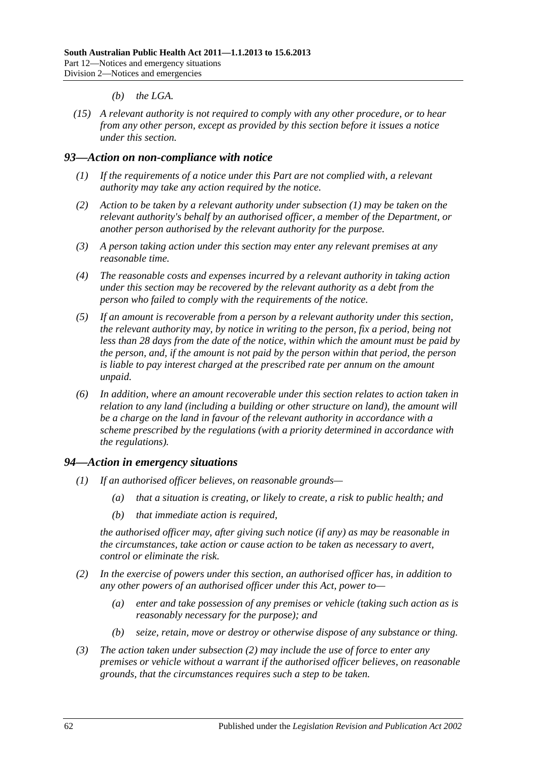*(b) the LGA.*

*(15) A relevant authority is not required to comply with any other procedure, or to hear from any other person, except as provided by this section before it issues a notice under this section.*

## *93—Action on non-compliance with notice*

*(1) If the requirements of a notice under this Part are not complied with, a relevant authority may take any action required by the notice.*

*(2) Action to be taken by a relevant authority under subsection (1) may be taken on the relevant authority's behalf by an authorised officer, a member of the Department, or another person authorised by the relevant authority for the purpose.*

*(3) A person taking action under this section may enter any relevant premises at any reasonable time.*

*(4) The reasonable costs and expenses incurred by a relevant authority in taking action under this section may be recovered by the relevant authority as a debt from the person who failed to comply with the requirements of the notice.*

*(5) If an amount is recoverable from a person by a relevant authority under this section, the relevant authority may, by notice in writing to the person, fix a period, being not less than 28 days from the date of the notice, within which the amount must be paid by the person, and, if the amount is not paid by the person within that period, the person is liable to pay interest charged at the prescribed rate per annum on the amount unpaid.*

*(6) In addition, where an amount recoverable under this section relates to action taken in relation to any land (including a building or other structure on land), the amount will be a charge on the land in favour of the relevant authority in accordance with a scheme prescribed by the regulations (with a priority determined in accordance with the regulations).*

## *94—Action in emergency situations*

*(1) If an authorised officer believes, on reasonable grounds—*

*(a) that a situation is creating, or likely to create, a risk to public health; and*

*(b) that immediate action is required,*

*the authorised officer may, after giving such notice (if any) as may be reasonable in the circumstances, take action or cause action to be taken as necessary to avert, control or eliminate the risk.*

*(2) In the exercise of powers under this section, an authorised officer has, in addition to any other powers of an authorised officer under this Act, power to—*

*(a) enter and take possession of any premises or vehicle (taking such action as is reasonably necessary for the purpose); and*

*(b) seize, retain, move or destroy or otherwise dispose of any substance or thing.*

*(3) The action taken under subsection (2) may include the use of force to enter any premises or vehicle without a warrant if the authorised officer believes, on reasonable grounds, that the circumstances requires such a step to be taken.*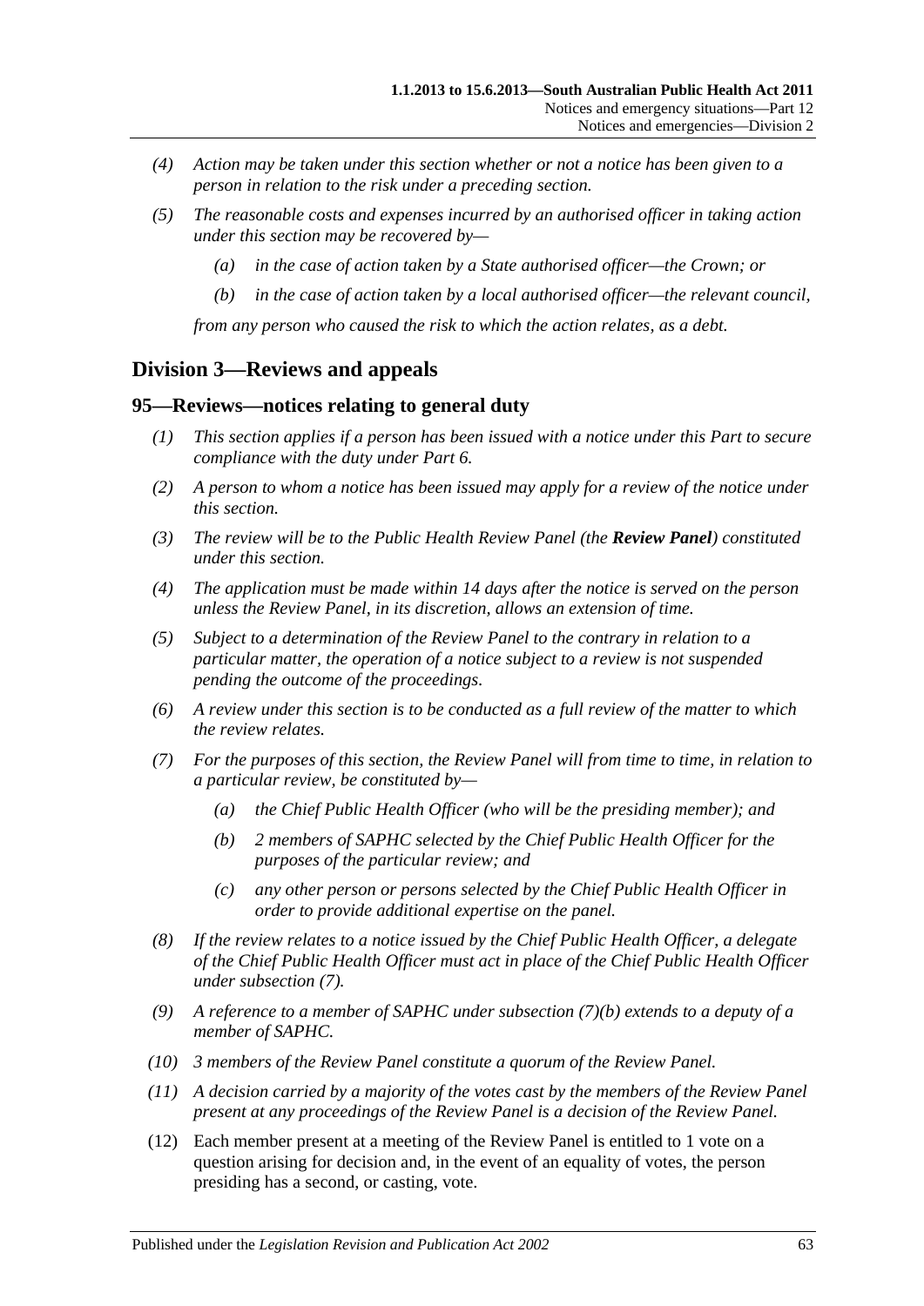*(4) Action may be taken under this section whether or not a notice has been given to a person in relation to the risk under a preceding section.*

*(5) The reasonable costs and expenses incurred by an authorised officer in taking action under this section may be recovered by—*

*(a) in the case of action taken by a State authorised officer—the Crown; or*

*(b) in the case of action taken by a local authorised officer—the relevant council,*

*from any person who caused the risk to which the action relates, as a debt.*

## Division 3—Reviews and appeals

### 95—Reviews—notices relating to general duty

*(1) This section applies if a person has been issued with a notice under this Part to secure compliance with the duty under Part 6.*

*(2) A person to whom a notice has been issued may apply for a review of the notice under this section.*

*(3) The review will be to the Public Health Review Panel (the **Review Panel**) constituted under this section.*

*(4) The application must be made within 14 days after the notice is served on the person unless the Review Panel, in its discretion, allows an extension of time.*

*(5) Subject to a determination of the Review Panel to the contrary in relation to a particular matter, the operation of a notice subject to a review is not suspended pending the outcome of the proceedings.*

*(6) A review under this section is to be conducted as a full review of the matter to which the review relates.*

*(7) For the purposes of this section, the Review Panel will from time to time, in relation to a particular review, be constituted by—*

*(a) the Chief Public Health Officer (who will be the presiding member); and*

*(b) 2 members of SAPHC selected by the Chief Public Health Officer for the purposes of the particular review; and*

*(c) any other person or persons selected by the Chief Public Health Officer in order to provide additional expertise on the panel.*

*(8) If the review relates to a notice issued by the Chief Public Health Officer, a delegate of the Chief Public Health Officer must act in place of the Chief Public Health Officer under subsection (7).*

*(9) A reference to a member of SAPHC under subsection (7)(b) extends to a deputy of a member of SAPHC.*

*(10) 3 members of the Review Panel constitute a quorum of the Review Panel.*

*(11) A decision carried by a majority of the votes cast by the members of the Review Panel present at any proceedings of the Review Panel is a decision of the Review Panel.*

(12) Each member present at a meeting of the Review Panel is entitled to 1 vote on a question arising for decision and, in the event of an equality of votes, the person presiding has a second, or casting, vote.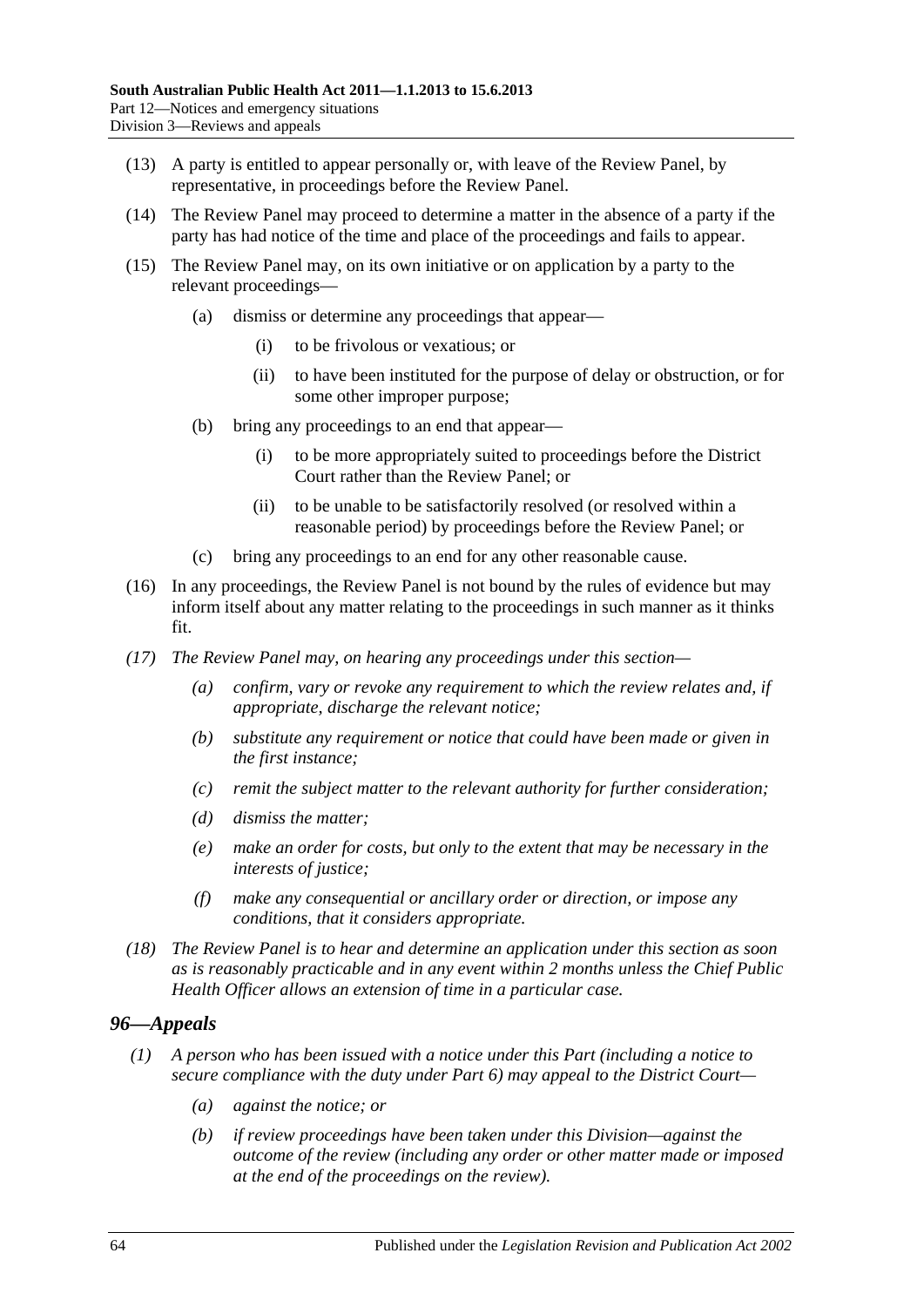(13) A party is entitled to appear personally or, with leave of the Review Panel, by representative, in proceedings before the Review Panel.

(14) The Review Panel may proceed to determine a matter in the absence of a party if the party has had notice of the time and place of the proceedings and fails to appear.

(15) The Review Panel may, on its own initiative or on application by a party to the relevant proceedings—

(a) dismiss or determine any proceedings that appear—

(i) to be frivolous or vexatious; or

(ii) to have been instituted for the purpose of delay or obstruction, or for some other improper purpose;

(b) bring any proceedings to an end that appear—

(i) to be more appropriately suited to proceedings before the District Court rather than the Review Panel; or

(ii) to be unable to be satisfactorily resolved (or resolved within a reasonable period) by proceedings before the Review Panel; or

(c) bring any proceedings to an end for any other reasonable cause.

(16) In any proceedings, the Review Panel is not bound by the rules of evidence but may inform itself about any matter relating to the proceedings in such manner as it thinks fit.

*(17) The Review Panel may, on hearing any proceedings under this section—*

*(a) confirm, vary or revoke any requirement to which the review relates and, if appropriate, discharge the relevant notice;*

*(b) substitute any requirement or notice that could have been made or given in the first instance;*

*(c) remit the subject matter to the relevant authority for further consideration;*

*(d) dismiss the matter;*

*(e) make an order for costs, but only to the extent that may be necessary in the interests of justice;*

*(f) make any consequential or ancillary order or direction, or impose any conditions, that it considers appropriate.*

*(18) The Review Panel is to hear and determine an application under this section as soon as is reasonably practicable and in any event within 2 months unless the Chief Public Health Officer allows an extension of time in a particular case.*

## *96—Appeals*

*(1) A person who has been issued with a notice under this Part (including a notice to secure compliance with the duty under Part 6) may appeal to the District Court—*

*(a) against the notice; or*

*(b) if review proceedings have been taken under this Division—against the outcome of the review (including any order or other matter made or imposed at the end of the proceedings on the review).*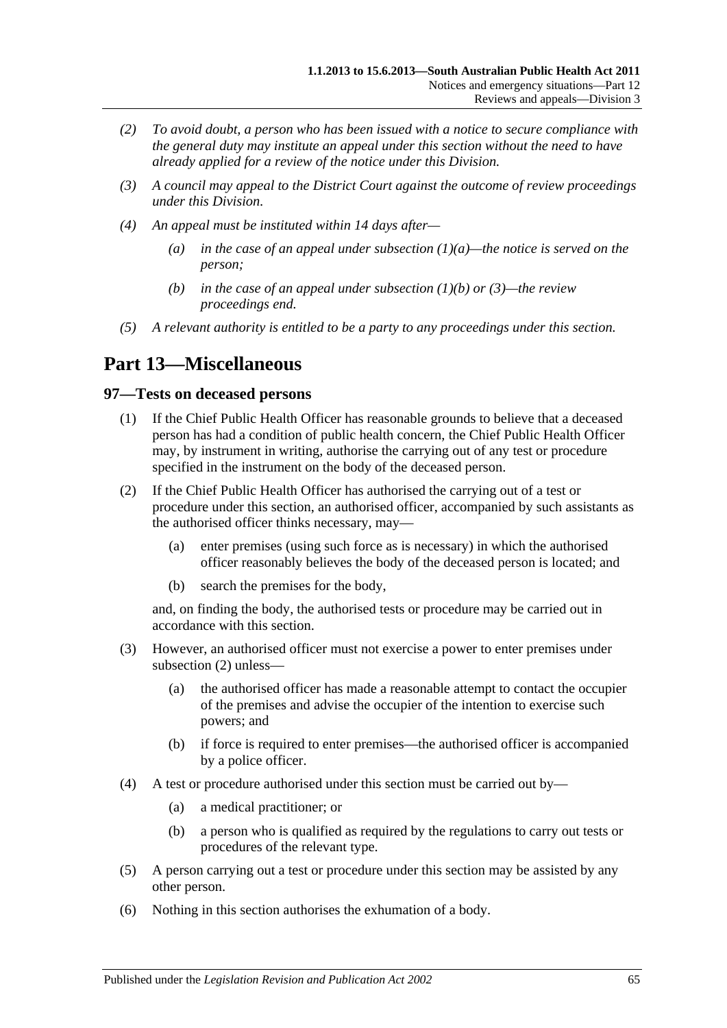*(2) To avoid doubt, a person who has been issued with a notice to secure compliance with the general duty may institute an appeal under this section without the need to have already applied for a review of the notice under this Division.*

*(3) A council may appeal to the District Court against the outcome of review proceedings under this Division.*

*(4) An appeal must be instituted within 14 days after—*

*(a) in the case of an appeal under subsection (1)(a)—the notice is served on the person;*

*(b) in the case of an appeal under subsection (1)(b) or (3)—the review proceedings end.*

*(5) A relevant authority is entitled to be a party to any proceedings under this section.*

# Part 13—Miscellaneous

## 97—Tests on deceased persons

(1) If the Chief Public Health Officer has reasonable grounds to believe that a deceased person has had a condition of public health concern, the Chief Public Health Officer may, by instrument in writing, authorise the carrying out of any test or procedure specified in the instrument on the body of the deceased person.

(2) If the Chief Public Health Officer has authorised the carrying out of a test or procedure under this section, an authorised officer, accompanied by such assistants as the authorised officer thinks necessary, may—

(a) enter premises (using such force as is necessary) in which the authorised officer reasonably believes the body of the deceased person is located; and

(b) search the premises for the body,

and, on finding the body, the authorised tests or procedure may be carried out in accordance with this section.

(3) However, an authorised officer must not exercise a power to enter premises under subsection (2) unless—

(a) the authorised officer has made a reasonable attempt to contact the occupier of the premises and advise the occupier of the intention to exercise such powers; and

(b) if force is required to enter premises—the authorised officer is accompanied by a police officer.

(4) A test or procedure authorised under this section must be carried out by—

(a) a medical practitioner; or

(b) a person who is qualified as required by the regulations to carry out tests or procedures of the relevant type.

(5) A person carrying out a test or procedure under this section may be assisted by any other person.

(6) Nothing in this section authorises the exhumation of a body.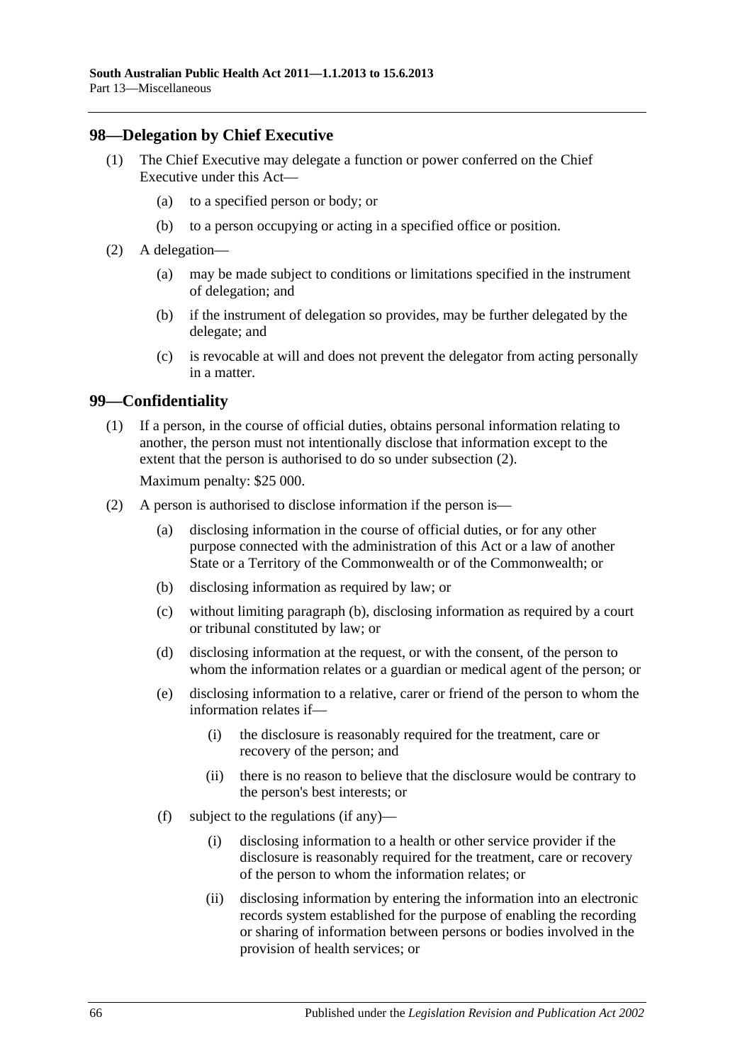## 98—Delegation by Chief Executive

(1) The Chief Executive may delegate a function or power conferred on the Chief Executive under this Act—

  (a) to a specified person or body; or

  (b) to a person occupying or acting in a specified office or position.

(2) A delegation—

  (a) may be made subject to conditions or limitations specified in the instrument of delegation; and

  (b) if the instrument of delegation so provides, may be further delegated by the delegate; and

  (c) is revocable at will and does not prevent the delegator from acting personally in a matter.

## 99—Confidentiality

(1) If a person, in the course of official duties, obtains personal information relating to another, the person must not intentionally disclose that information except to the extent that the person is authorised to do so under subsection (2).

Maximum penalty: $25 000.

(2) A person is authorised to disclose information if the person is—

  (a) disclosing information in the course of official duties, or for any other purpose connected with the administration of this Act or a law of another State or a Territory of the Commonwealth or of the Commonwealth; or

  (b) disclosing information as required by law; or

  (c) without limiting paragraph (b), disclosing information as required by a court or tribunal constituted by law; or

  (d) disclosing information at the request, or with the consent, of the person to whom the information relates or a guardian or medical agent of the person; or

  (e) disclosing information to a relative, carer or friend of the person to whom the information relates if—

    (i) the disclosure is reasonably required for the treatment, care or recovery of the person; and

    (ii) there is no reason to believe that the disclosure would be contrary to the person's best interests; or

  (f) subject to the regulations (if any)—

    (i) disclosing information to a health or other service provider if the disclosure is reasonably required for the treatment, care or recovery of the person to whom the information relates; or

    (ii) disclosing information by entering the information into an electronic records system established for the purpose of enabling the recording or sharing of information between persons or bodies involved in the provision of health services; or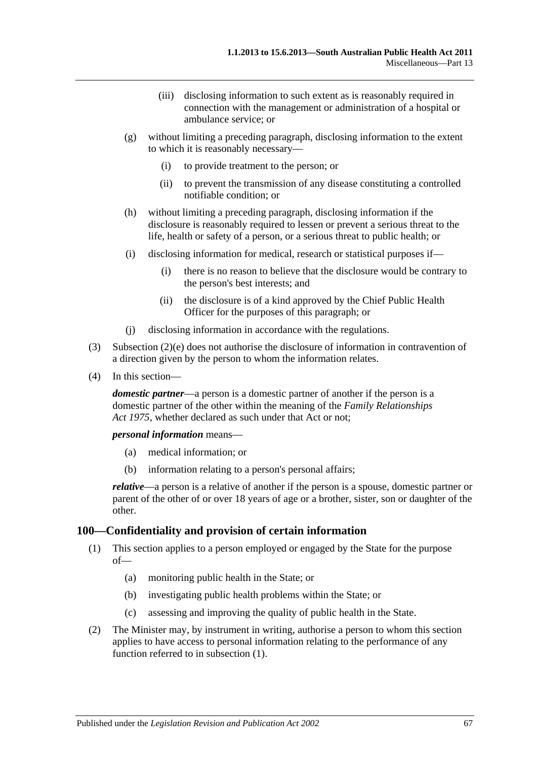(iii) disclosing information to such extent as is reasonably required in connection with the management or administration of a hospital or ambulance service; or

(g) without limiting a preceding paragraph, disclosing information to the extent to which it is reasonably necessary—

(i) to provide treatment to the person; or

(ii) to prevent the transmission of any disease constituting a controlled notifiable condition; or

(h) without limiting a preceding paragraph, disclosing information if the disclosure is reasonably required to lessen or prevent a serious threat to the life, health or safety of a person, or a serious threat to public health; or

(i) disclosing information for medical, research or statistical purposes if—

(i) there is no reason to believe that the disclosure would be contrary to the person's best interests; and

(ii) the disclosure is of a kind approved by the Chief Public Health Officer for the purposes of this paragraph; or

(j) disclosing information in accordance with the regulations.

(3) Subsection (2)(e) does not authorise the disclosure of information in contravention of a direction given by the person to whom the information relates.

(4) In this section—

***domestic partner***—a person is a domestic partner of another if the person is a domestic partner of the other within the meaning of the *Family Relationships Act 1975*, whether declared as such under that Act or not;

***personal information*** means—

(a) medical information; or

(b) information relating to a person's personal affairs;

***relative***—a person is a relative of another if the person is a spouse, domestic partner or parent of the other of or over 18 years of age or a brother, sister, son or daughter of the other.

## 100—Confidentiality and provision of certain information

(1) This section applies to a person employed or engaged by the State for the purpose of—

(a) monitoring public health in the State; or

(b) investigating public health problems within the State; or

(c) assessing and improving the quality of public health in the State.

(2) The Minister may, by instrument in writing, authorise a person to whom this section applies to have access to personal information relating to the performance of any function referred to in subsection (1).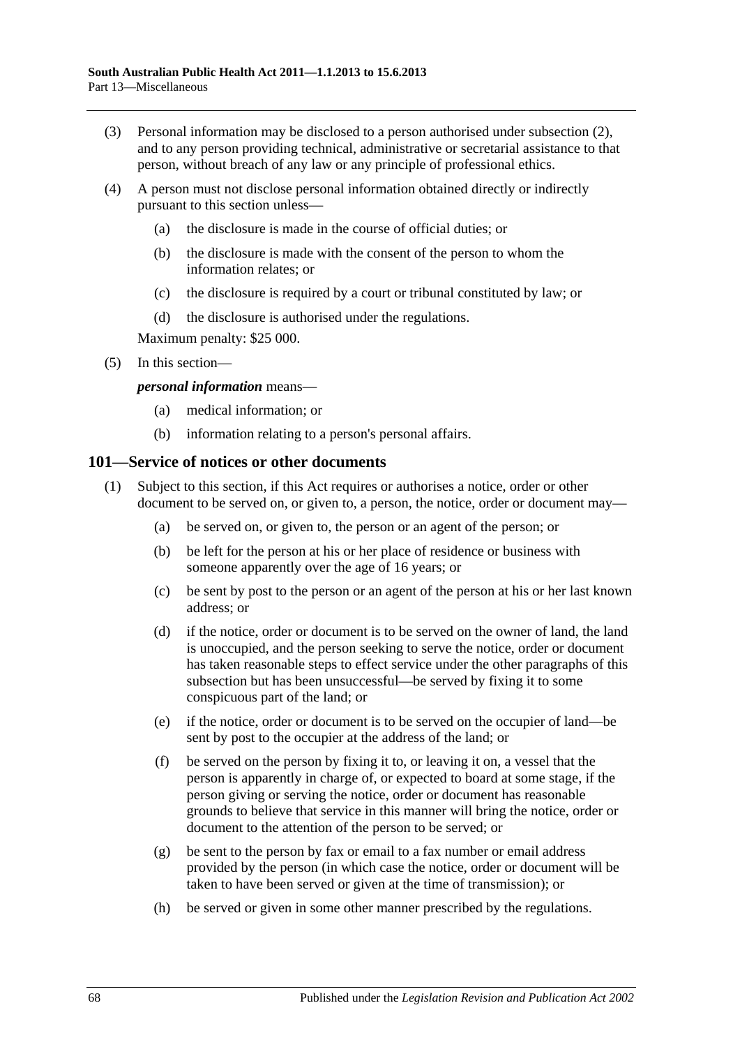(3) Personal information may be disclosed to a person authorised under subsection (2), and to any person providing technical, administrative or secretarial assistance to that person, without breach of any law or any principle of professional ethics.

(4) A person must not disclose personal information obtained directly or indirectly pursuant to this section unless—

(a) the disclosure is made in the course of official duties; or

(b) the disclosure is made with the consent of the person to whom the information relates; or

(c) the disclosure is required by a court or tribunal constituted by law; or

(d) the disclosure is authorised under the regulations.

Maximum penalty: $25 000.

(5) In this section—

***personal information*** means—

(a) medical information; or

(b) information relating to a person's personal affairs.

## 101—Service of notices or other documents

(1) Subject to this section, if this Act requires or authorises a notice, order or other document to be served on, or given to, a person, the notice, order or document may—

(a) be served on, or given to, the person or an agent of the person; or

(b) be left for the person at his or her place of residence or business with someone apparently over the age of 16 years; or

(c) be sent by post to the person or an agent of the person at his or her last known address; or

(d) if the notice, order or document is to be served on the owner of land, the land is unoccupied, and the person seeking to serve the notice, order or document has taken reasonable steps to effect service under the other paragraphs of this subsection but has been unsuccessful—be served by fixing it to some conspicuous part of the land; or

(e) if the notice, order or document is to be served on the occupier of land—be sent by post to the occupier at the address of the land; or

(f) be served on the person by fixing it to, or leaving it on, a vessel that the person is apparently in charge of, or expected to board at some stage, if the person giving or serving the notice, order or document has reasonable grounds to believe that service in this manner will bring the notice, order or document to the attention of the person to be served; or

(g) be sent to the person by fax or email to a fax number or email address provided by the person (in which case the notice, order or document will be taken to have been served or given at the time of transmission); or

(h) be served or given in some other manner prescribed by the regulations.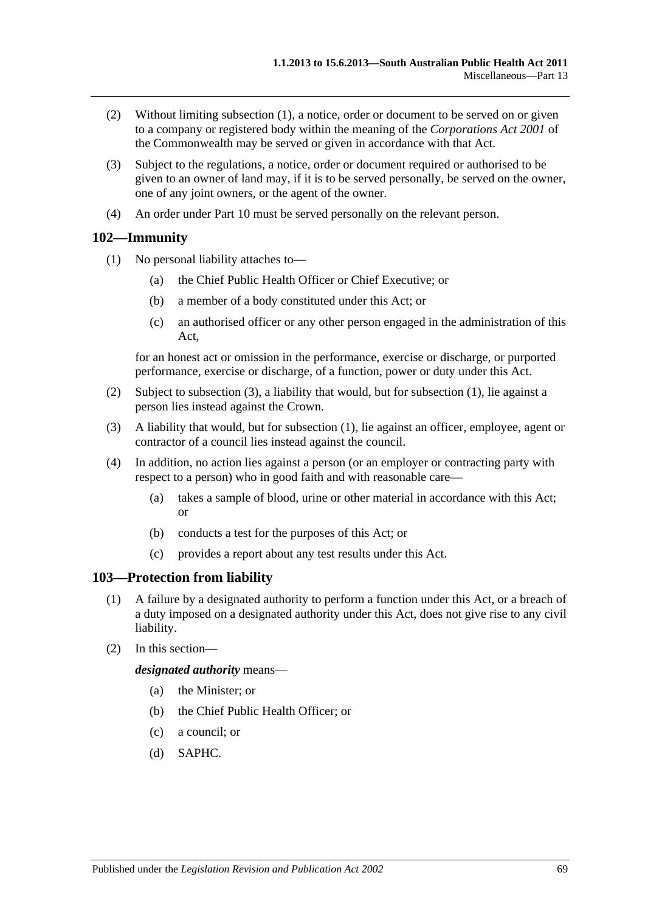(2) Without limiting subsection (1), a notice, order or document to be served on or given to a company or registered body within the meaning of the *Corporations Act 2001* of the Commonwealth may be served or given in accordance with that Act.

(3) Subject to the regulations, a notice, order or document required or authorised to be given to an owner of land may, if it is to be served personally, be served on the owner, one of any joint owners, or the agent of the owner.

(4) An order under Part 10 must be served personally on the relevant person.

## 102—Immunity

(1) No personal liability attaches to—

  (a) the Chief Public Health Officer or Chief Executive; or

  (b) a member of a body constituted under this Act; or

  (c) an authorised officer or any other person engaged in the administration of this Act,

for an honest act or omission in the performance, exercise or discharge, or purported performance, exercise or discharge, of a function, power or duty under this Act.

(2) Subject to subsection (3), a liability that would, but for subsection (1), lie against a person lies instead against the Crown.

(3) A liability that would, but for subsection (1), lie against an officer, employee, agent or contractor of a council lies instead against the council.

(4) In addition, no action lies against a person (or an employer or contracting party with respect to a person) who in good faith and with reasonable care—

  (a) takes a sample of blood, urine or other material in accordance with this Act; or

  (b) conducts a test for the purposes of this Act; or

  (c) provides a report about any test results under this Act.

## 103—Protection from liability

(1) A failure by a designated authority to perform a function under this Act, or a breach of a duty imposed on a designated authority under this Act, does not give rise to any civil liability.

(2) In this section—

***designated authority*** means—

  (a) the Minister; or

  (b) the Chief Public Health Officer; or

  (c) a council; or

  (d) SAPHC.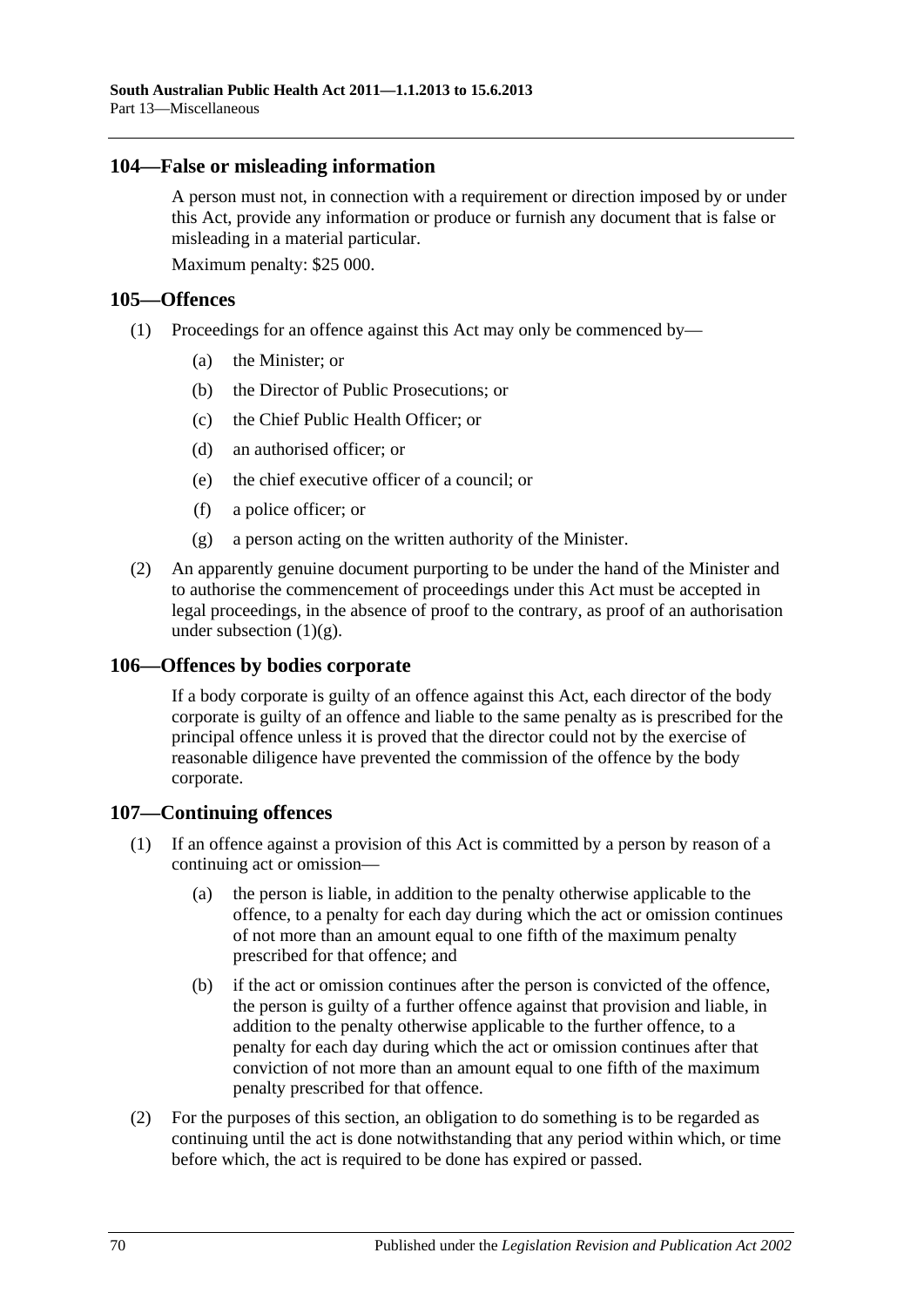## 104—False or misleading information

A person must not, in connection with a requirement or direction imposed by or under this Act, provide any information or produce or furnish any document that is false or misleading in a material particular.

Maximum penalty: $25 000.

## 105—Offences

(1) Proceedings for an offence against this Act may only be commenced by—

(a) the Minister; or

(b) the Director of Public Prosecutions; or

(c) the Chief Public Health Officer; or

(d) an authorised officer; or

(e) the chief executive officer of a council; or

(f) a police officer; or

(g) a person acting on the written authority of the Minister.

(2) An apparently genuine document purporting to be under the hand of the Minister and to authorise the commencement of proceedings under this Act must be accepted in legal proceedings, in the absence of proof to the contrary, as proof of an authorisation under subsection (1)(g).

## 106—Offences by bodies corporate

If a body corporate is guilty of an offence against this Act, each director of the body corporate is guilty of an offence and liable to the same penalty as is prescribed for the principal offence unless it is proved that the director could not by the exercise of reasonable diligence have prevented the commission of the offence by the body corporate.

## 107—Continuing offences

(1) If an offence against a provision of this Act is committed by a person by reason of a continuing act or omission—

(a) the person is liable, in addition to the penalty otherwise applicable to the offence, to a penalty for each day during which the act or omission continues of not more than an amount equal to one fifth of the maximum penalty prescribed for that offence; and

(b) if the act or omission continues after the person is convicted of the offence, the person is guilty of a further offence against that provision and liable, in addition to the penalty otherwise applicable to the further offence, to a penalty for each day during which the act or omission continues after that conviction of not more than an amount equal to one fifth of the maximum penalty prescribed for that offence.

(2) For the purposes of this section, an obligation to do something is to be regarded as continuing until the act is done notwithstanding that any period within which, or time before which, the act is required to be done has expired or passed.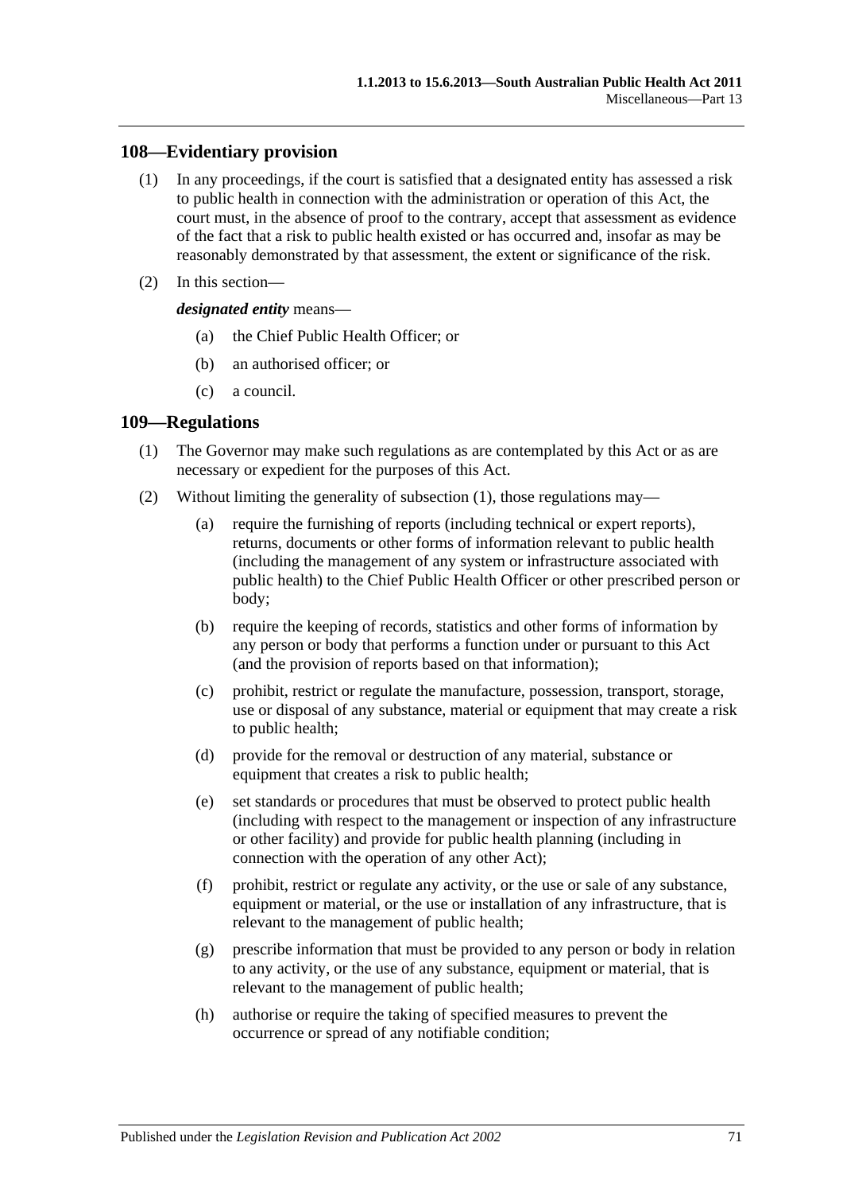## 108—Evidentiary provision

(1) In any proceedings, if the court is satisfied that a designated entity has assessed a risk to public health in connection with the administration or operation of this Act, the court must, in the absence of proof to the contrary, accept that assessment as evidence of the fact that a risk to public health existed or has occurred and, insofar as may be reasonably demonstrated by that assessment, the extent or significance of the risk.

(2) In this section—

***designated entity*** means—

- (a) the Chief Public Health Officer; or
- (b) an authorised officer; or
- (c) a council.

## 109—Regulations

(1) The Governor may make such regulations as are contemplated by this Act or as are necessary or expedient for the purposes of this Act.

(2) Without limiting the generality of subsection (1), those regulations may—

- (a) require the furnishing of reports (including technical or expert reports), returns, documents or other forms of information relevant to public health (including the management of any system or infrastructure associated with public health) to the Chief Public Health Officer or other prescribed person or body;
- (b) require the keeping of records, statistics and other forms of information by any person or body that performs a function under or pursuant to this Act (and the provision of reports based on that information);
- (c) prohibit, restrict or regulate the manufacture, possession, transport, storage, use or disposal of any substance, material or equipment that may create a risk to public health;
- (d) provide for the removal or destruction of any material, substance or equipment that creates a risk to public health;
- (e) set standards or procedures that must be observed to protect public health (including with respect to the management or inspection of any infrastructure or other facility) and provide for public health planning (including in connection with the operation of any other Act);
- (f) prohibit, restrict or regulate any activity, or the use or sale of any substance, equipment or material, or the use or installation of any infrastructure, that is relevant to the management of public health;
- (g) prescribe information that must be provided to any person or body in relation to any activity, or the use of any substance, equipment or material, that is relevant to the management of public health;
- (h) authorise or require the taking of specified measures to prevent the occurrence or spread of any notifiable condition;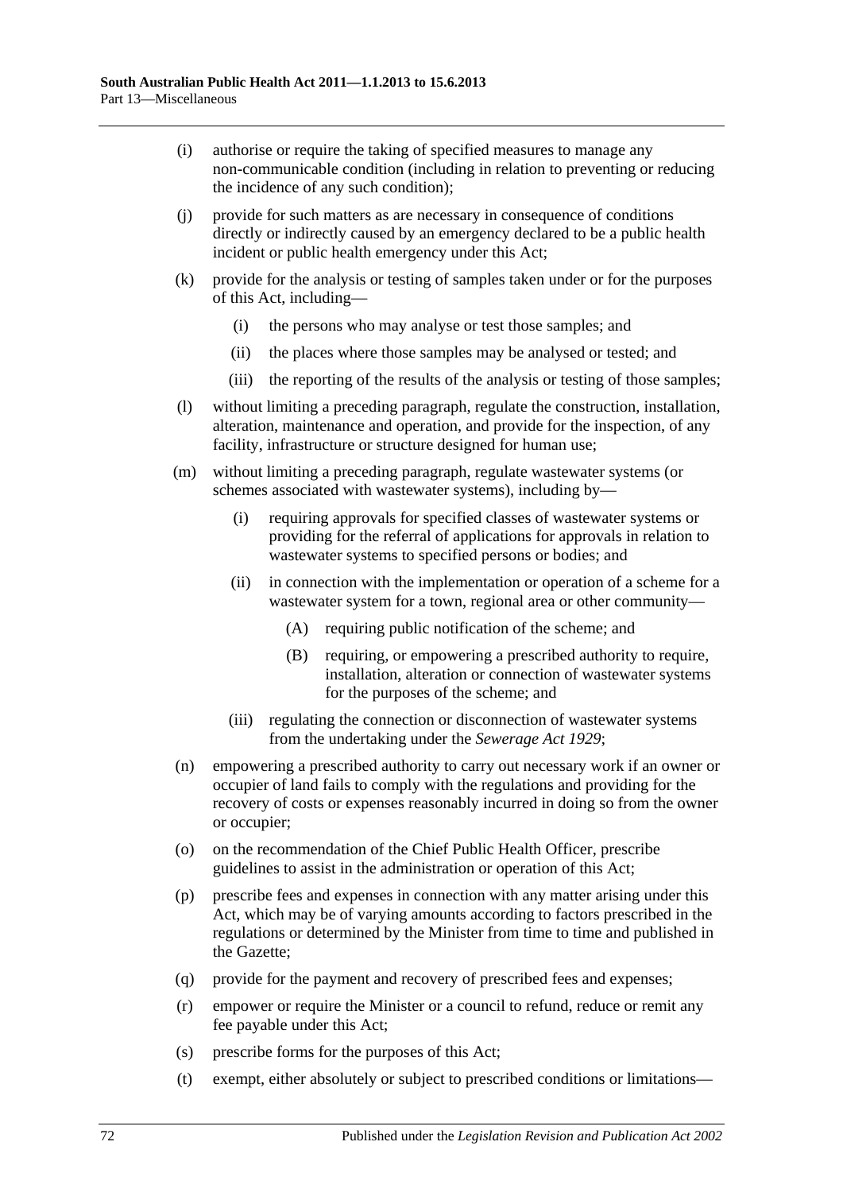(i) authorise or require the taking of specified measures to manage any non-communicable condition (including in relation to preventing or reducing the incidence of any such condition);

(j) provide for such matters as are necessary in consequence of conditions directly or indirectly caused by an emergency declared to be a public health incident or public health emergency under this Act;

(k) provide for the analysis or testing of samples taken under or for the purposes of this Act, including—

  (i) the persons who may analyse or test those samples; and

  (ii) the places where those samples may be analysed or tested; and

  (iii) the reporting of the results of the analysis or testing of those samples;

(l) without limiting a preceding paragraph, regulate the construction, installation, alteration, maintenance and operation, and provide for the inspection, of any facility, infrastructure or structure designed for human use;

(m) without limiting a preceding paragraph, regulate wastewater systems (or schemes associated with wastewater systems), including by—

  (i) requiring approvals for specified classes of wastewater systems or providing for the referral of applications for approvals in relation to wastewater systems to specified persons or bodies; and

  (ii) in connection with the implementation or operation of a scheme for a wastewater system for a town, regional area or other community—

    (A) requiring public notification of the scheme; and

    (B) requiring, or empowering a prescribed authority to require, installation, alteration or connection of wastewater systems for the purposes of the scheme; and

  (iii) regulating the connection or disconnection of wastewater systems from the undertaking under the *Sewerage Act 1929*;

(n) empowering a prescribed authority to carry out necessary work if an owner or occupier of land fails to comply with the regulations and providing for the recovery of costs or expenses reasonably incurred in doing so from the owner or occupier;

(o) on the recommendation of the Chief Public Health Officer, prescribe guidelines to assist in the administration or operation of this Act;

(p) prescribe fees and expenses in connection with any matter arising under this Act, which may be of varying amounts according to factors prescribed in the regulations or determined by the Minister from time to time and published in the Gazette;

(q) provide for the payment and recovery of prescribed fees and expenses;

(r) empower or require the Minister or a council to refund, reduce or remit any fee payable under this Act;

(s) prescribe forms for the purposes of this Act;

(t) exempt, either absolutely or subject to prescribed conditions or limitations—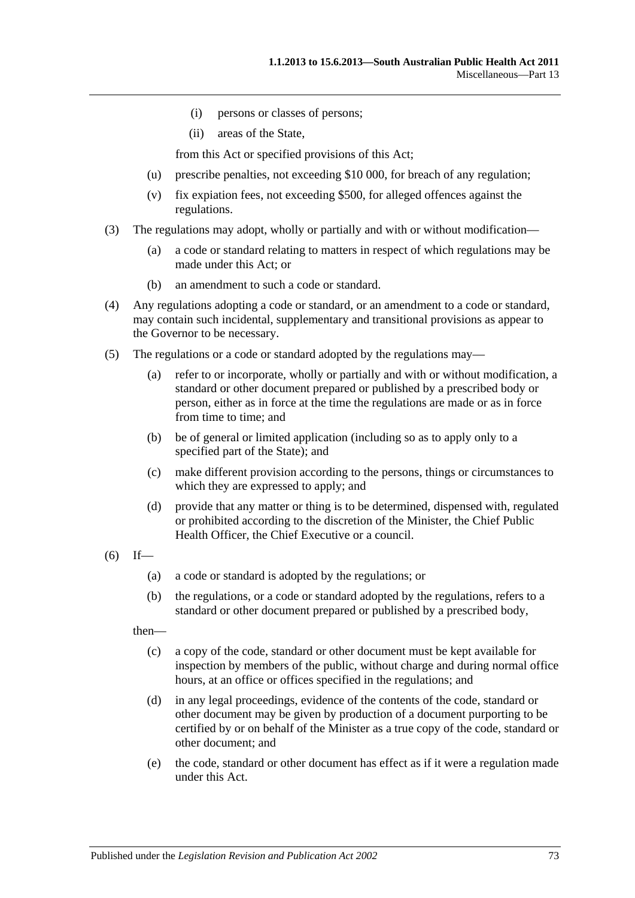(i) persons or classes of persons;

(ii) areas of the State,

from this Act or specified provisions of this Act;

(u) prescribe penalties, not exceeding $10 000, for breach of any regulation;

(v) fix expiation fees, not exceeding $500, for alleged offences against the regulations.

(3) The regulations may adopt, wholly or partially and with or without modification—

(a) a code or standard relating to matters in respect of which regulations may be made under this Act; or

(b) an amendment to such a code or standard.

(4) Any regulations adopting a code or standard, or an amendment to a code or standard, may contain such incidental, supplementary and transitional provisions as appear to the Governor to be necessary.

(5) The regulations or a code or standard adopted by the regulations may—

(a) refer to or incorporate, wholly or partially and with or without modification, a standard or other document prepared or published by a prescribed body or person, either as in force at the time the regulations are made or as in force from time to time; and

(b) be of general or limited application (including so as to apply only to a specified part of the State); and

(c) make different provision according to the persons, things or circumstances to which they are expressed to apply; and

(d) provide that any matter or thing is to be determined, dispensed with, regulated or prohibited according to the discretion of the Minister, the Chief Public Health Officer, the Chief Executive or a council.

(6) If—

(a) a code or standard is adopted by the regulations; or

(b) the regulations, or a code or standard adopted by the regulations, refers to a standard or other document prepared or published by a prescribed body,

then—

(c) a copy of the code, standard or other document must be kept available for inspection by members of the public, without charge and during normal office hours, at an office or offices specified in the regulations; and

(d) in any legal proceedings, evidence of the contents of the code, standard or other document may be given by production of a document purporting to be certified by or on behalf of the Minister as a true copy of the code, standard or other document; and

(e) the code, standard or other document has effect as if it were a regulation made under this Act.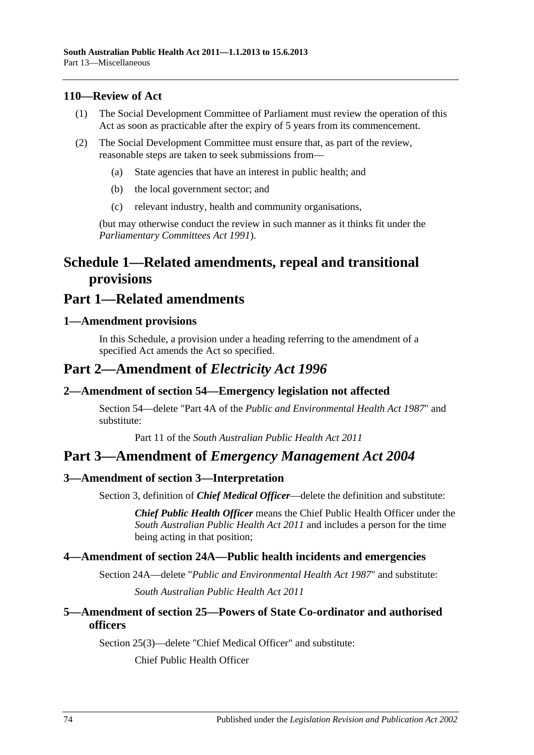### 110—Review of Act

(1) The Social Development Committee of Parliament must review the operation of this Act as soon as practicable after the expiry of 5 years from its commencement.

(2) The Social Development Committee must ensure that, as part of the review, reasonable steps are taken to seek submissions from—

(a) State agencies that have an interest in public health; and

(b) the local government sector; and

(c) relevant industry, health and community organisations,

(but may otherwise conduct the review in such manner as it thinks fit under the *Parliamentary Committees Act 1991*).

# Schedule 1—Related amendments, repeal and transitional provisions

# Part 1—Related amendments

### 1—Amendment provisions

In this Schedule, a provision under a heading referring to the amendment of a specified Act amends the Act so specified.

# Part 2—Amendment of *Electricity Act 1996*

### 2—Amendment of section 54—Emergency legislation not affected

Section 54—delete "Part 4A of the *Public and Environmental Health Act 1987*" and substitute:

Part 11 of the *South Australian Public Health Act 2011*

# Part 3—Amendment of *Emergency Management Act 2004*

### 3—Amendment of section 3—Interpretation

Section 3, definition of ***Chief Medical Officer***—delete the definition and substitute:

***Chief Public Health Officer*** means the Chief Public Health Officer under the *South Australian Public Health Act 2011* and includes a person for the time being acting in that position;

### 4—Amendment of section 24A—Public health incidents and emergencies

Section 24A—delete "*Public and Environmental Health Act 1987*" and substitute:

*South Australian Public Health Act 2011*

### 5—Amendment of section 25—Powers of State Co-ordinator and authorised officers

Section 25(3)—delete "Chief Medical Officer" and substitute:

Chief Public Health Officer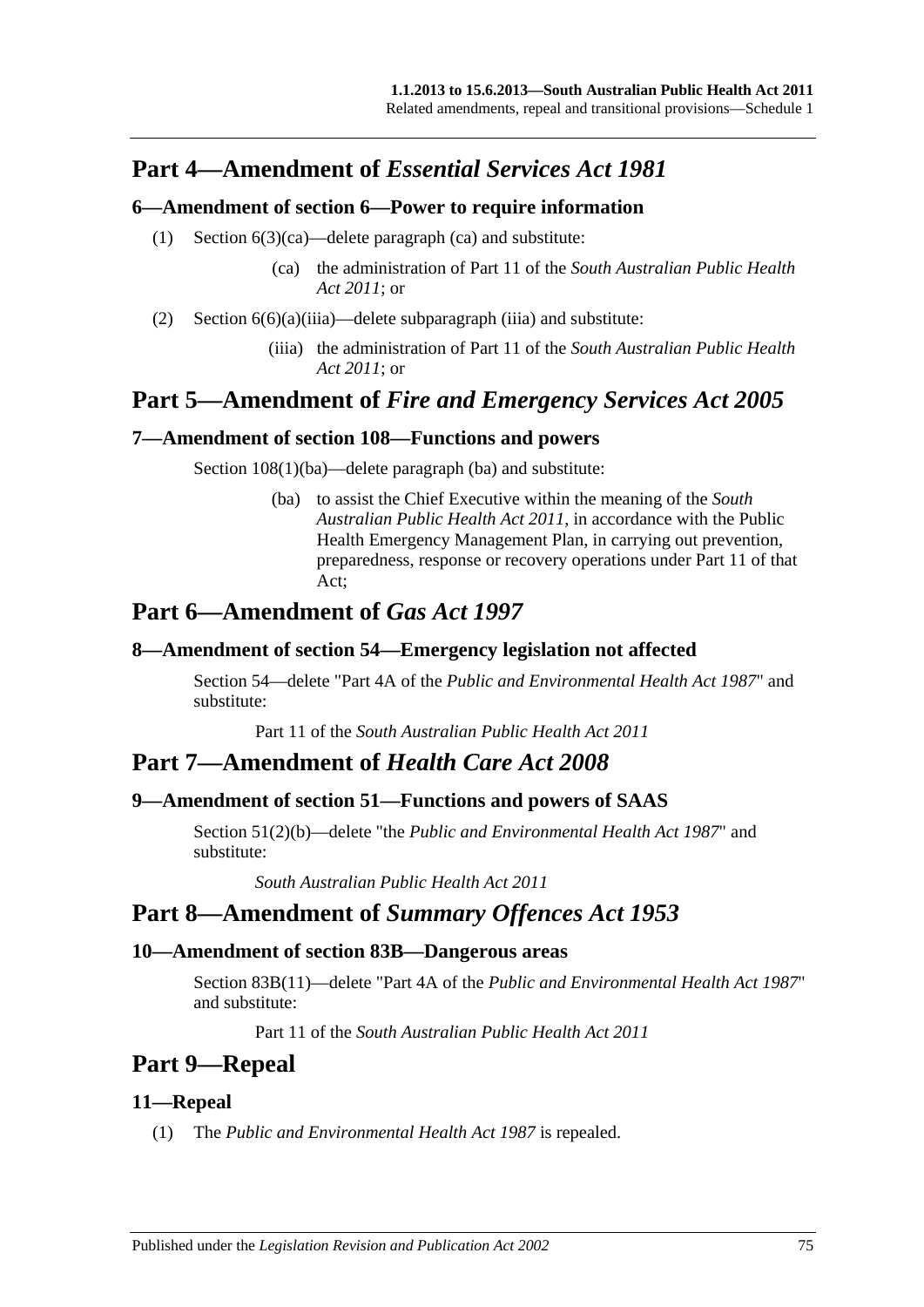## Part 4—Amendment of *Essential Services Act 1981*

### 6—Amendment of section 6—Power to require information

(1) Section 6(3)(ca)—delete paragraph (ca) and substitute:

> (ca) the administration of Part 11 of the *South Australian Public Health Act 2011*; or

(2) Section 6(6)(a)(iiia)—delete subparagraph (iiia) and substitute:

> (iiia) the administration of Part 11 of the *South Australian Public Health Act 2011*; or

## Part 5—Amendment of *Fire and Emergency Services Act 2005*

### 7—Amendment of section 108—Functions and powers

Section 108(1)(ba)—delete paragraph (ba) and substitute:

> (ba) to assist the Chief Executive within the meaning of the *South Australian Public Health Act 2011*, in accordance with the Public Health Emergency Management Plan, in carrying out prevention, preparedness, response or recovery operations under Part 11 of that Act;

## Part 6—Amendment of *Gas Act 1997*

### 8—Amendment of section 54—Emergency legislation not affected

Section 54—delete "Part 4A of the *Public and Environmental Health Act 1987*" and substitute:

> Part 11 of the *South Australian Public Health Act 2011*

## Part 7—Amendment of *Health Care Act 2008*

### 9—Amendment of section 51—Functions and powers of SAAS

Section 51(2)(b)—delete "the *Public and Environmental Health Act 1987*" and substitute:

> *South Australian Public Health Act 2011*

## Part 8—Amendment of *Summary Offences Act 1953*

### 10—Amendment of section 83B—Dangerous areas

Section 83B(11)—delete "Part 4A of the *Public and Environmental Health Act 1987*" and substitute:

> Part 11 of the *South Australian Public Health Act 2011*

## Part 9—Repeal

### 11—Repeal

(1) The *Public and Environmental Health Act 1987* is repealed.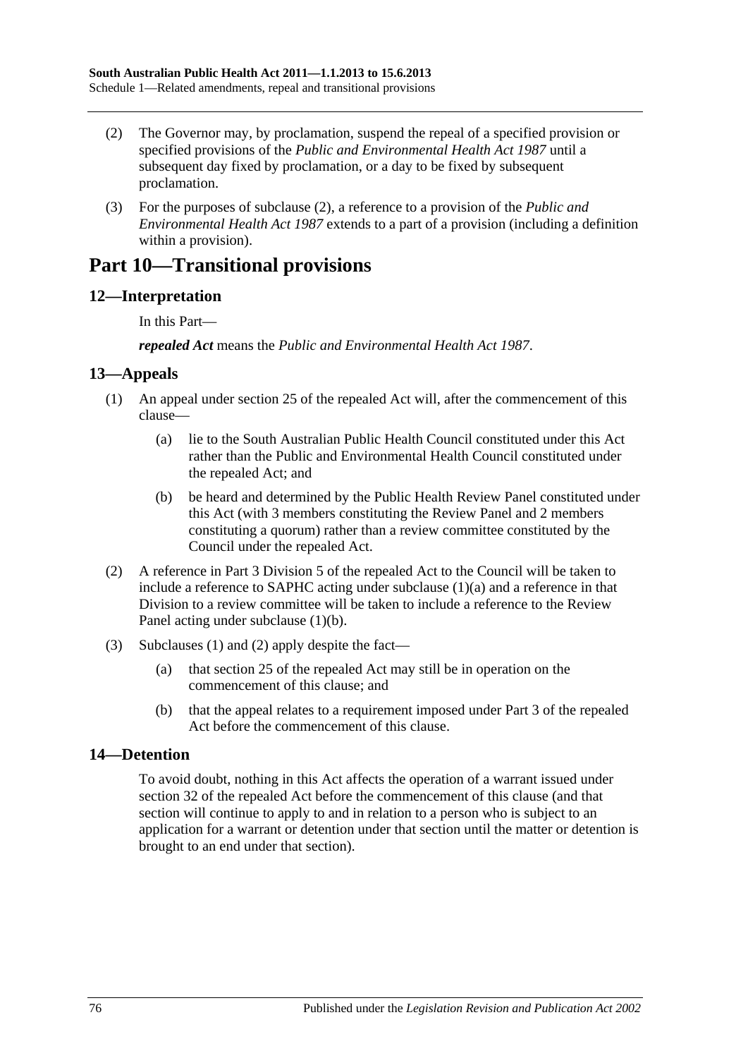(2) The Governor may, by proclamation, suspend the repeal of a specified provision or specified provisions of the *Public and Environmental Health Act 1987* until a subsequent day fixed by proclamation, or a day to be fixed by subsequent proclamation.

(3) For the purposes of subclause (2), a reference to a provision of the *Public and Environmental Health Act 1987* extends to a part of a provision (including a definition within a provision).

# Part 10—Transitional provisions

## 12—Interpretation

In this Part—

***repealed Act*** means the *Public and Environmental Health Act 1987*.

## 13—Appeals

(1) An appeal under section 25 of the repealed Act will, after the commencement of this clause—

(a) lie to the South Australian Public Health Council constituted under this Act rather than the Public and Environmental Health Council constituted under the repealed Act; and

(b) be heard and determined by the Public Health Review Panel constituted under this Act (with 3 members constituting the Review Panel and 2 members constituting a quorum) rather than a review committee constituted by the Council under the repealed Act.

(2) A reference in Part 3 Division 5 of the repealed Act to the Council will be taken to include a reference to SAPHC acting under subclause (1)(a) and a reference in that Division to a review committee will be taken to include a reference to the Review Panel acting under subclause (1)(b).

(3) Subclauses (1) and (2) apply despite the fact—

(a) that section 25 of the repealed Act may still be in operation on the commencement of this clause; and

(b) that the appeal relates to a requirement imposed under Part 3 of the repealed Act before the commencement of this clause.

## 14—Detention

To avoid doubt, nothing in this Act affects the operation of a warrant issued under section 32 of the repealed Act before the commencement of this clause (and that section will continue to apply to and in relation to a person who is subject to an application for a warrant or detention under that section until the matter or detention is brought to an end under that section).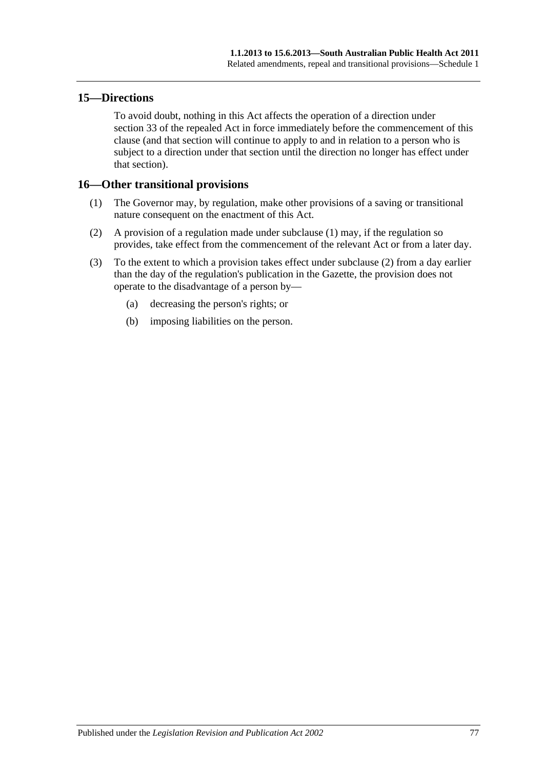## 15—Directions

To avoid doubt, nothing in this Act affects the operation of a direction under section 33 of the repealed Act in force immediately before the commencement of this clause (and that section will continue to apply to and in relation to a person who is subject to a direction under that section until the direction no longer has effect under that section).

## 16—Other transitional provisions

(1) The Governor may, by regulation, make other provisions of a saving or transitional nature consequent on the enactment of this Act.

(2) A provision of a regulation made under subclause (1) may, if the regulation so provides, take effect from the commencement of the relevant Act or from a later day.

(3) To the extent to which a provision takes effect under subclause (2) from a day earlier than the day of the regulation's publication in the Gazette, the provision does not operate to the disadvantage of a person by—

- (a) decreasing the person's rights; or
- (b) imposing liabilities on the person.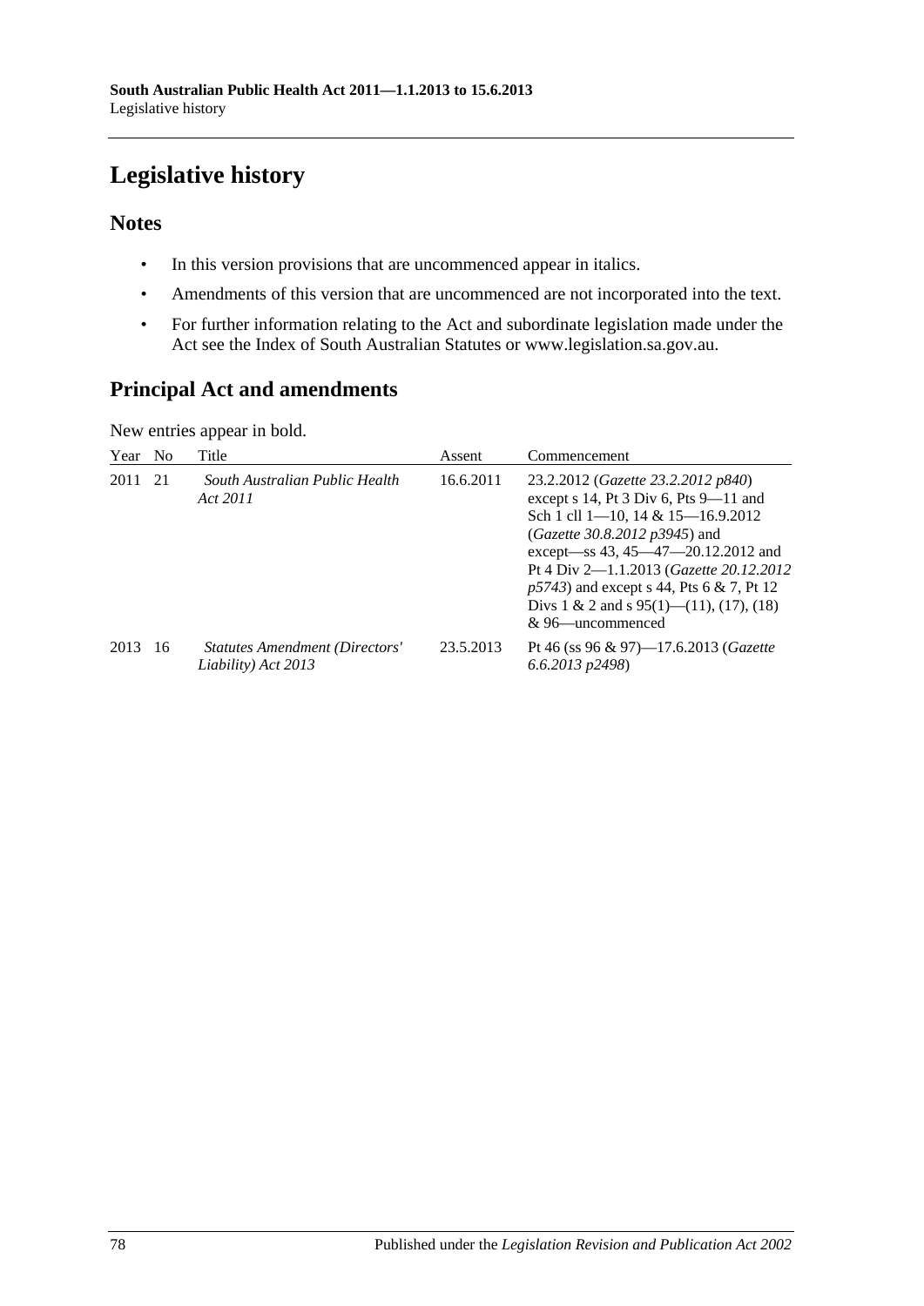# Legislative history

## Notes

- In this version provisions that are uncommenced appear in italics.
- Amendments of this version that are uncommenced are not incorporated into the text.
- For further information relating to the Act and subordinate legislation made under the Act see the Index of South Australian Statutes or www.legislation.sa.gov.au.

## Principal Act and amendments

New entries appear in bold.

| Year | No | Title | Assent | Commencement |
|---|---|---|---|---|
| 2011 | 21 | *South Australian Public Health Act 2011* | 16.6.2011 | 23.2.2012 (*Gazette 23.2.2012 p840*) except s 14, Pt 3 Div 6, Pts 9—11 and Sch 1 cll 1—10, 14 & 15—16.9.2012 (*Gazette 30.8.2012 p3945*) and except—ss 43, 45—47—20.12.2012 and Pt 4 Div 2—1.1.2013 (*Gazette 20.12.2012 p5743*) and except s 44, Pts 6 & 7, Pt 12 Divs 1 & 2 and s 95(1)—(11), (17), (18) & 96—uncommenced |
| 2013 | 16 | *Statutes Amendment (Directors' Liability) Act 2013* | 23.5.2013 | Pt 46 (ss 96 & 97)—17.6.2013 (*Gazette 6.6.2013 p2498*) |